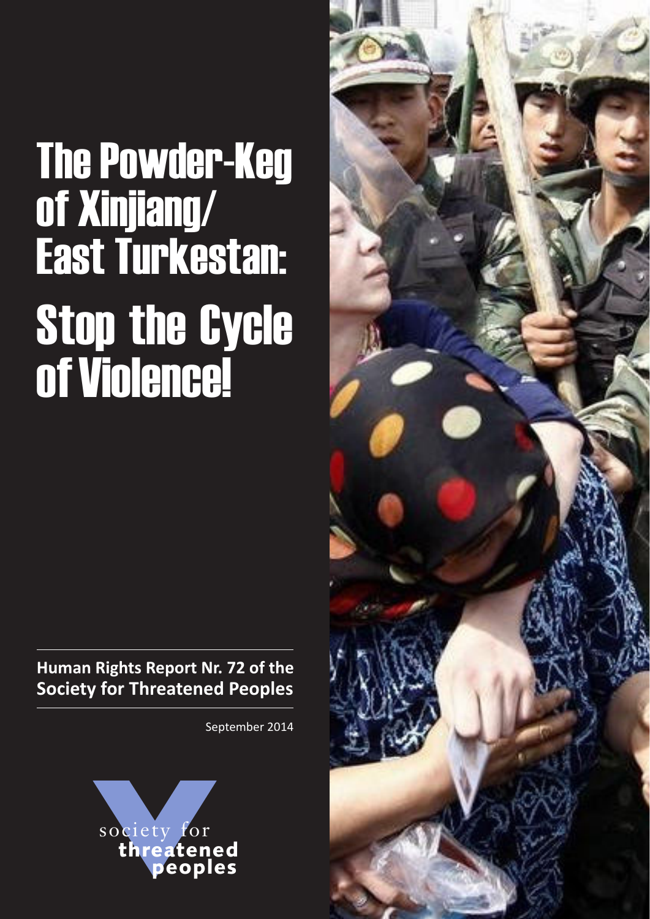# The Powder-Keg of Xinjiang/ East Turkestan: Stop the Cycle of Violence!

**Human Rights Report Nr. 72 of the Society for Threatened Peoples**

September 2014

society for threatened peoples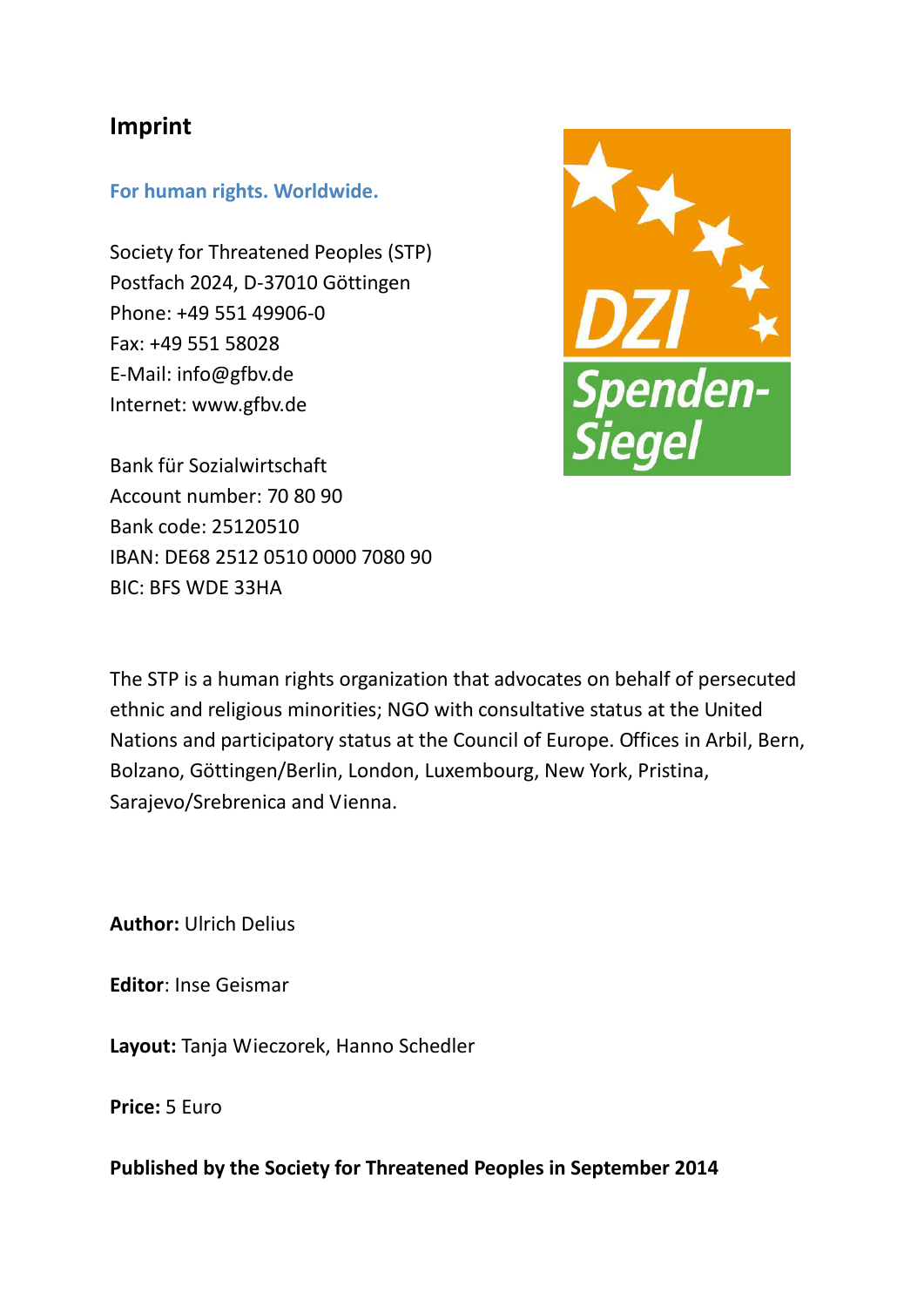## Imprint

**For human rights. Worldwide.**

Society for Threatened Peoples (STP)
Postfach 2024, D-37010 Göttingen
Phone: +49 551 49906-0
Fax: +49 551 58028
E-Mail: info@gfbv.de
Internet: www.gfbv.de

Bank für Sozialwirtschaft
Account number: 70 80 90
Bank code: 25120510
IBAN: DE68 2512 0510 0000 7080 90
BIC: BFS WDE 33HA

The STP is a human rights organization that advocates on behalf of persecuted ethnic and religious minorities; NGO with consultative status at the United Nations and participatory status at the Council of Europe. Offices in Arbil, Bern, Bolzano, Göttingen/Berlin, London, Luxembourg, New York, Pristina, Sarajevo/Srebrenica and Vienna.

**Author:** Ulrich Delius

**Editor**: Inse Geismar

**Layout:** Tanja Wieczorek, Hanno Schedler

**Price:** 5 Euro

**Published by the Society for Threatened Peoples in September 2014**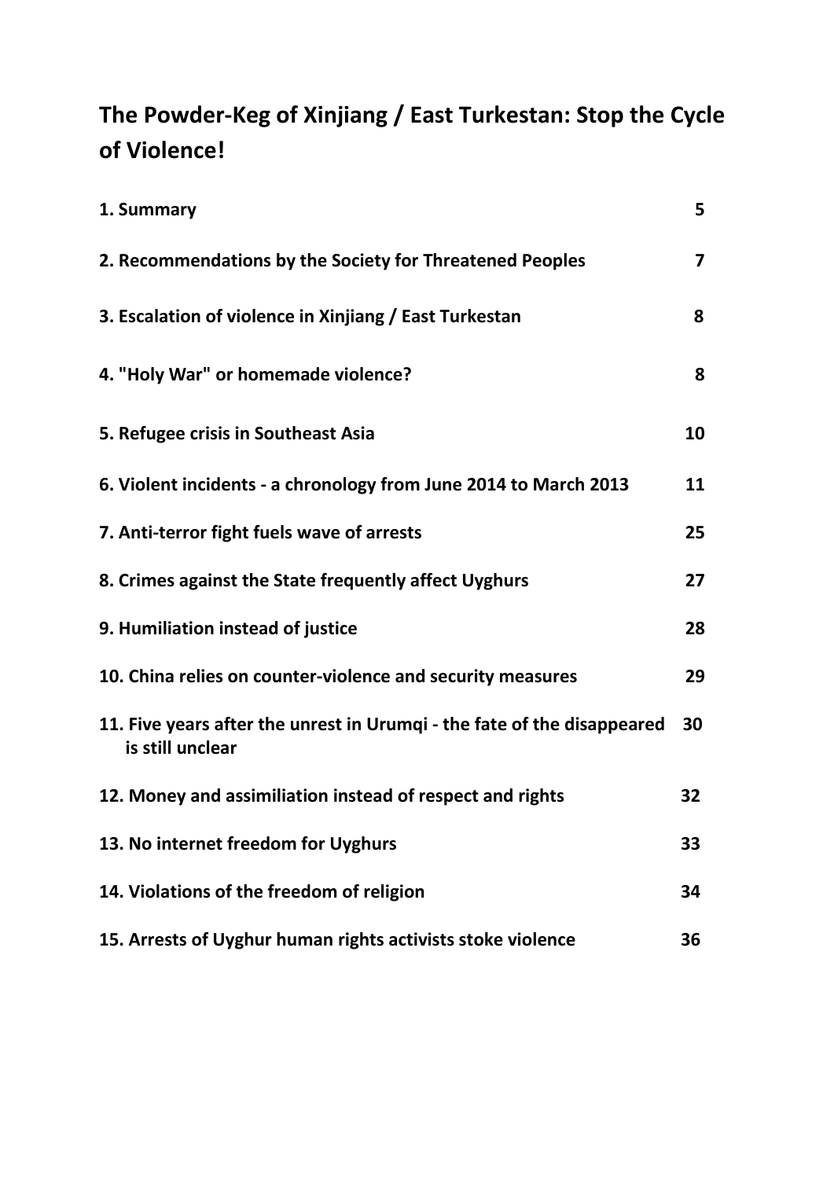# The Powder-Keg of Xinjiang / East Turkestan: Stop the Cycle of Violence!

| | |
|---|---|
| **1. Summary** | **5** |
| **2. Recommendations by the Society for Threatened Peoples** | **7** |
| **3. Escalation of violence in Xinjiang / East Turkestan** | **8** |
| **4. "Holy War" or homemade violence?** | **8** |
| **5. Refugee crisis in Southeast Asia** | **10** |
| **6. Violent incidents - a chronology from June 2014 to March 2013** | **11** |
| **7. Anti-terror fight fuels wave of arrests** | **25** |
| **8. Crimes against the State frequently affect Uyghurs** | **27** |
| **9. Humiliation instead of justice** | **28** |
| **10. China relies on counter-violence and security measures** | **29** |
| **11. Five years after the unrest in Urumqi - the fate of the disappeared is still unclear** | **30** |
| **12. Money and assimiliation instead of respect and rights** | **32** |
| **13. No internet freedom for Uyghurs** | **33** |
| **14. Violations of the freedom of religion** | **34** |
| **15. Arrests of Uyghur human rights activists stoke violence** | **36** |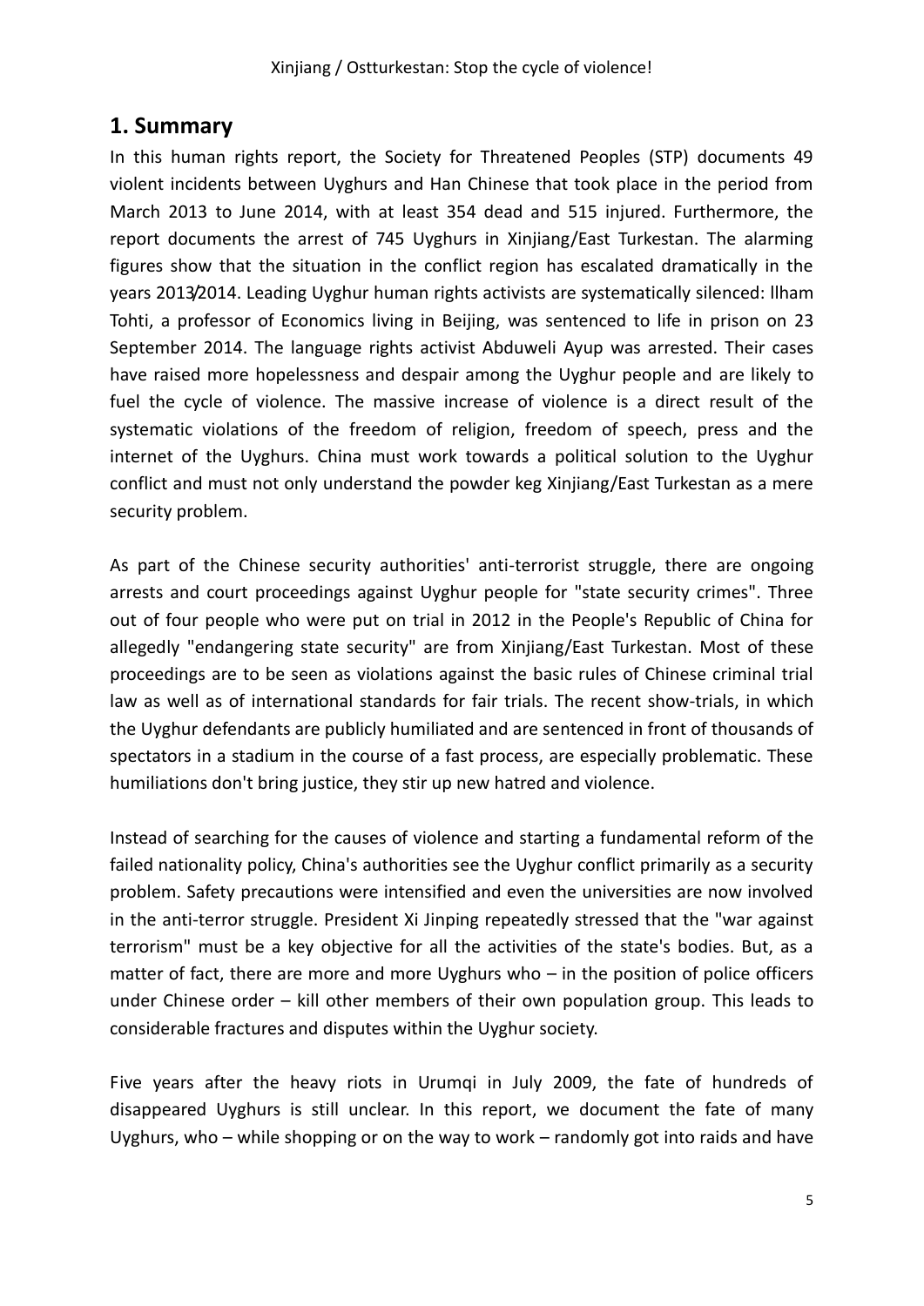## 1. Summary

In this human rights report, the Society for Threatened Peoples (STP) documents 49 violent incidents between Uyghurs and Han Chinese that took place in the period from March 2013 to June 2014, with at least 354 dead and 515 injured. Furthermore, the report documents the arrest of 745 Uyghurs in Xinjiang/East Turkestan. The alarming figures show that the situation in the conflict region has escalated dramatically in the years 2013/2014. Leading Uyghur human rights activists are systematically silenced: Ilham Tohti, a professor of Economics living in Beijing, was sentenced to life in prison on 23 September 2014. The language rights activist Abduweli Ayup was arrested. Their cases have raised more hopelessness and despair among the Uyghur people and are likely to fuel the cycle of violence. The massive increase of violence is a direct result of the systematic violations of the freedom of religion, freedom of speech, press and the internet of the Uyghurs. China must work towards a political solution to the Uyghur conflict and must not only understand the powder keg Xinjiang/East Turkestan as a mere security problem.

As part of the Chinese security authorities' anti-terrorist struggle, there are ongoing arrests and court proceedings against Uyghur people for "state security crimes". Three out of four people who were put on trial in 2012 in the People's Republic of China for allegedly "endangering state security" are from Xinjiang/East Turkestan. Most of these proceedings are to be seen as violations against the basic rules of Chinese criminal trial law as well as of international standards for fair trials. The recent show-trials, in which the Uyghur defendants are publicly humiliated and are sentenced in front of thousands of spectators in a stadium in the course of a fast process, are especially problematic. These humiliations don't bring justice, they stir up new hatred and violence.

Instead of searching for the causes of violence and starting a fundamental reform of the failed nationality policy, China's authorities see the Uyghur conflict primarily as a security problem. Safety precautions were intensified and even the universities are now involved in the anti-terror struggle. President Xi Jinping repeatedly stressed that the "war against terrorism" must be a key objective for all the activities of the state's bodies. But, as a matter of fact, there are more and more Uyghurs who – in the position of police officers under Chinese order – kill other members of their own population group. This leads to considerable fractures and disputes within the Uyghur society.

Five years after the heavy riots in Urumqi in July 2009, the fate of hundreds of disappeared Uyghurs is still unclear. In this report, we document the fate of many Uyghurs, who – while shopping or on the way to work – randomly got into raids and have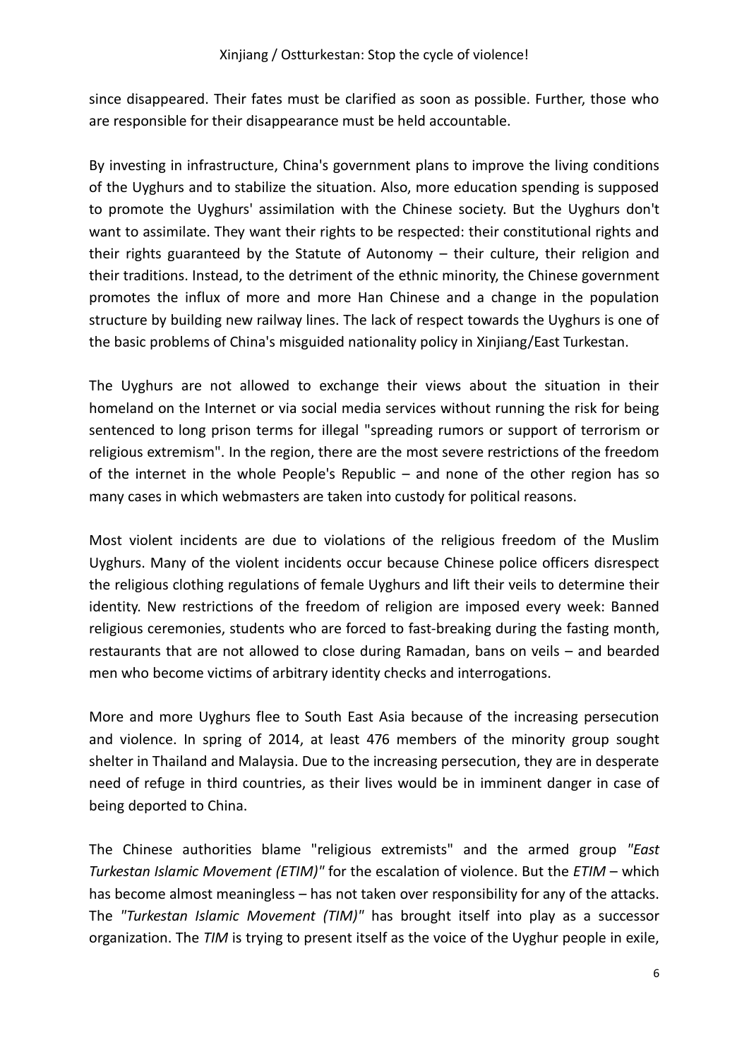since disappeared. Their fates must be clarified as soon as possible. Further, those who are responsible for their disappearance must be held accountable.

By investing in infrastructure, China's government plans to improve the living conditions of the Uyghurs and to stabilize the situation. Also, more education spending is supposed to promote the Uyghurs' assimilation with the Chinese society. But the Uyghurs don't want to assimilate. They want their rights to be respected: their constitutional rights and their rights guaranteed by the Statute of Autonomy – their culture, their religion and their traditions. Instead, to the detriment of the ethnic minority, the Chinese government promotes the influx of more and more Han Chinese and a change in the population structure by building new railway lines. The lack of respect towards the Uyghurs is one of the basic problems of China's misguided nationality policy in Xinjiang/East Turkestan.

The Uyghurs are not allowed to exchange their views about the situation in their homeland on the Internet or via social media services without running the risk for being sentenced to long prison terms for illegal "spreading rumors or support of terrorism or religious extremism". In the region, there are the most severe restrictions of the freedom of the internet in the whole People's Republic – and none of the other region has so many cases in which webmasters are taken into custody for political reasons.

Most violent incidents are due to violations of the religious freedom of the Muslim Uyghurs. Many of the violent incidents occur because Chinese police officers disrespect the religious clothing regulations of female Uyghurs and lift their veils to determine their identity. New restrictions of the freedom of religion are imposed every week: Banned religious ceremonies, students who are forced to fast-breaking during the fasting month, restaurants that are not allowed to close during Ramadan, bans on veils – and bearded men who become victims of arbitrary identity checks and interrogations.

More and more Uyghurs flee to South East Asia because of the increasing persecution and violence. In spring of 2014, at least 476 members of the minority group sought shelter in Thailand and Malaysia. Due to the increasing persecution, they are in desperate need of refuge in third countries, as their lives would be in imminent danger in case of being deported to China.

The Chinese authorities blame "religious extremists" and the armed group *"East Turkestan Islamic Movement (ETIM)"* for the escalation of violence. But the *ETIM* – which has become almost meaningless – has not taken over responsibility for any of the attacks. The *"Turkestan Islamic Movement (TIM)"* has brought itself into play as a successor organization. The *TIM* is trying to present itself as the voice of the Uyghur people in exile,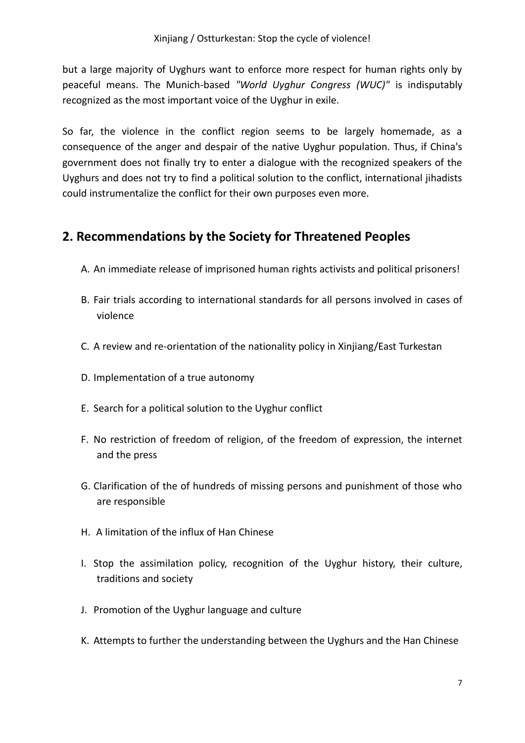but a large majority of Uyghurs want to enforce more respect for human rights only by peaceful means. The Munich-based *"World Uyghur Congress (WUC)"* is indisputably recognized as the most important voice of the Uyghur in exile.

So far, the violence in the conflict region seems to be largely homemade, as a consequence of the anger and despair of the native Uyghur population. Thus, if China's government does not finally try to enter a dialogue with the recognized speakers of the Uyghurs and does not try to find a political solution to the conflict, international jihadists could instrumentalize the conflict for their own purposes even more.

## 2. Recommendations by the Society for Threatened Peoples

A. An immediate release of imprisoned human rights activists and political prisoners!

B. Fair trials according to international standards for all persons involved in cases of violence

C. A review and re-orientation of the nationality policy in Xinjiang/East Turkestan

D. Implementation of a true autonomy

E. Search for a political solution to the Uyghur conflict

F. No restriction of freedom of religion, of the freedom of expression, the internet and the press

G. Clarification of the of hundreds of missing persons and punishment of those who are responsible

H. A limitation of the influx of Han Chinese

I. Stop the assimilation policy, recognition of the Uyghur history, their culture, traditions and society

J. Promotion of the Uyghur language and culture

K. Attempts to further the understanding between the Uyghurs and the Han Chinese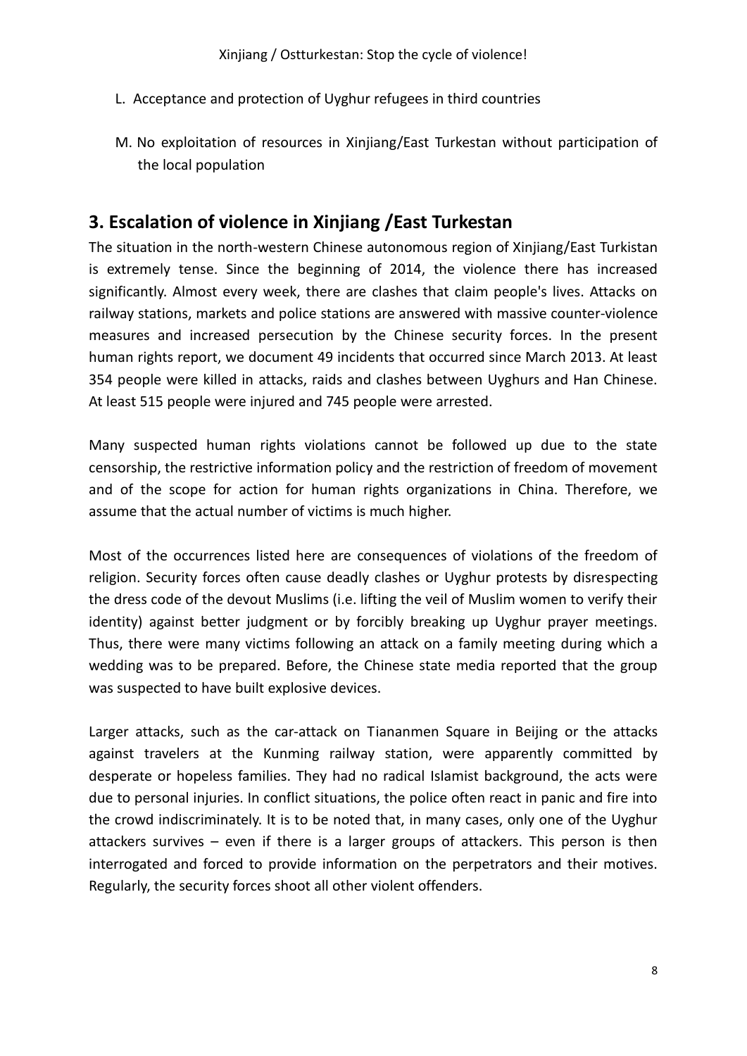L. Acceptance and protection of Uyghur refugees in third countries

M. No exploitation of resources in Xinjiang/East Turkestan without participation of the local population

## 3. Escalation of violence in Xinjiang /East Turkestan

The situation in the north-western Chinese autonomous region of Xinjiang/East Turkistan is extremely tense. Since the beginning of 2014, the violence there has increased significantly. Almost every week, there are clashes that claim people's lives. Attacks on railway stations, markets and police stations are answered with massive counter-violence measures and increased persecution by the Chinese security forces. In the present human rights report, we document 49 incidents that occurred since March 2013. At least 354 people were killed in attacks, raids and clashes between Uyghurs and Han Chinese. At least 515 people were injured and 745 people were arrested.

Many suspected human rights violations cannot be followed up due to the state censorship, the restrictive information policy and the restriction of freedom of movement and of the scope for action for human rights organizations in China. Therefore, we assume that the actual number of victims is much higher.

Most of the occurrences listed here are consequences of violations of the freedom of religion. Security forces often cause deadly clashes or Uyghur protests by disrespecting the dress code of the devout Muslims (i.e. lifting the veil of Muslim women to verify their identity) against better judgment or by forcibly breaking up Uyghur prayer meetings. Thus, there were many victims following an attack on a family meeting during which a wedding was to be prepared. Before, the Chinese state media reported that the group was suspected to have built explosive devices.

Larger attacks, such as the car-attack on Tiananmen Square in Beijing or the attacks against travelers at the Kunming railway station, were apparently committed by desperate or hopeless families. They had no radical Islamist background, the acts were due to personal injuries. In conflict situations, the police often react in panic and fire into the crowd indiscriminately. It is to be noted that, in many cases, only one of the Uyghur attackers survives – even if there is a larger groups of attackers. This person is then interrogated and forced to provide information on the perpetrators and their motives. Regularly, the security forces shoot all other violent offenders.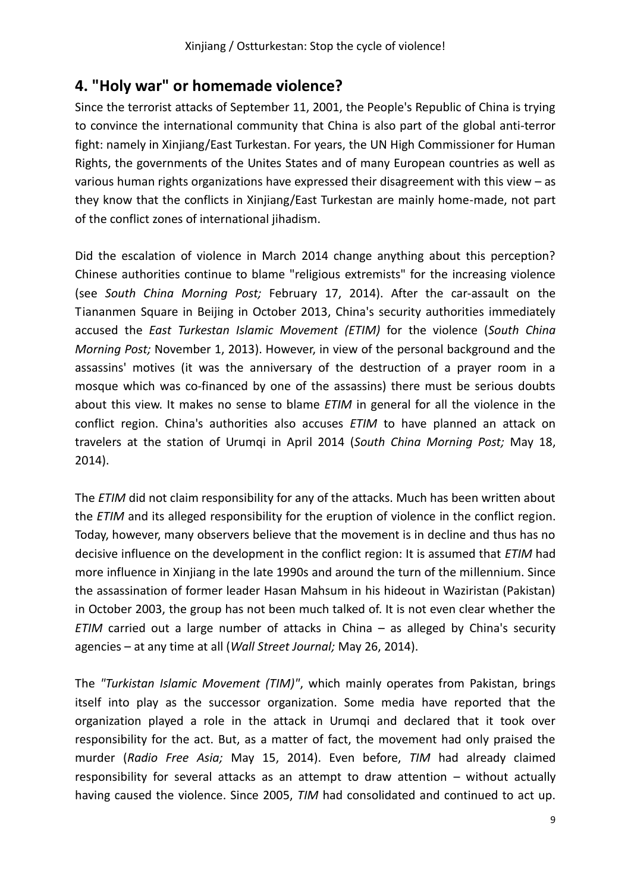## 4. "Holy war" or homemade violence?

Since the terrorist attacks of September 11, 2001, the People's Republic of China is trying to convince the international community that China is also part of the global anti-terror fight: namely in Xinjiang/East Turkestan. For years, the UN High Commissioner for Human Rights, the governments of the Unites States and of many European countries as well as various human rights organizations have expressed their disagreement with this view – as they know that the conflicts in Xinjiang/East Turkestan are mainly home-made, not part of the conflict zones of international jihadism.

Did the escalation of violence in March 2014 change anything about this perception? Chinese authorities continue to blame "religious extremists" for the increasing violence (see *South China Morning Post;* February 17, 2014). After the car-assault on the Tiananmen Square in Beijing in October 2013, China's security authorities immediately accused the *East Turkestan Islamic Movement (ETIM)* for the violence (*South China Morning Post;* November 1, 2013). However, in view of the personal background and the assassins' motives (it was the anniversary of the destruction of a prayer room in a mosque which was co-financed by one of the assassins) there must be serious doubts about this view. It makes no sense to blame *ETIM* in general for all the violence in the conflict region. China's authorities also accuses *ETIM* to have planned an attack on travelers at the station of Urumqi in April 2014 (*South China Morning Post;* May 18, 2014).

The *ETIM* did not claim responsibility for any of the attacks. Much has been written about the *ETIM* and its alleged responsibility for the eruption of violence in the conflict region. Today, however, many observers believe that the movement is in decline and thus has no decisive influence on the development in the conflict region: It is assumed that *ETIM* had more influence in Xinjiang in the late 1990s and around the turn of the millennium. Since the assassination of former leader Hasan Mahsum in his hideout in Waziristan (Pakistan) in October 2003, the group has not been much talked of. It is not even clear whether the *ETIM* carried out a large number of attacks in China – as alleged by China's security agencies – at any time at all (*Wall Street Journal;* May 26, 2014).

The *"Turkistan Islamic Movement (TIM)"*, which mainly operates from Pakistan, brings itself into play as the successor organization. Some media have reported that the organization played a role in the attack in Urumqi and declared that it took over responsibility for the act. But, as a matter of fact, the movement had only praised the murder (*Radio Free Asia;* May 15, 2014). Even before, *TIM* had already claimed responsibility for several attacks as an attempt to draw attention – without actually having caused the violence. Since 2005, *TIM* had consolidated and continued to act up.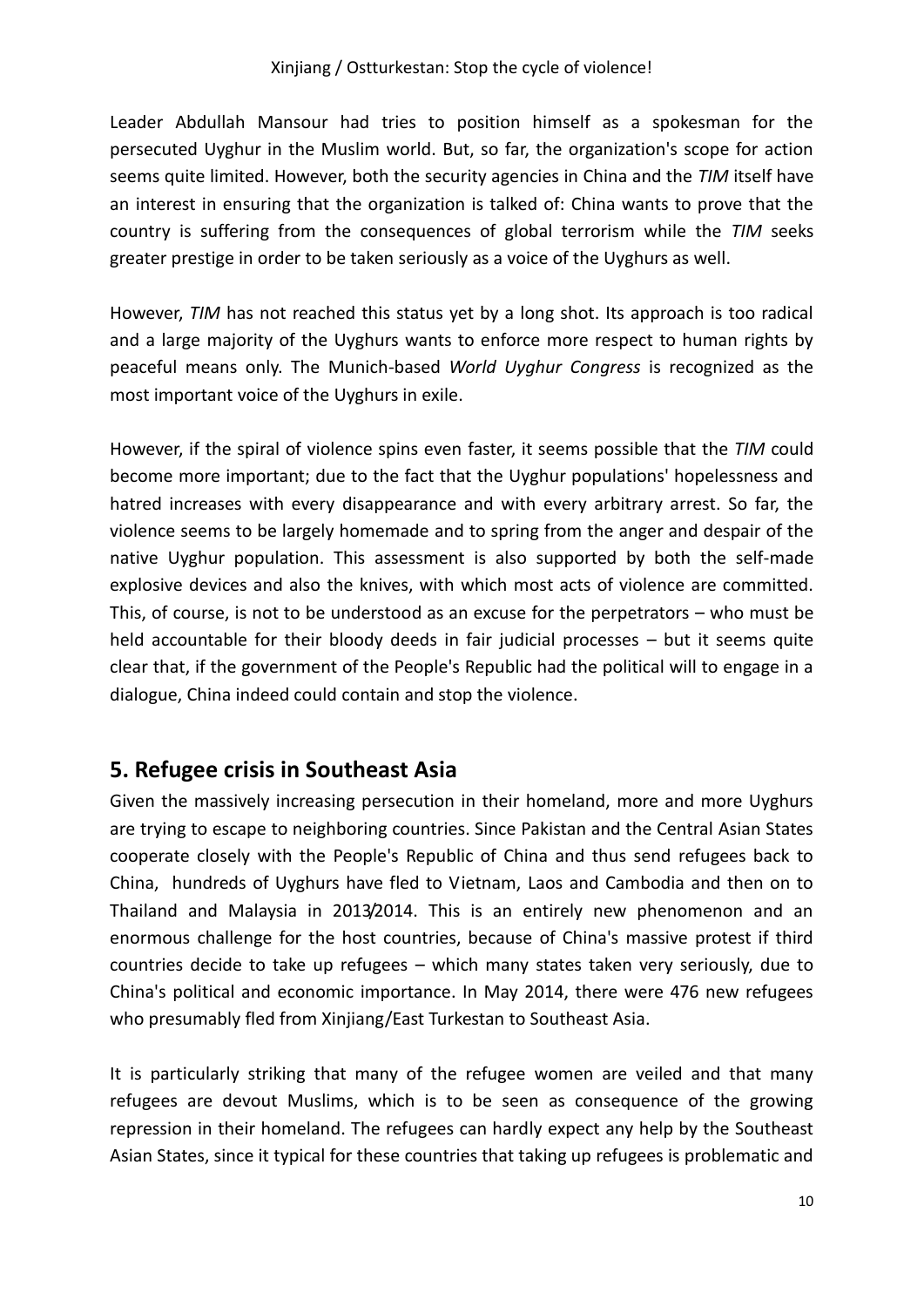Leader Abdullah Mansour had tries to position himself as a spokesman for the persecuted Uyghur in the Muslim world. But, so far, the organization's scope for action seems quite limited. However, both the security agencies in China and the *TIM* itself have an interest in ensuring that the organization is talked of: China wants to prove that the country is suffering from the consequences of global terrorism while the *TIM* seeks greater prestige in order to be taken seriously as a voice of the Uyghurs as well.

However, *TIM* has not reached this status yet by a long shot. Its approach is too radical and a large majority of the Uyghurs wants to enforce more respect to human rights by peaceful means only. The Munich-based *World Uyghur Congress* is recognized as the most important voice of the Uyghurs in exile.

However, if the spiral of violence spins even faster, it seems possible that the *TIM* could become more important; due to the fact that the Uyghur populations' hopelessness and hatred increases with every disappearance and with every arbitrary arrest. So far, the violence seems to be largely homemade and to spring from the anger and despair of the native Uyghur population. This assessment is also supported by both the self-made explosive devices and also the knives, with which most acts of violence are committed. This, of course, is not to be understood as an excuse for the perpetrators – who must be held accountable for their bloody deeds in fair judicial processes – but it seems quite clear that, if the government of the People's Republic had the political will to engage in a dialogue, China indeed could contain and stop the violence.

## 5. Refugee crisis in Southeast Asia

Given the massively increasing persecution in their homeland, more and more Uyghurs are trying to escape to neighboring countries. Since Pakistan and the Central Asian States cooperate closely with the People's Republic of China and thus send refugees back to China, hundreds of Uyghurs have fled to Vietnam, Laos and Cambodia and then on to Thailand and Malaysia in 2013/2014. This is an entirely new phenomenon and an enormous challenge for the host countries, because of China's massive protest if third countries decide to take up refugees – which many states taken very seriously, due to China's political and economic importance. In May 2014, there were 476 new refugees who presumably fled from Xinjiang/East Turkestan to Southeast Asia.

It is particularly striking that many of the refugee women are veiled and that many refugees are devout Muslims, which is to be seen as consequence of the growing repression in their homeland. The refugees can hardly expect any help by the Southeast Asian States, since it typical for these countries that taking up refugees is problematic and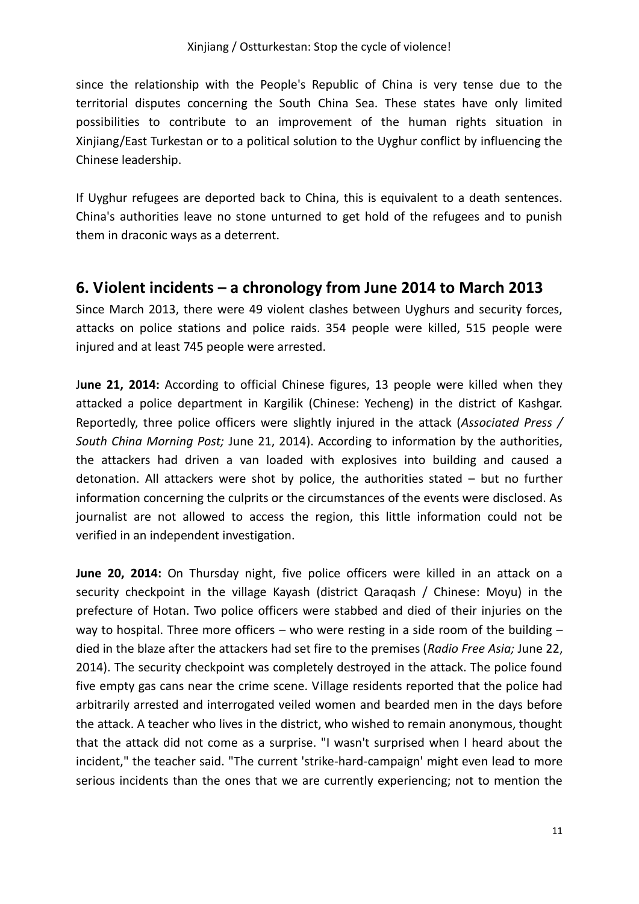since the relationship with the People's Republic of China is very tense due to the territorial disputes concerning the South China Sea. These states have only limited possibilities to contribute to an improvement of the human rights situation in Xinjiang/East Turkestan or to a political solution to the Uyghur conflict by influencing the Chinese leadership.

If Uyghur refugees are deported back to China, this is equivalent to a death sentences. China's authorities leave no stone unturned to get hold of the refugees and to punish them in draconic ways as a deterrent.

## 6. Violent incidents – a chronology from June 2014 to March 2013

Since March 2013, there were 49 violent clashes between Uyghurs and security forces, attacks on police stations and police raids. 354 people were killed, 515 people were injured and at least 745 people were arrested.

**June 21, 2014:** According to official Chinese figures, 13 people were killed when they attacked a police department in Kargilik (Chinese: Yecheng) in the district of Kashgar. Reportedly, three police officers were slightly injured in the attack (*Associated Press / South China Morning Post;* June 21, 2014). According to information by the authorities, the attackers had driven a van loaded with explosives into building and caused a detonation. All attackers were shot by police, the authorities stated – but no further information concerning the culprits or the circumstances of the events were disclosed. As journalist are not allowed to access the region, this little information could not be verified in an independent investigation.

**June 20, 2014:** On Thursday night, five police officers were killed in an attack on a security checkpoint in the village Kayash (district Qaraqash / Chinese: Moyu) in the prefecture of Hotan. Two police officers were stabbed and died of their injuries on the way to hospital. Three more officers – who were resting in a side room of the building – died in the blaze after the attackers had set fire to the premises (*Radio Free Asia;* June 22, 2014). The security checkpoint was completely destroyed in the attack. The police found five empty gas cans near the crime scene. Village residents reported that the police had arbitrarily arrested and interrogated veiled women and bearded men in the days before the attack. A teacher who lives in the district, who wished to remain anonymous, thought that the attack did not come as a surprise. "I wasn't surprised when I heard about the incident," the teacher said. "The current 'strike-hard-campaign' might even lead to more serious incidents than the ones that we are currently experiencing; not to mention the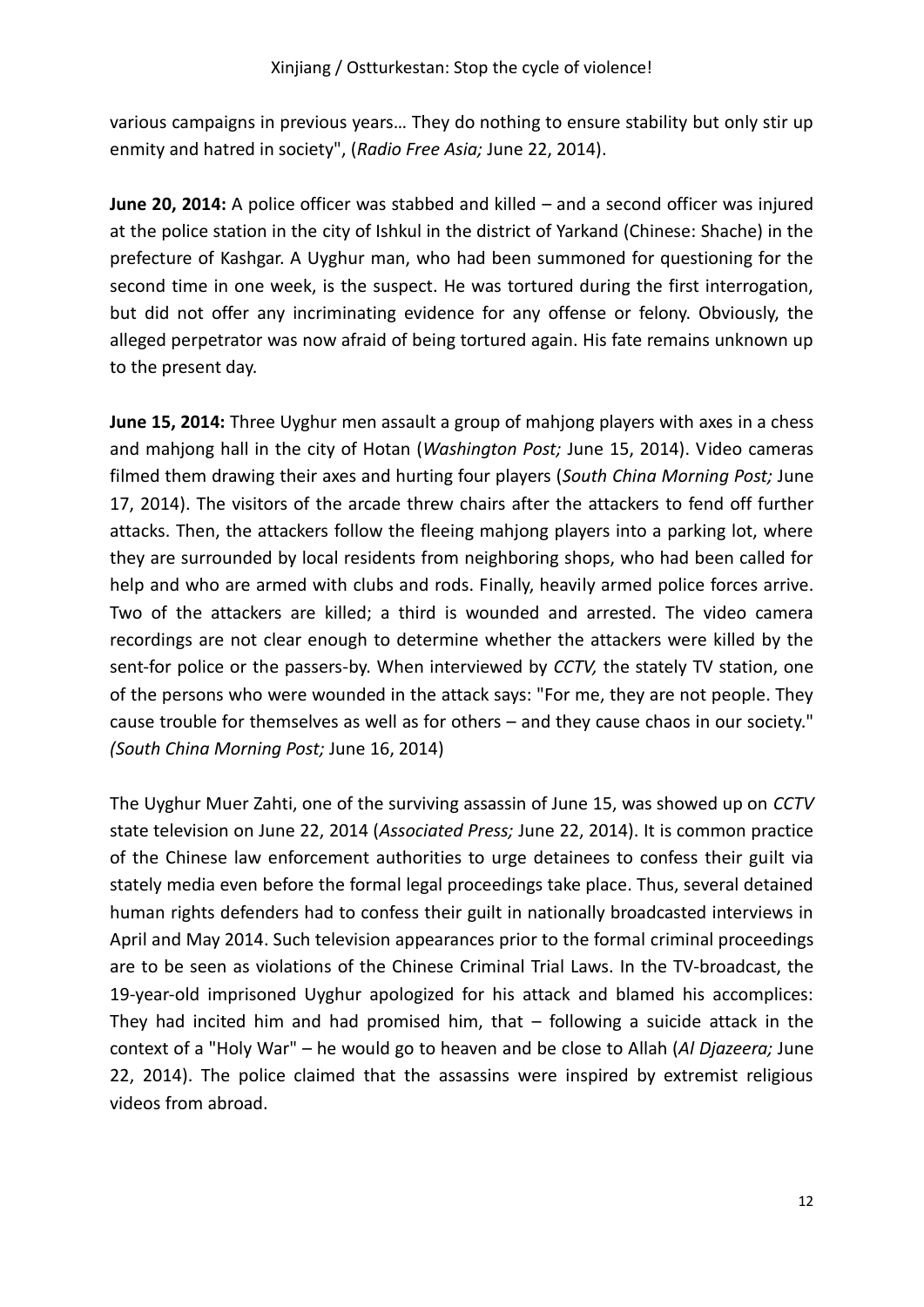various campaigns in previous years… They do nothing to ensure stability but only stir up enmity and hatred in society", (*Radio Free Asia;* June 22, 2014).

**June 20, 2014:** A police officer was stabbed and killed – and a second officer was injured at the police station in the city of Ishkul in the district of Yarkand (Chinese: Shache) in the prefecture of Kashgar. A Uyghur man, who had been summoned for questioning for the second time in one week, is the suspect. He was tortured during the first interrogation, but did not offer any incriminating evidence for any offense or felony. Obviously, the alleged perpetrator was now afraid of being tortured again. His fate remains unknown up to the present day.

**June 15, 2014:** Three Uyghur men assault a group of mahjong players with axes in a chess and mahjong hall in the city of Hotan (*Washington Post;* June 15, 2014). Video cameras filmed them drawing their axes and hurting four players (*South China Morning Post;* June 17, 2014). The visitors of the arcade threw chairs after the attackers to fend off further attacks. Then, the attackers follow the fleeing mahjong players into a parking lot, where they are surrounded by local residents from neighboring shops, who had been called for help and who are armed with clubs and rods. Finally, heavily armed police forces arrive. Two of the attackers are killed; a third is wounded and arrested. The video camera recordings are not clear enough to determine whether the attackers were killed by the sent-for police or the passers-by. When interviewed by *CCTV,* the stately TV station, one of the persons who were wounded in the attack says: "For me, they are not people. They cause trouble for themselves as well as for others – and they cause chaos in our society." *(South China Morning Post;* June 16, 2014)

The Uyghur Muer Zahti, one of the surviving assassin of June 15, was showed up on *CCTV* state television on June 22, 2014 (*Associated Press;* June 22, 2014). It is common practice of the Chinese law enforcement authorities to urge detainees to confess their guilt via stately media even before the formal legal proceedings take place. Thus, several detained human rights defenders had to confess their guilt in nationally broadcasted interviews in April and May 2014. Such television appearances prior to the formal criminal proceedings are to be seen as violations of the Chinese Criminal Trial Laws. In the TV-broadcast, the 19-year-old imprisoned Uyghur apologized for his attack and blamed his accomplices: They had incited him and had promised him, that – following a suicide attack in the context of a "Holy War" – he would go to heaven and be close to Allah (*Al Djazeera;* June 22, 2014). The police claimed that the assassins were inspired by extremist religious videos from abroad.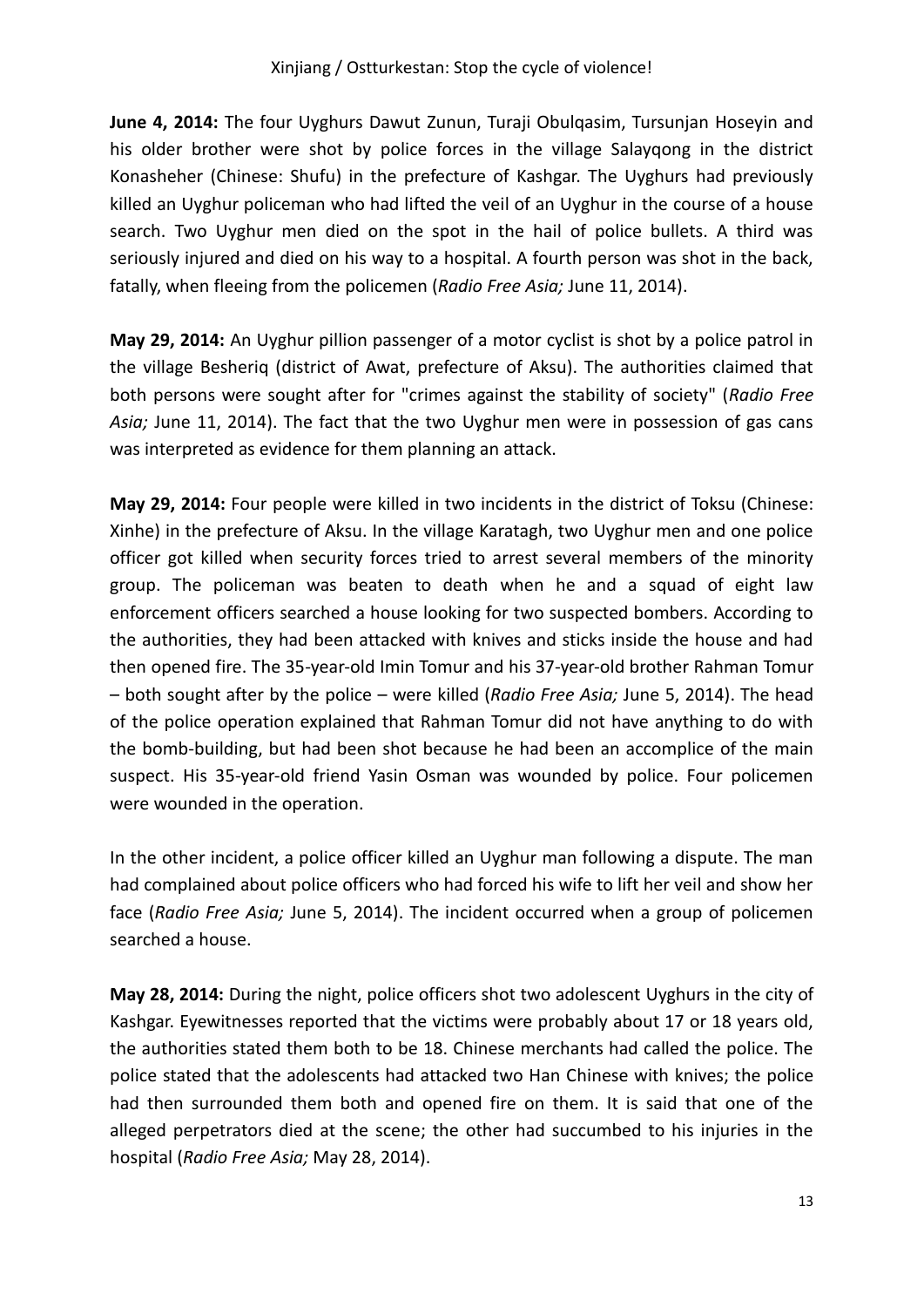**June 4, 2014:** The four Uyghurs Dawut Zunun, Turaji Obulqasim, Tursunjan Hoseyin and his older brother were shot by police forces in the village Salayqong in the district Konasheher (Chinese: Shufu) in the prefecture of Kashgar. The Uyghurs had previously killed an Uyghur policeman who had lifted the veil of an Uyghur in the course of a house search. Two Uyghur men died on the spot in the hail of police bullets. A third was seriously injured and died on his way to a hospital. A fourth person was shot in the back, fatally, when fleeing from the policemen (*Radio Free Asia;* June 11, 2014).

**May 29, 2014:** An Uyghur pillion passenger of a motor cyclist is shot by a police patrol in the village Besheriq (district of Awat, prefecture of Aksu). The authorities claimed that both persons were sought after for "crimes against the stability of society" (*Radio Free Asia;* June 11, 2014). The fact that the two Uyghur men were in possession of gas cans was interpreted as evidence for them planning an attack.

**May 29, 2014:** Four people were killed in two incidents in the district of Toksu (Chinese: Xinhe) in the prefecture of Aksu. In the village Karatagh, two Uyghur men and one police officer got killed when security forces tried to arrest several members of the minority group. The policeman was beaten to death when he and a squad of eight law enforcement officers searched a house looking for two suspected bombers. According to the authorities, they had been attacked with knives and sticks inside the house and had then opened fire. The 35-year-old Imin Tomur and his 37-year-old brother Rahman Tomur – both sought after by the police – were killed (*Radio Free Asia;* June 5, 2014). The head of the police operation explained that Rahman Tomur did not have anything to do with the bomb-building, but had been shot because he had been an accomplice of the main suspect. His 35-year-old friend Yasin Osman was wounded by police. Four policemen were wounded in the operation.

In the other incident, a police officer killed an Uyghur man following a dispute. The man had complained about police officers who had forced his wife to lift her veil and show her face (*Radio Free Asia;* June 5, 2014). The incident occurred when a group of policemen searched a house.

**May 28, 2014:** During the night, police officers shot two adolescent Uyghurs in the city of Kashgar. Eyewitnesses reported that the victims were probably about 17 or 18 years old, the authorities stated them both to be 18. Chinese merchants had called the police. The police stated that the adolescents had attacked two Han Chinese with knives; the police had then surrounded them both and opened fire on them. It is said that one of the alleged perpetrators died at the scene; the other had succumbed to his injuries in the hospital (*Radio Free Asia;* May 28, 2014).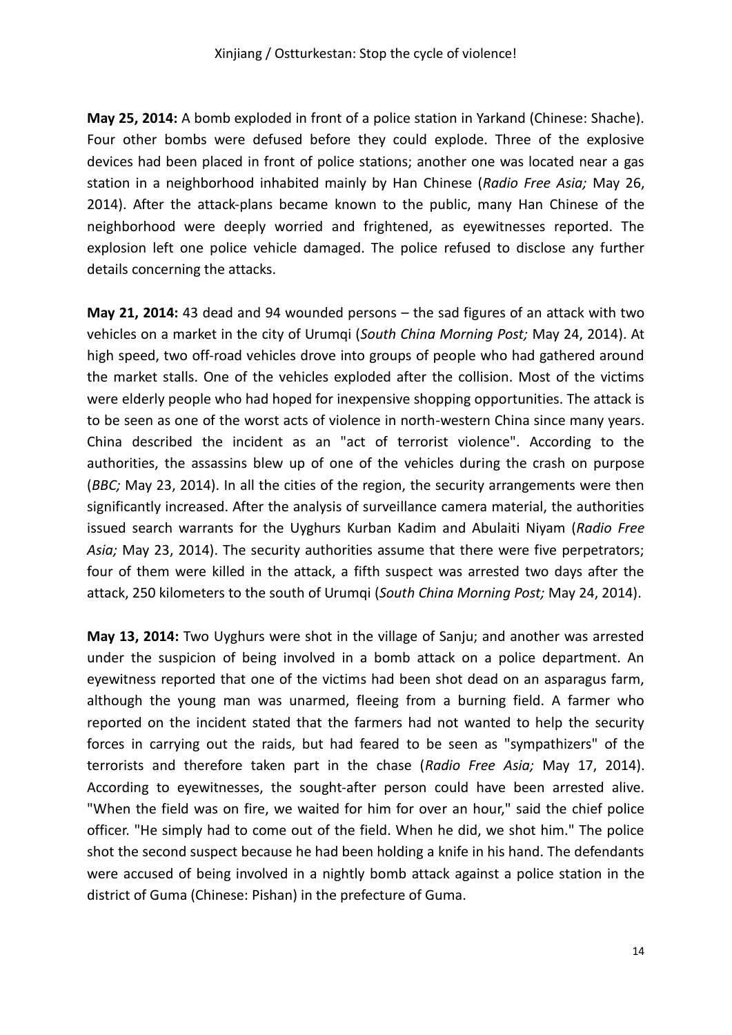**May 25, 2014:** A bomb exploded in front of a police station in Yarkand (Chinese: Shache). Four other bombs were defused before they could explode. Three of the explosive devices had been placed in front of police stations; another one was located near a gas station in a neighborhood inhabited mainly by Han Chinese (*Radio Free Asia;* May 26, 2014). After the attack-plans became known to the public, many Han Chinese of the neighborhood were deeply worried and frightened, as eyewitnesses reported. The explosion left one police vehicle damaged. The police refused to disclose any further details concerning the attacks.

**May 21, 2014:** 43 dead and 94 wounded persons – the sad figures of an attack with two vehicles on a market in the city of Urumqi (*South China Morning Post;* May 24, 2014). At high speed, two off-road vehicles drove into groups of people who had gathered around the market stalls. One of the vehicles exploded after the collision. Most of the victims were elderly people who had hoped for inexpensive shopping opportunities. The attack is to be seen as one of the worst acts of violence in north-western China since many years. China described the incident as an "act of terrorist violence". According to the authorities, the assassins blew up of one of the vehicles during the crash on purpose (*BBC;* May 23, 2014). In all the cities of the region, the security arrangements were then significantly increased. After the analysis of surveillance camera material, the authorities issued search warrants for the Uyghurs Kurban Kadim and Abulaiti Niyam (*Radio Free Asia;* May 23, 2014). The security authorities assume that there were five perpetrators; four of them were killed in the attack, a fifth suspect was arrested two days after the attack, 250 kilometers to the south of Urumqi (*South China Morning Post;* May 24, 2014).

**May 13, 2014:** Two Uyghurs were shot in the village of Sanju; and another was arrested under the suspicion of being involved in a bomb attack on a police department. An eyewitness reported that one of the victims had been shot dead on an asparagus farm, although the young man was unarmed, fleeing from a burning field. A farmer who reported on the incident stated that the farmers had not wanted to help the security forces in carrying out the raids, but had feared to be seen as "sympathizers" of the terrorists and therefore taken part in the chase (*Radio Free Asia;* May 17, 2014). According to eyewitnesses, the sought-after person could have been arrested alive. "When the field was on fire, we waited for him for over an hour," said the chief police officer. "He simply had to come out of the field. When he did, we shot him." The police shot the second suspect because he had been holding a knife in his hand. The defendants were accused of being involved in a nightly bomb attack against a police station in the district of Guma (Chinese: Pishan) in the prefecture of Guma.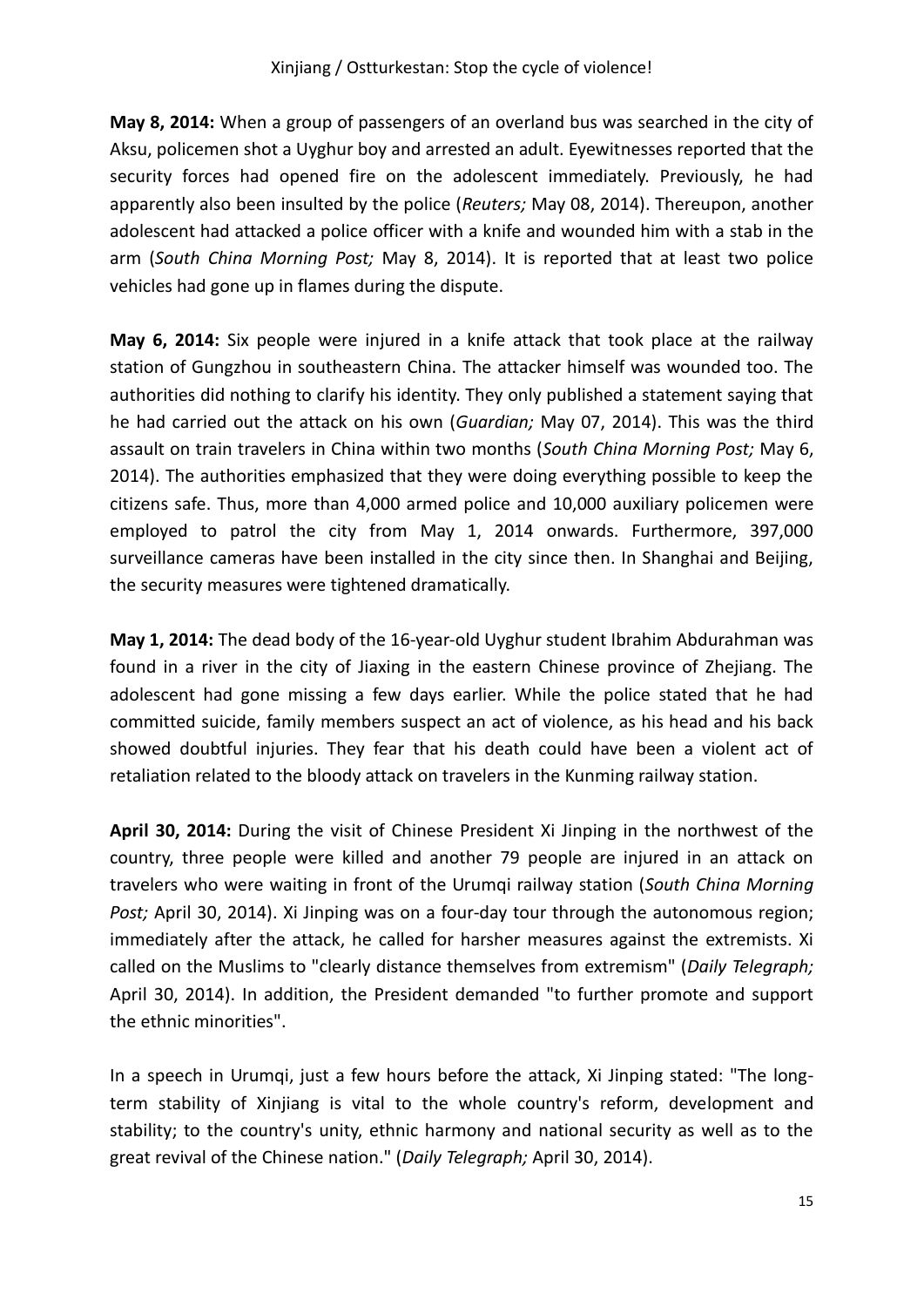**May 8, 2014:** When a group of passengers of an overland bus was searched in the city of Aksu, policemen shot a Uyghur boy and arrested an adult. Eyewitnesses reported that the security forces had opened fire on the adolescent immediately. Previously, he had apparently also been insulted by the police (*Reuters;* May 08, 2014). Thereupon, another adolescent had attacked a police officer with a knife and wounded him with a stab in the arm (*South China Morning Post;* May 8, 2014). It is reported that at least two police vehicles had gone up in flames during the dispute.

**May 6, 2014:** Six people were injured in a knife attack that took place at the railway station of Gungzhou in southeastern China. The attacker himself was wounded too. The authorities did nothing to clarify his identity. They only published a statement saying that he had carried out the attack on his own (*Guardian;* May 07, 2014). This was the third assault on train travelers in China within two months (*South China Morning Post;* May 6, 2014). The authorities emphasized that they were doing everything possible to keep the citizens safe. Thus, more than 4,000 armed police and 10,000 auxiliary policemen were employed to patrol the city from May 1, 2014 onwards. Furthermore, 397,000 surveillance cameras have been installed in the city since then. In Shanghai and Beijing, the security measures were tightened dramatically.

**May 1, 2014:** The dead body of the 16-year-old Uyghur student Ibrahim Abdurahman was found in a river in the city of Jiaxing in the eastern Chinese province of Zhejiang. The adolescent had gone missing a few days earlier. While the police stated that he had committed suicide, family members suspect an act of violence, as his head and his back showed doubtful injuries. They fear that his death could have been a violent act of retaliation related to the bloody attack on travelers in the Kunming railway station.

**April 30, 2014:** During the visit of Chinese President Xi Jinping in the northwest of the country, three people were killed and another 79 people are injured in an attack on travelers who were waiting in front of the Urumqi railway station (*South China Morning Post;* April 30, 2014). Xi Jinping was on a four-day tour through the autonomous region; immediately after the attack, he called for harsher measures against the extremists. Xi called on the Muslims to "clearly distance themselves from extremism" (*Daily Telegraph;* April 30, 2014). In addition, the President demanded "to further promote and support the ethnic minorities".

In a speech in Urumqi, just a few hours before the attack, Xi Jinping stated: "The long-term stability of Xinjiang is vital to the whole country's reform, development and stability; to the country's unity, ethnic harmony and national security as well as to the great revival of the Chinese nation." (*Daily Telegraph;* April 30, 2014).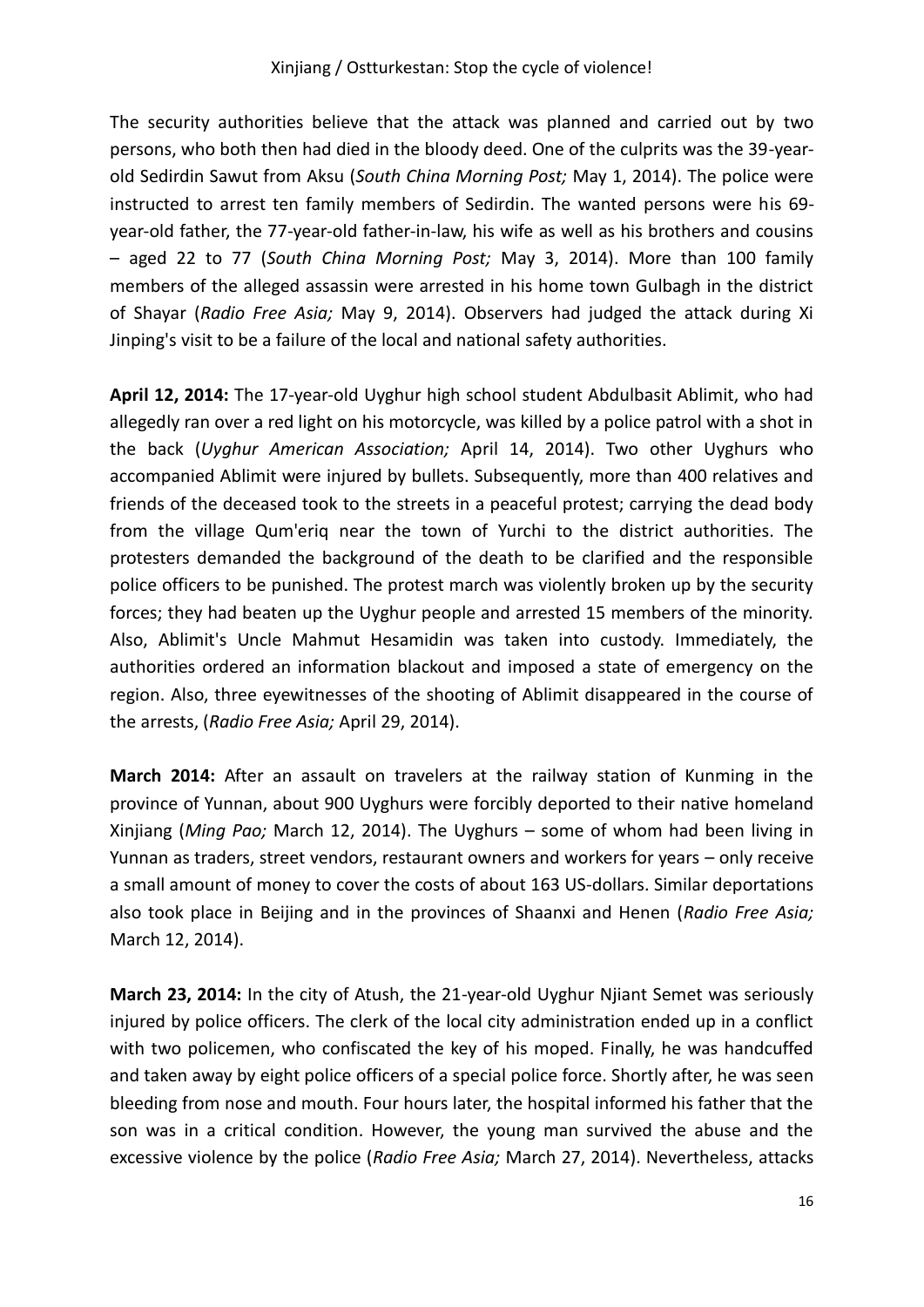The security authorities believe that the attack was planned and carried out by two persons, who both then had died in the bloody deed. One of the culprits was the 39-year-old Sedirdin Sawut from Aksu (*South China Morning Post;* May 1, 2014). The police were instructed to arrest ten family members of Sedirdin. The wanted persons were his 69-year-old father, the 77-year-old father-in-law, his wife as well as his brothers and cousins – aged 22 to 77 (*South China Morning Post;* May 3, 2014). More than 100 family members of the alleged assassin were arrested in his home town Gulbagh in the district of Shayar (*Radio Free Asia;* May 9, 2014). Observers had judged the attack during Xi Jinping's visit to be a failure of the local and national safety authorities.

**April 12, 2014:** The 17-year-old Uyghur high school student Abdulbasit Ablimit, who had allegedly ran over a red light on his motorcycle, was killed by a police patrol with a shot in the back (*Uyghur American Association;* April 14, 2014). Two other Uyghurs who accompanied Ablimit were injured by bullets. Subsequently, more than 400 relatives and friends of the deceased took to the streets in a peaceful protest; carrying the dead body from the village Qum'eriq near the town of Yurchi to the district authorities. The protesters demanded the background of the death to be clarified and the responsible police officers to be punished. The protest march was violently broken up by the security forces; they had beaten up the Uyghur people and arrested 15 members of the minority. Also, Ablimit's Uncle Mahmut Hesamidin was taken into custody. Immediately, the authorities ordered an information blackout and imposed a state of emergency on the region. Also, three eyewitnesses of the shooting of Ablimit disappeared in the course of the arrests, (*Radio Free Asia;* April 29, 2014).

**March 2014:** After an assault on travelers at the railway station of Kunming in the province of Yunnan, about 900 Uyghurs were forcibly deported to their native homeland Xinjiang (*Ming Pao;* March 12, 2014). The Uyghurs – some of whom had been living in Yunnan as traders, street vendors, restaurant owners and workers for years – only receive a small amount of money to cover the costs of about 163 US-dollars. Similar deportations also took place in Beijing and in the provinces of Shaanxi and Henen (*Radio Free Asia;* March 12, 2014).

**March 23, 2014:** In the city of Atush, the 21-year-old Uyghur Njiant Semet was seriously injured by police officers. The clerk of the local city administration ended up in a conflict with two policemen, who confiscated the key of his moped. Finally, he was handcuffed and taken away by eight police officers of a special police force. Shortly after, he was seen bleeding from nose and mouth. Four hours later, the hospital informed his father that the son was in a critical condition. However, the young man survived the abuse and the excessive violence by the police (*Radio Free Asia;* March 27, 2014). Nevertheless, attacks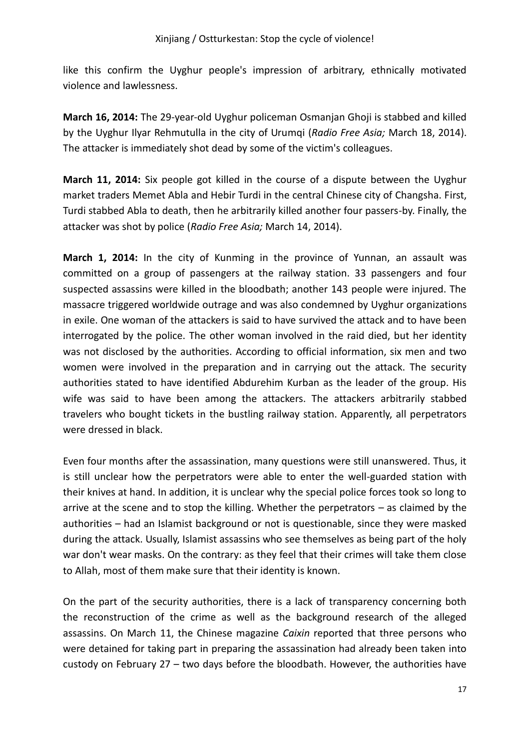like this confirm the Uyghur people's impression of arbitrary, ethnically motivated violence and lawlessness.

**March 16, 2014:** The 29-year-old Uyghur policeman Osmanjan Ghoji is stabbed and killed by the Uyghur Ilyar Rehmutulla in the city of Urumqi (*Radio Free Asia;* March 18, 2014). The attacker is immediately shot dead by some of the victim's colleagues.

**March 11, 2014:** Six people got killed in the course of a dispute between the Uyghur market traders Memet Abla and Hebir Turdi in the central Chinese city of Changsha. First, Turdi stabbed Abla to death, then he arbitrarily killed another four passers-by. Finally, the attacker was shot by police (*Radio Free Asia;* March 14, 2014).

**March 1, 2014:** In the city of Kunming in the province of Yunnan, an assault was committed on a group of passengers at the railway station. 33 passengers and four suspected assassins were killed in the bloodbath; another 143 people were injured. The massacre triggered worldwide outrage and was also condemned by Uyghur organizations in exile. One woman of the attackers is said to have survived the attack and to have been interrogated by the police. The other woman involved in the raid died, but her identity was not disclosed by the authorities. According to official information, six men and two women were involved in the preparation and in carrying out the attack. The security authorities stated to have identified Abdurehim Kurban as the leader of the group. His wife was said to have been among the attackers. The attackers arbitrarily stabbed travelers who bought tickets in the bustling railway station. Apparently, all perpetrators were dressed in black.

Even four months after the assassination, many questions were still unanswered. Thus, it is still unclear how the perpetrators were able to enter the well-guarded station with their knives at hand. In addition, it is unclear why the special police forces took so long to arrive at the scene and to stop the killing. Whether the perpetrators – as claimed by the authorities – had an Islamist background or not is questionable, since they were masked during the attack. Usually, Islamist assassins who see themselves as being part of the holy war don't wear masks. On the contrary: as they feel that their crimes will take them close to Allah, most of them make sure that their identity is known.

On the part of the security authorities, there is a lack of transparency concerning both the reconstruction of the crime as well as the background research of the alleged assassins. On March 11, the Chinese magazine *Caixin* reported that three persons who were detained for taking part in preparing the assassination had already been taken into custody on February 27 – two days before the bloodbath. However, the authorities have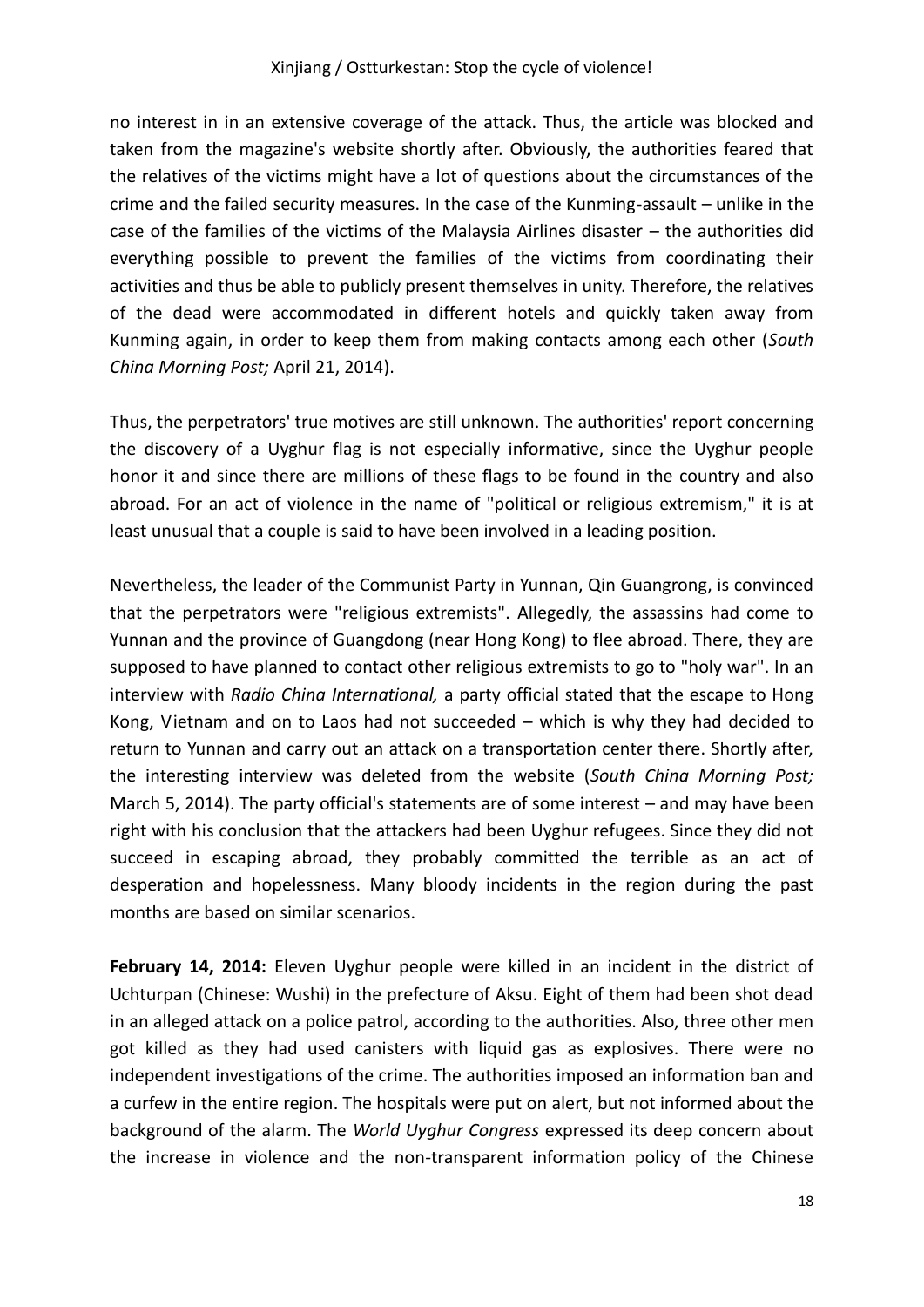no interest in in an extensive coverage of the attack. Thus, the article was blocked and taken from the magazine's website shortly after. Obviously, the authorities feared that the relatives of the victims might have a lot of questions about the circumstances of the crime and the failed security measures. In the case of the Kunming-assault – unlike in the case of the families of the victims of the Malaysia Airlines disaster – the authorities did everything possible to prevent the families of the victims from coordinating their activities and thus be able to publicly present themselves in unity. Therefore, the relatives of the dead were accommodated in different hotels and quickly taken away from Kunming again, in order to keep them from making contacts among each other (*South China Morning Post;* April 21, 2014).

Thus, the perpetrators' true motives are still unknown. The authorities' report concerning the discovery of a Uyghur flag is not especially informative, since the Uyghur people honor it and since there are millions of these flags to be found in the country and also abroad. For an act of violence in the name of "political or religious extremism," it is at least unusual that a couple is said to have been involved in a leading position.

Nevertheless, the leader of the Communist Party in Yunnan, Qin Guangrong, is convinced that the perpetrators were "religious extremists". Allegedly, the assassins had come to Yunnan and the province of Guangdong (near Hong Kong) to flee abroad. There, they are supposed to have planned to contact other religious extremists to go to "holy war". In an interview with *Radio China International,* a party official stated that the escape to Hong Kong, Vietnam and on to Laos had not succeeded – which is why they had decided to return to Yunnan and carry out an attack on a transportation center there. Shortly after, the interesting interview was deleted from the website (*South China Morning Post;* March 5, 2014). The party official's statements are of some interest – and may have been right with his conclusion that the attackers had been Uyghur refugees. Since they did not succeed in escaping abroad, they probably committed the terrible as an act of desperation and hopelessness. Many bloody incidents in the region during the past months are based on similar scenarios.

**February 14, 2014:** Eleven Uyghur people were killed in an incident in the district of Uchturpan (Chinese: Wushi) in the prefecture of Aksu. Eight of them had been shot dead in an alleged attack on a police patrol, according to the authorities. Also, three other men got killed as they had used canisters with liquid gas as explosives. There were no independent investigations of the crime. The authorities imposed an information ban and a curfew in the entire region. The hospitals were put on alert, but not informed about the background of the alarm. The *World Uyghur Congress* expressed its deep concern about the increase in violence and the non-transparent information policy of the Chinese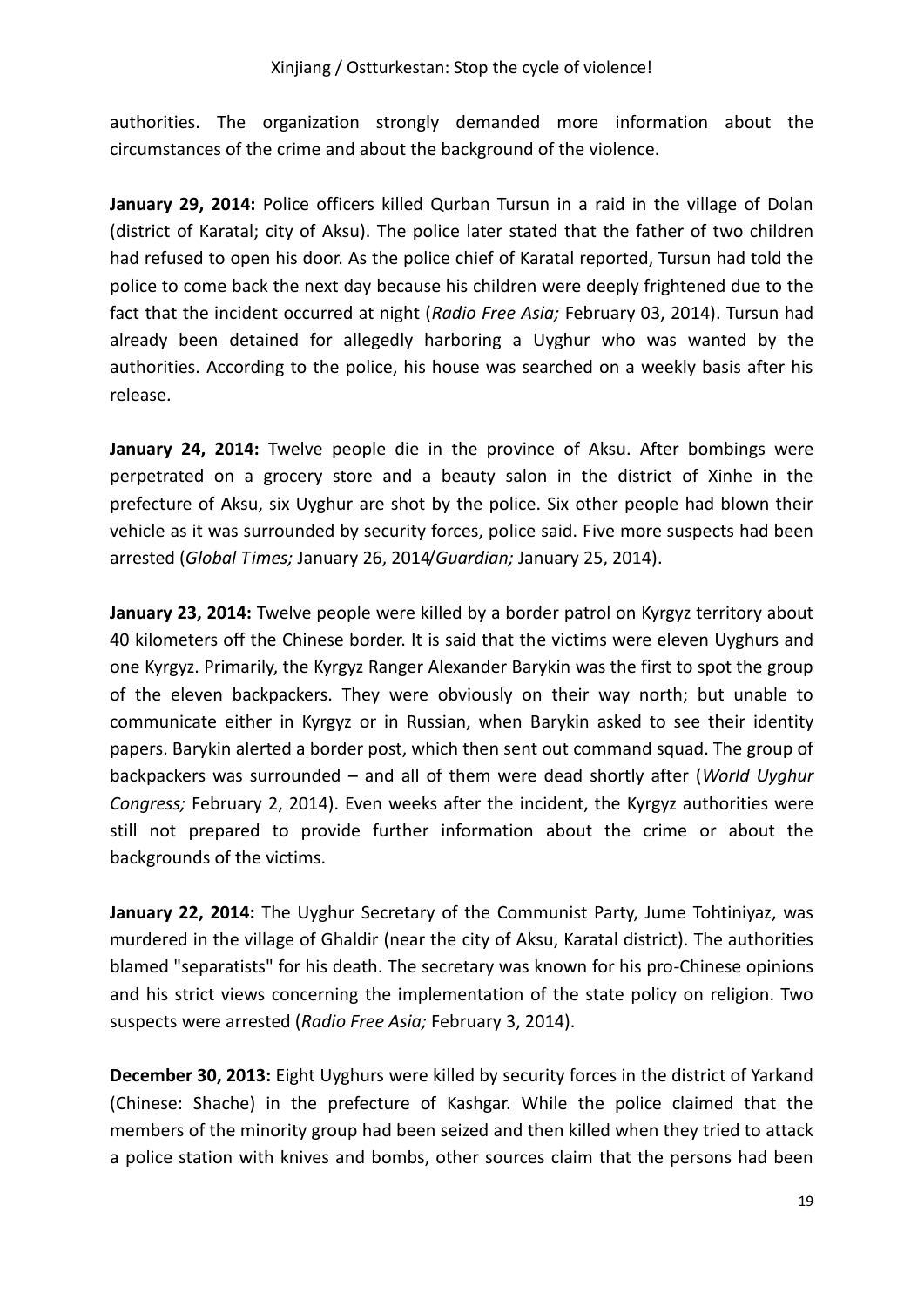authorities. The organization strongly demanded more information about the circumstances of the crime and about the background of the violence.

**January 29, 2014:** Police officers killed Qurban Tursun in a raid in the village of Dolan (district of Karatal; city of Aksu). The police later stated that the father of two children had refused to open his door. As the police chief of Karatal reported, Tursun had told the police to come back the next day because his children were deeply frightened due to the fact that the incident occurred at night (*Radio Free Asia;* February 03, 2014). Tursun had already been detained for allegedly harboring a Uyghur who was wanted by the authorities. According to the police, his house was searched on a weekly basis after his release.

**January 24, 2014:** Twelve people die in the province of Aksu. After bombings were perpetrated on a grocery store and a beauty salon in the district of Xinhe in the prefecture of Aksu, six Uyghur are shot by the police. Six other people had blown their vehicle as it was surrounded by security forces, police said. Five more suspects had been arrested (*Global Times;* January 26, 2014/*Guardian;* January 25, 2014).

**January 23, 2014:** Twelve people were killed by a border patrol on Kyrgyz territory about 40 kilometers off the Chinese border. It is said that the victims were eleven Uyghurs and one Kyrgyz. Primarily, the Kyrgyz Ranger Alexander Barykin was the first to spot the group of the eleven backpackers. They were obviously on their way north; but unable to communicate either in Kyrgyz or in Russian, when Barykin asked to see their identity papers. Barykin alerted a border post, which then sent out command squad. The group of backpackers was surrounded – and all of them were dead shortly after (*World Uyghur Congress;* February 2, 2014). Even weeks after the incident, the Kyrgyz authorities were still not prepared to provide further information about the crime or about the backgrounds of the victims.

**January 22, 2014:** The Uyghur Secretary of the Communist Party, Jume Tohtiniyaz, was murdered in the village of Ghaldir (near the city of Aksu, Karatal district). The authorities blamed "separatists" for his death. The secretary was known for his pro-Chinese opinions and his strict views concerning the implementation of the state policy on religion. Two suspects were arrested (*Radio Free Asia;* February 3, 2014).

**December 30, 2013:** Eight Uyghurs were killed by security forces in the district of Yarkand (Chinese: Shache) in the prefecture of Kashgar. While the police claimed that the members of the minority group had been seized and then killed when they tried to attack a police station with knives and bombs, other sources claim that the persons had been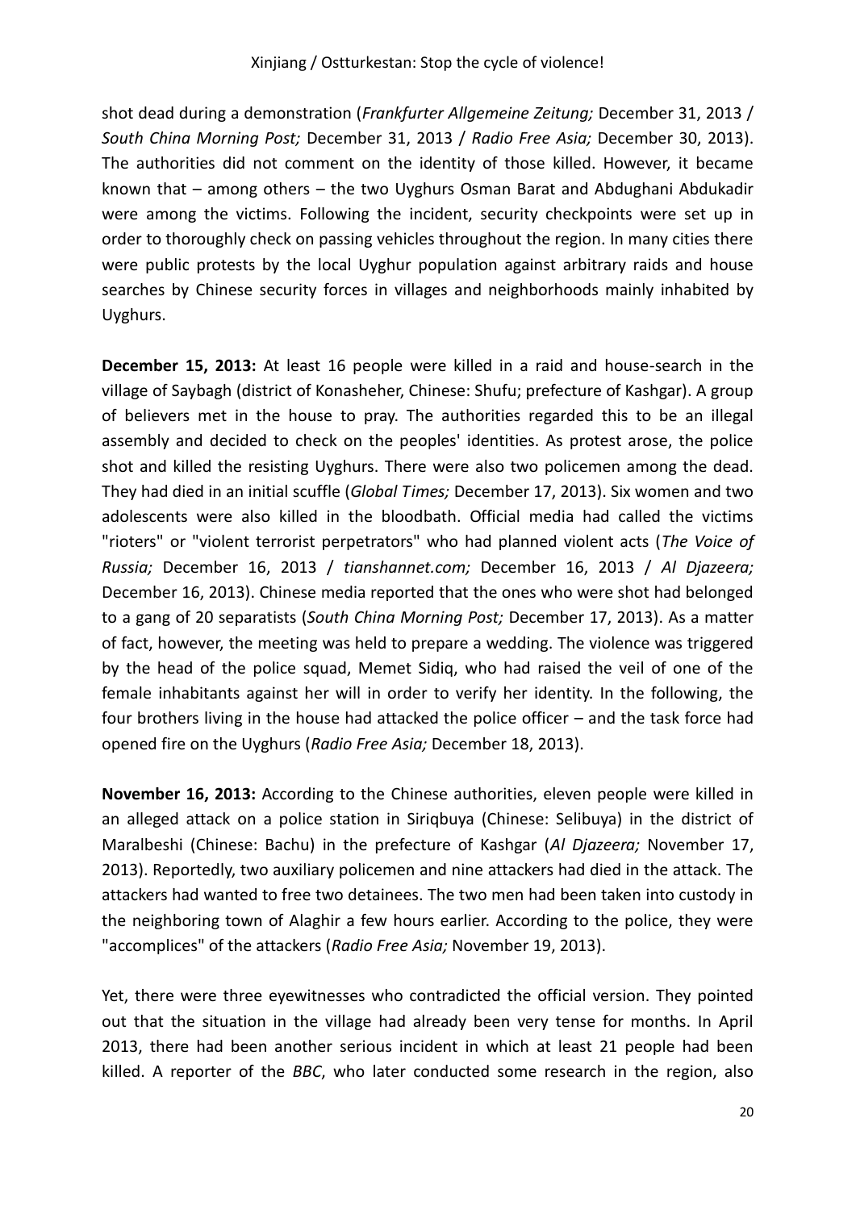shot dead during a demonstration (*Frankfurter Allgemeine Zeitung;* December 31, 2013 / *South China Morning Post;* December 31, 2013 / *Radio Free Asia;* December 30, 2013). The authorities did not comment on the identity of those killed. However, it became known that – among others – the two Uyghurs Osman Barat and Abdughani Abdukadir were among the victims. Following the incident, security checkpoints were set up in order to thoroughly check on passing vehicles throughout the region. In many cities there were public protests by the local Uyghur population against arbitrary raids and house searches by Chinese security forces in villages and neighborhoods mainly inhabited by Uyghurs.

**December 15, 2013:** At least 16 people were killed in a raid and house-search in the village of Saybagh (district of Konasheher, Chinese: Shufu; prefecture of Kashgar). A group of believers met in the house to pray. The authorities regarded this to be an illegal assembly and decided to check on the peoples' identities. As protest arose, the police shot and killed the resisting Uyghurs. There were also two policemen among the dead. They had died in an initial scuffle (*Global Times;* December 17, 2013). Six women and two adolescents were also killed in the bloodbath. Official media had called the victims "rioters" or "violent terrorist perpetrators" who had planned violent acts (*The Voice of Russia;* December 16, 2013 / *tianshannet.com;* December 16, 2013 / *Al Djazeera;* December 16, 2013). Chinese media reported that the ones who were shot had belonged to a gang of 20 separatists (*South China Morning Post;* December 17, 2013). As a matter of fact, however, the meeting was held to prepare a wedding. The violence was triggered by the head of the police squad, Memet Sidiq, who had raised the veil of one of the female inhabitants against her will in order to verify her identity. In the following, the four brothers living in the house had attacked the police officer – and the task force had opened fire on the Uyghurs (*Radio Free Asia;* December 18, 2013).

**November 16, 2013:** According to the Chinese authorities, eleven people were killed in an alleged attack on a police station in Siriqbuya (Chinese: Selibuya) in the district of Maralbeshi (Chinese: Bachu) in the prefecture of Kashgar (*Al Djazeera;* November 17, 2013). Reportedly, two auxiliary policemen and nine attackers had died in the attack. The attackers had wanted to free two detainees. The two men had been taken into custody in the neighboring town of Alaghir a few hours earlier. According to the police, they were "accomplices" of the attackers (*Radio Free Asia;* November 19, 2013).

Yet, there were three eyewitnesses who contradicted the official version. They pointed out that the situation in the village had already been very tense for months. In April 2013, there had been another serious incident in which at least 21 people had been killed. A reporter of the *BBC*, who later conducted some research in the region, also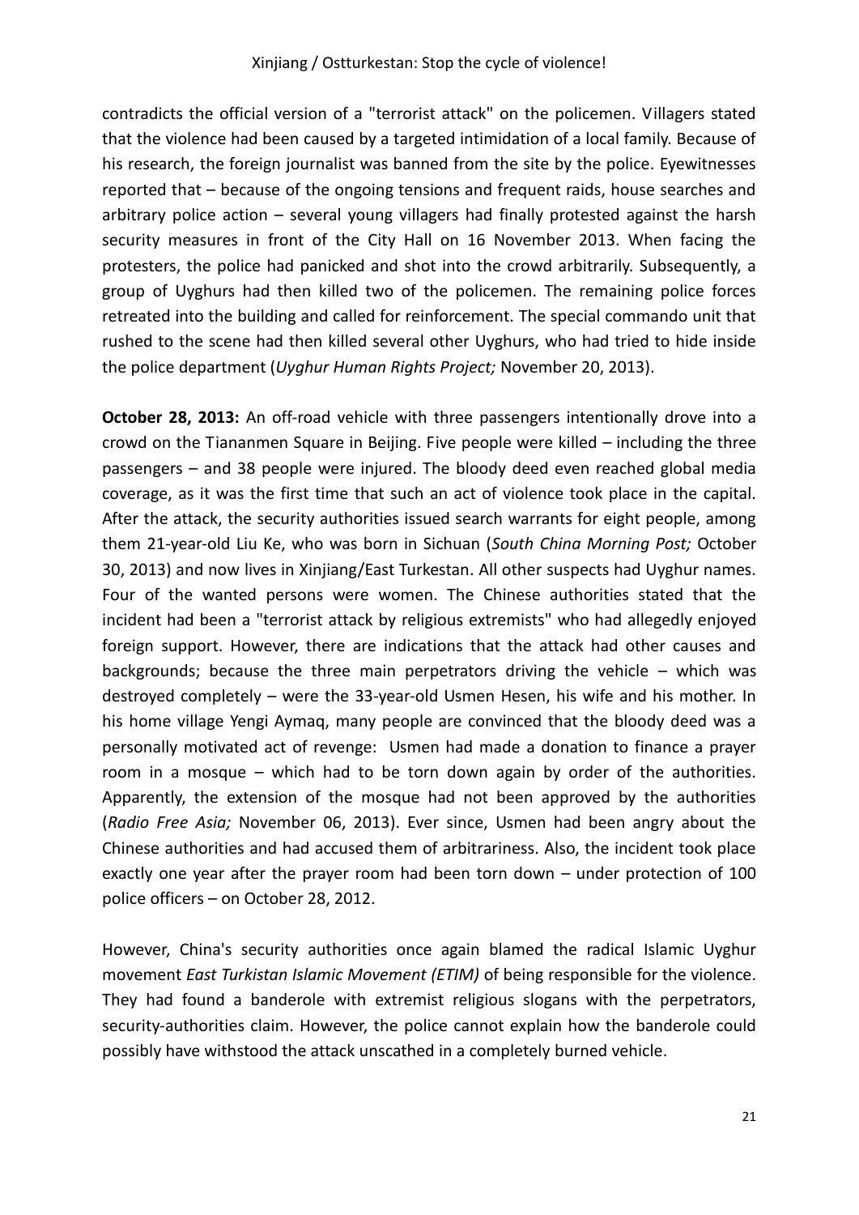contradicts the official version of a "terrorist attack" on the policemen. Villagers stated that the violence had been caused by a targeted intimidation of a local family. Because of his research, the foreign journalist was banned from the site by the police. Eyewitnesses reported that – because of the ongoing tensions and frequent raids, house searches and arbitrary police action – several young villagers had finally protested against the harsh security measures in front of the City Hall on 16 November 2013. When facing the protesters, the police had panicked and shot into the crowd arbitrarily. Subsequently, a group of Uyghurs had then killed two of the policemen. The remaining police forces retreated into the building and called for reinforcement. The special commando unit that rushed to the scene had then killed several other Uyghurs, who had tried to hide inside the police department (*Uyghur Human Rights Project;* November 20, 2013).

**October 28, 2013:** An off-road vehicle with three passengers intentionally drove into a crowd on the Tiananmen Square in Beijing. Five people were killed – including the three passengers – and 38 people were injured. The bloody deed even reached global media coverage, as it was the first time that such an act of violence took place in the capital. After the attack, the security authorities issued search warrants for eight people, among them 21-year-old Liu Ke, who was born in Sichuan (*South China Morning Post;* October 30, 2013) and now lives in Xinjiang/East Turkestan. All other suspects had Uyghur names. Four of the wanted persons were women. The Chinese authorities stated that the incident had been a "terrorist attack by religious extremists" who had allegedly enjoyed foreign support. However, there are indications that the attack had other causes and backgrounds; because the three main perpetrators driving the vehicle – which was destroyed completely – were the 33-year-old Usmen Hesen, his wife and his mother. In his home village Yengi Aymaq, many people are convinced that the bloody deed was a personally motivated act of revenge: Usmen had made a donation to finance a prayer room in a mosque – which had to be torn down again by order of the authorities. Apparently, the extension of the mosque had not been approved by the authorities (*Radio Free Asia;* November 06, 2013). Ever since, Usmen had been angry about the Chinese authorities and had accused them of arbitrariness. Also, the incident took place exactly one year after the prayer room had been torn down – under protection of 100 police officers – on October 28, 2012.

However, China's security authorities once again blamed the radical Islamic Uyghur movement *East Turkistan Islamic Movement (ETIM)* of being responsible for the violence. They had found a banderole with extremist religious slogans with the perpetrators, security-authorities claim. However, the police cannot explain how the banderole could possibly have withstood the attack unscathed in a completely burned vehicle.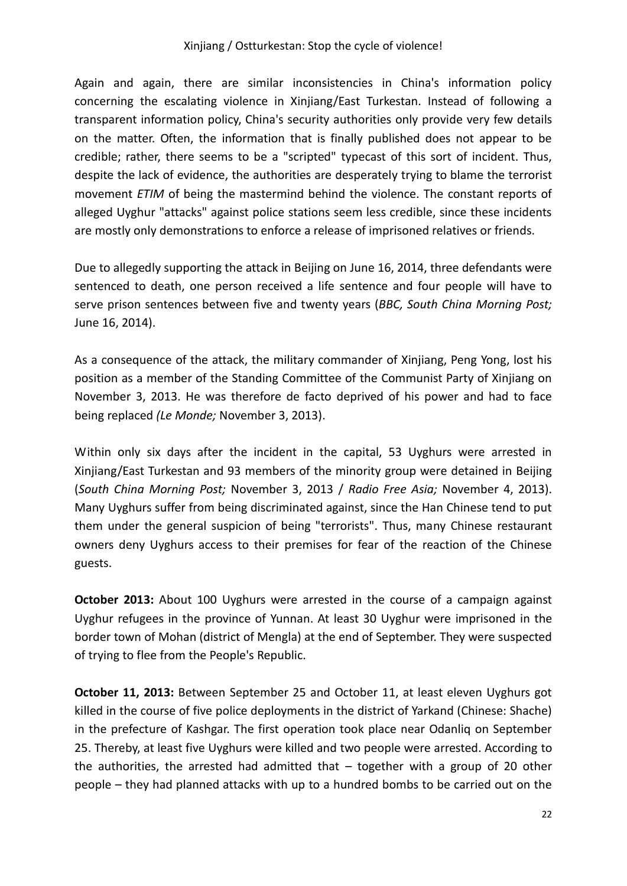Again and again, there are similar inconsistencies in China's information policy concerning the escalating violence in Xinjiang/East Turkestan. Instead of following a transparent information policy, China's security authorities only provide very few details on the matter. Often, the information that is finally published does not appear to be credible; rather, there seems to be a "scripted" typecast of this sort of incident. Thus, despite the lack of evidence, the authorities are desperately trying to blame the terrorist movement *ETIM* of being the mastermind behind the violence. The constant reports of alleged Uyghur "attacks" against police stations seem less credible, since these incidents are mostly only demonstrations to enforce a release of imprisoned relatives or friends.

Due to allegedly supporting the attack in Beijing on June 16, 2014, three defendants were sentenced to death, one person received a life sentence and four people will have to serve prison sentences between five and twenty years (*BBC, South China Morning Post;* June 16, 2014).

As a consequence of the attack, the military commander of Xinjiang, Peng Yong, lost his position as a member of the Standing Committee of the Communist Party of Xinjiang on November 3, 2013. He was therefore de facto deprived of his power and had to face being replaced *(Le Monde;* November 3, 2013).

Within only six days after the incident in the capital, 53 Uyghurs were arrested in Xinjiang/East Turkestan and 93 members of the minority group were detained in Beijing (*South China Morning Post;* November 3, 2013 / *Radio Free Asia;* November 4, 2013). Many Uyghurs suffer from being discriminated against, since the Han Chinese tend to put them under the general suspicion of being "terrorists". Thus, many Chinese restaurant owners deny Uyghurs access to their premises for fear of the reaction of the Chinese guests.

**October 2013:** About 100 Uyghurs were arrested in the course of a campaign against Uyghur refugees in the province of Yunnan. At least 30 Uyghur were imprisoned in the border town of Mohan (district of Mengla) at the end of September. They were suspected of trying to flee from the People's Republic.

**October 11, 2013:** Between September 25 and October 11, at least eleven Uyghurs got killed in the course of five police deployments in the district of Yarkand (Chinese: Shache) in the prefecture of Kashgar. The first operation took place near Odanliq on September 25. Thereby, at least five Uyghurs were killed and two people were arrested. According to the authorities, the arrested had admitted that – together with a group of 20 other people – they had planned attacks with up to a hundred bombs to be carried out on the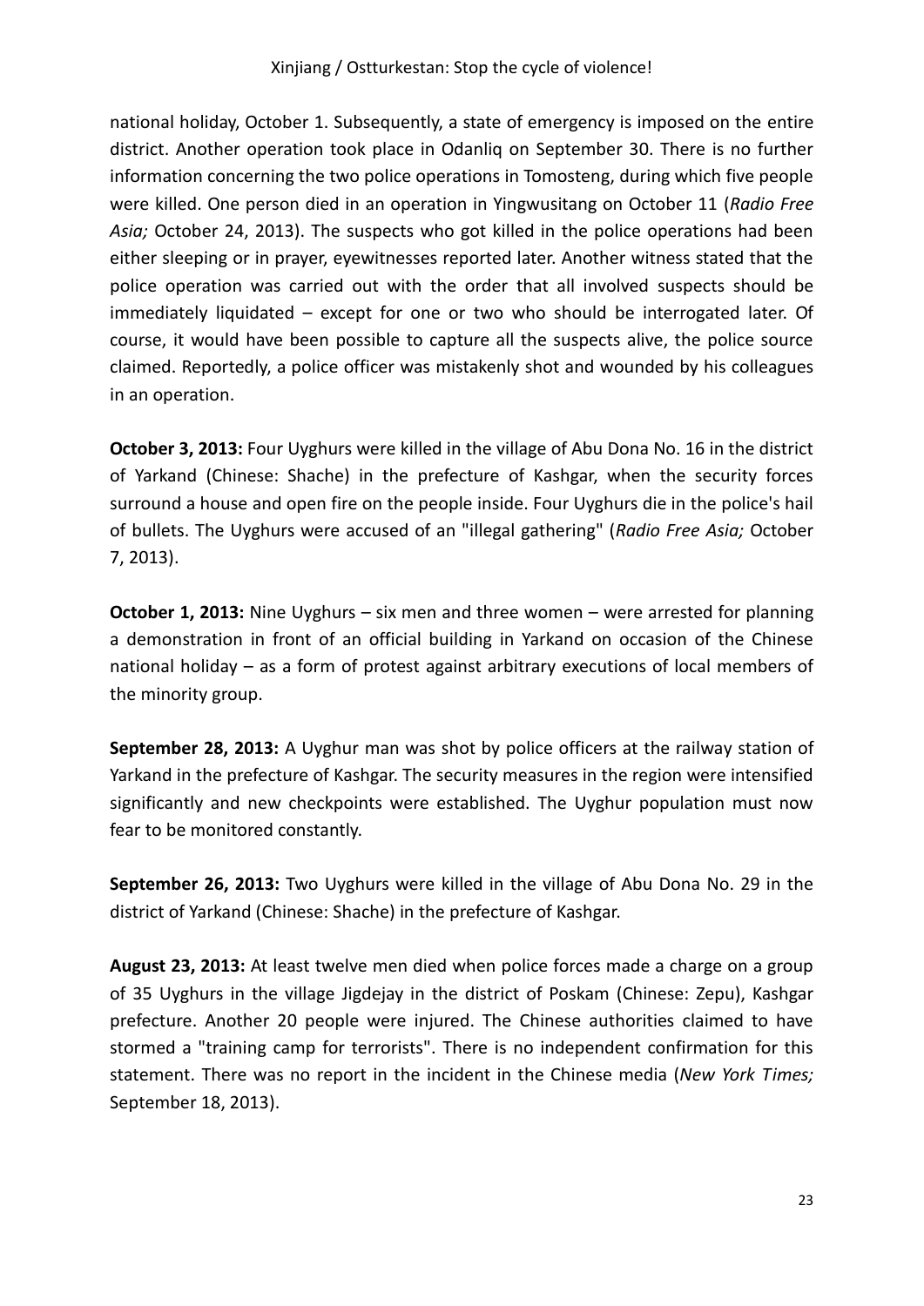national holiday, October 1. Subsequently, a state of emergency is imposed on the entire district. Another operation took place in Odanliq on September 30. There is no further information concerning the two police operations in Tomosteng, during which five people were killed. One person died in an operation in Yingwusitang on October 11 (*Radio Free Asia;* October 24, 2013). The suspects who got killed in the police operations had been either sleeping or in prayer, eyewitnesses reported later. Another witness stated that the police operation was carried out with the order that all involved suspects should be immediately liquidated – except for one or two who should be interrogated later. Of course, it would have been possible to capture all the suspects alive, the police source claimed. Reportedly, a police officer was mistakenly shot and wounded by his colleagues in an operation.

**October 3, 2013:** Four Uyghurs were killed in the village of Abu Dona No. 16 in the district of Yarkand (Chinese: Shache) in the prefecture of Kashgar, when the security forces surround a house and open fire on the people inside. Four Uyghurs die in the police's hail of bullets. The Uyghurs were accused of an "illegal gathering" (*Radio Free Asia;* October 7, 2013).

**October 1, 2013:** Nine Uyghurs – six men and three women – were arrested for planning a demonstration in front of an official building in Yarkand on occasion of the Chinese national holiday – as a form of protest against arbitrary executions of local members of the minority group.

**September 28, 2013:** A Uyghur man was shot by police officers at the railway station of Yarkand in the prefecture of Kashgar. The security measures in the region were intensified significantly and new checkpoints were established. The Uyghur population must now fear to be monitored constantly.

**September 26, 2013:** Two Uyghurs were killed in the village of Abu Dona No. 29 in the district of Yarkand (Chinese: Shache) in the prefecture of Kashgar.

**August 23, 2013:** At least twelve men died when police forces made a charge on a group of 35 Uyghurs in the village Jigdejay in the district of Poskam (Chinese: Zepu), Kashgar prefecture. Another 20 people were injured. The Chinese authorities claimed to have stormed a "training camp for terrorists". There is no independent confirmation for this statement. There was no report in the incident in the Chinese media (*New York Times;* September 18, 2013).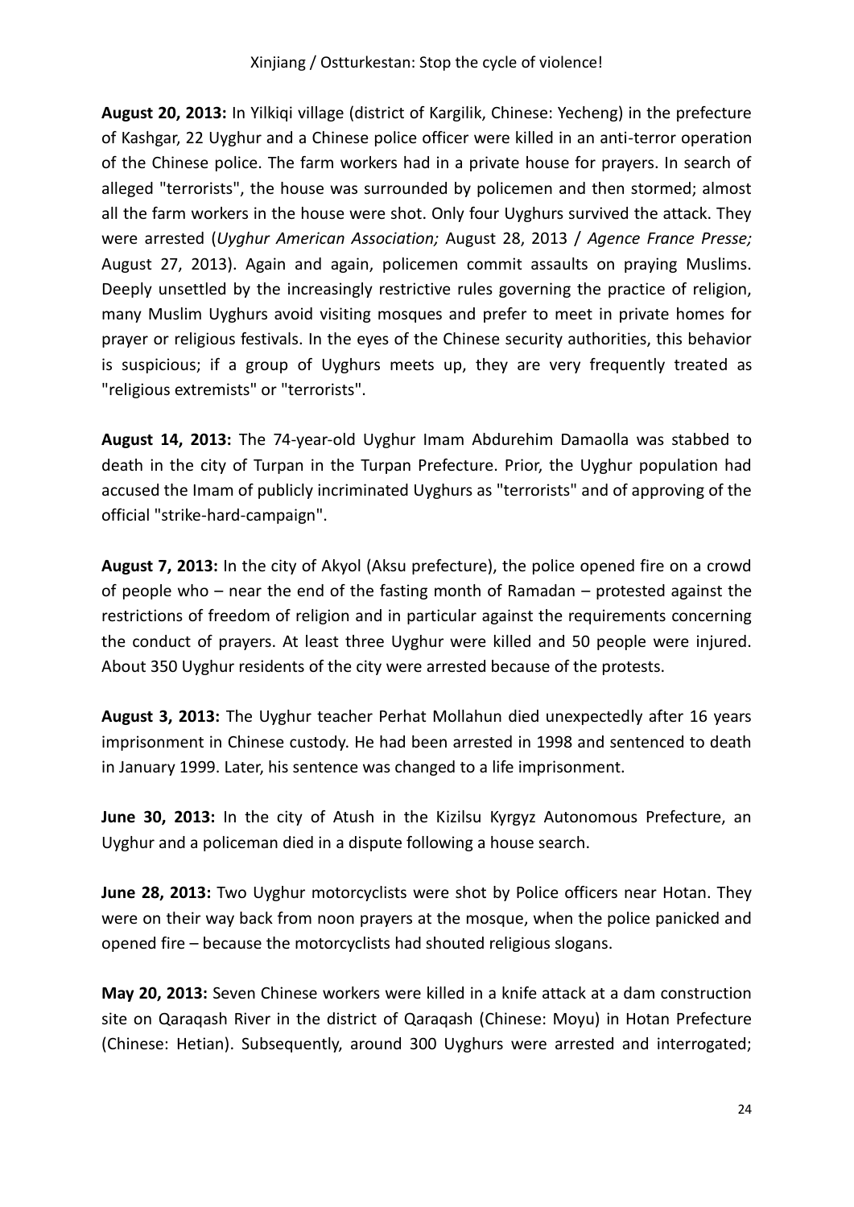**August 20, 2013:** In Yilkiqi village (district of Kargilik, Chinese: Yecheng) in the prefecture of Kashgar, 22 Uyghur and a Chinese police officer were killed in an anti-terror operation of the Chinese police. The farm workers had in a private house for prayers. In search of alleged "terrorists", the house was surrounded by policemen and then stormed; almost all the farm workers in the house were shot. Only four Uyghurs survived the attack. They were arrested (*Uyghur American Association;* August 28, 2013 / *Agence France Presse;* August 27, 2013). Again and again, policemen commit assaults on praying Muslims. Deeply unsettled by the increasingly restrictive rules governing the practice of religion, many Muslim Uyghurs avoid visiting mosques and prefer to meet in private homes for prayer or religious festivals. In the eyes of the Chinese security authorities, this behavior is suspicious; if a group of Uyghurs meets up, they are very frequently treated as "religious extremists" or "terrorists".

**August 14, 2013:** The 74-year-old Uyghur Imam Abdurehim Damaolla was stabbed to death in the city of Turpan in the Turpan Prefecture. Prior, the Uyghur population had accused the Imam of publicly incriminated Uyghurs as "terrorists" and of approving of the official "strike-hard-campaign".

**August 7, 2013:** In the city of Akyol (Aksu prefecture), the police opened fire on a crowd of people who – near the end of the fasting month of Ramadan – protested against the restrictions of freedom of religion and in particular against the requirements concerning the conduct of prayers. At least three Uyghur were killed and 50 people were injured. About 350 Uyghur residents of the city were arrested because of the protests.

**August 3, 2013:** The Uyghur teacher Perhat Mollahun died unexpectedly after 16 years imprisonment in Chinese custody. He had been arrested in 1998 and sentenced to death in January 1999. Later, his sentence was changed to a life imprisonment.

**June 30, 2013:** In the city of Atush in the Kizilsu Kyrgyz Autonomous Prefecture, an Uyghur and a policeman died in a dispute following a house search.

**June 28, 2013:** Two Uyghur motorcyclists were shot by Police officers near Hotan. They were on their way back from noon prayers at the mosque, when the police panicked and opened fire – because the motorcyclists had shouted religious slogans.

**May 20, 2013:** Seven Chinese workers were killed in a knife attack at a dam construction site on Qaraqash River in the district of Qaraqash (Chinese: Moyu) in Hotan Prefecture (Chinese: Hetian). Subsequently, around 300 Uyghurs were arrested and interrogated;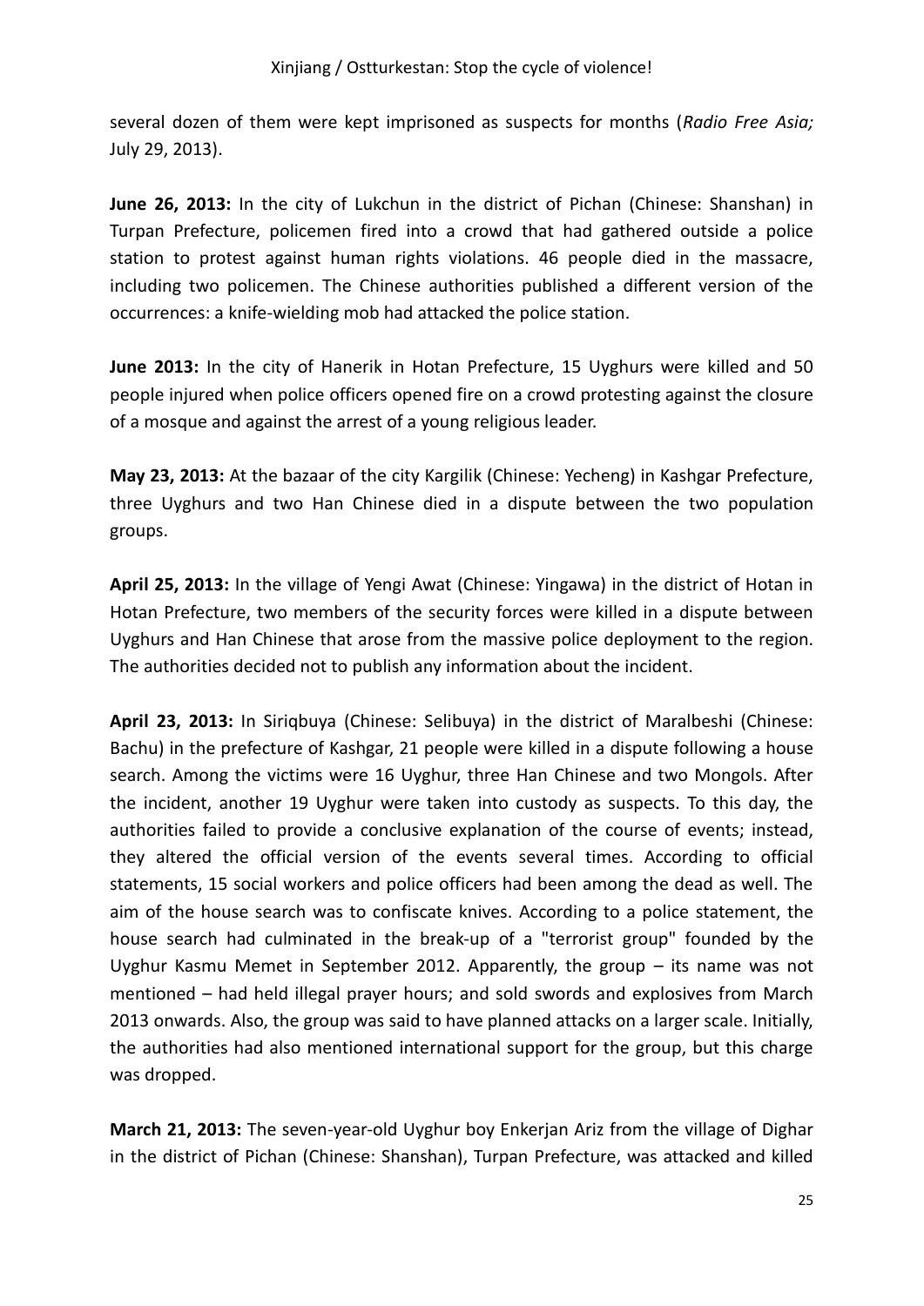several dozen of them were kept imprisoned as suspects for months (*Radio Free Asia;* July 29, 2013).

**June 26, 2013:** In the city of Lukchun in the district of Pichan (Chinese: Shanshan) in Turpan Prefecture, policemen fired into a crowd that had gathered outside a police station to protest against human rights violations. 46 people died in the massacre, including two policemen. The Chinese authorities published a different version of the occurrences: a knife-wielding mob had attacked the police station.

**June 2013:** In the city of Hanerik in Hotan Prefecture, 15 Uyghurs were killed and 50 people injured when police officers opened fire on a crowd protesting against the closure of a mosque and against the arrest of a young religious leader.

**May 23, 2013:** At the bazaar of the city Kargilik (Chinese: Yecheng) in Kashgar Prefecture, three Uyghurs and two Han Chinese died in a dispute between the two population groups.

**April 25, 2013:** In the village of Yengi Awat (Chinese: Yingawa) in the district of Hotan in Hotan Prefecture, two members of the security forces were killed in a dispute between Uyghurs and Han Chinese that arose from the massive police deployment to the region. The authorities decided not to publish any information about the incident.

**April 23, 2013:** In Siriqbuya (Chinese: Selibuya) in the district of Maralbeshi (Chinese: Bachu) in the prefecture of Kashgar, 21 people were killed in a dispute following a house search. Among the victims were 16 Uyghur, three Han Chinese and two Mongols. After the incident, another 19 Uyghur were taken into custody as suspects. To this day, the authorities failed to provide a conclusive explanation of the course of events; instead, they altered the official version of the events several times. According to official statements, 15 social workers and police officers had been among the dead as well. The aim of the house search was to confiscate knives. According to a police statement, the house search had culminated in the break-up of a "terrorist group" founded by the Uyghur Kasmu Memet in September 2012. Apparently, the group – its name was not mentioned – had held illegal prayer hours; and sold swords and explosives from March 2013 onwards. Also, the group was said to have planned attacks on a larger scale. Initially, the authorities had also mentioned international support for the group, but this charge was dropped.

**March 21, 2013:** The seven-year-old Uyghur boy Enkerjan Ariz from the village of Dighar in the district of Pichan (Chinese: Shanshan), Turpan Prefecture, was attacked and killed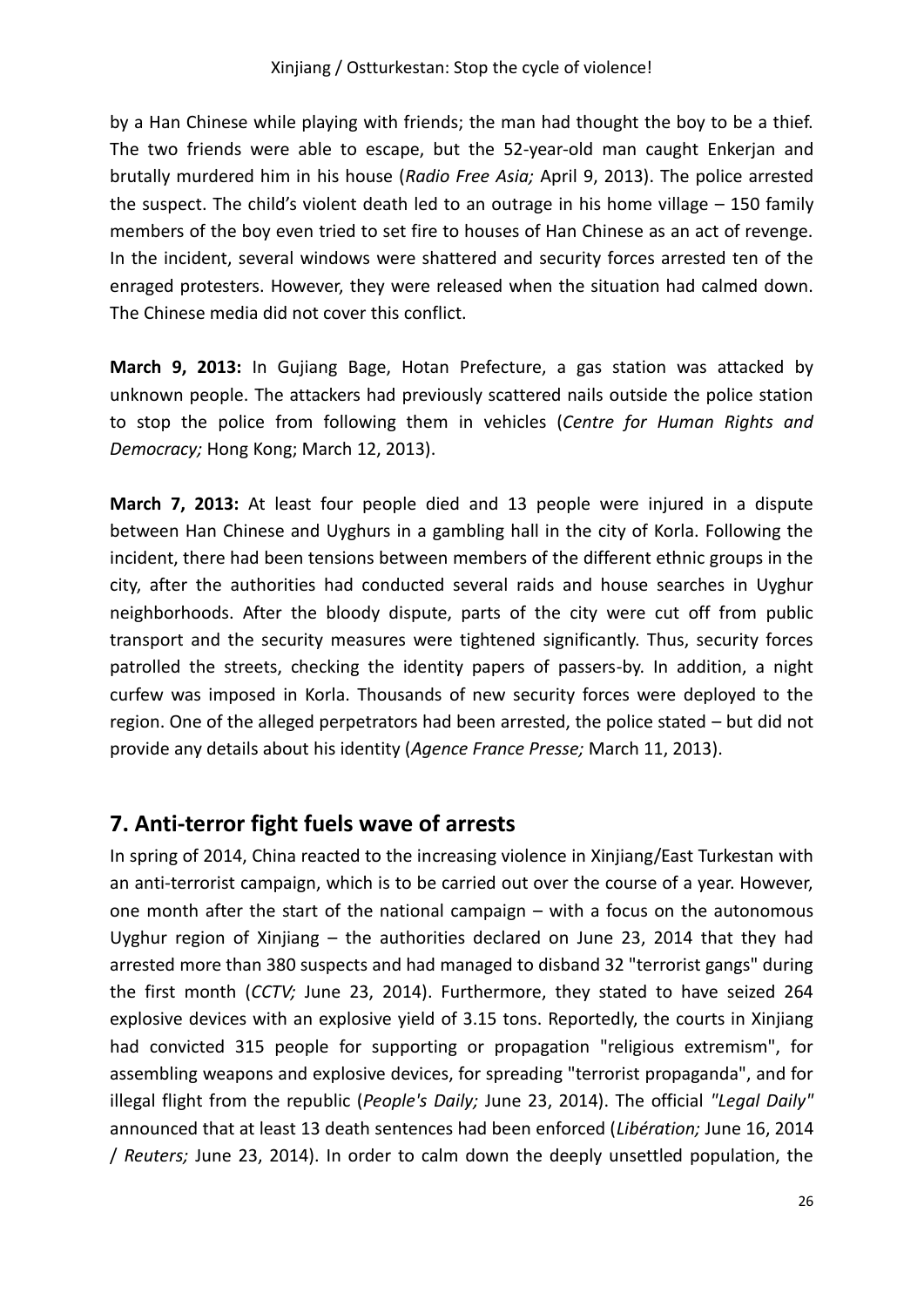by a Han Chinese while playing with friends; the man had thought the boy to be a thief. The two friends were able to escape, but the 52-year-old man caught Enkerjan and brutally murdered him in his house (*Radio Free Asia;* April 9, 2013). The police arrested the suspect. The child's violent death led to an outrage in his home village – 150 family members of the boy even tried to set fire to houses of Han Chinese as an act of revenge. In the incident, several windows were shattered and security forces arrested ten of the enraged protesters. However, they were released when the situation had calmed down. The Chinese media did not cover this conflict.

**March 9, 2013:** In Gujiang Bage, Hotan Prefecture, a gas station was attacked by unknown people. The attackers had previously scattered nails outside the police station to stop the police from following them in vehicles (*Centre for Human Rights and Democracy;* Hong Kong; March 12, 2013).

**March 7, 2013:** At least four people died and 13 people were injured in a dispute between Han Chinese and Uyghurs in a gambling hall in the city of Korla. Following the incident, there had been tensions between members of the different ethnic groups in the city, after the authorities had conducted several raids and house searches in Uyghur neighborhoods. After the bloody dispute, parts of the city were cut off from public transport and the security measures were tightened significantly. Thus, security forces patrolled the streets, checking the identity papers of passers-by. In addition, a night curfew was imposed in Korla. Thousands of new security forces were deployed to the region. One of the alleged perpetrators had been arrested, the police stated – but did not provide any details about his identity (*Agence France Presse;* March 11, 2013).

## 7. Anti-terror fight fuels wave of arrests

In spring of 2014, China reacted to the increasing violence in Xinjiang/East Turkestan with an anti-terrorist campaign, which is to be carried out over the course of a year. However, one month after the start of the national campaign – with a focus on the autonomous Uyghur region of Xinjiang – the authorities declared on June 23, 2014 that they had arrested more than 380 suspects and had managed to disband 32 "terrorist gangs" during the first month (*CCTV;* June 23, 2014). Furthermore, they stated to have seized 264 explosive devices with an explosive yield of 3.15 tons. Reportedly, the courts in Xinjiang had convicted 315 people for supporting or propagation "religious extremism", for assembling weapons and explosive devices, for spreading "terrorist propaganda", and for illegal flight from the republic (*People's Daily;* June 23, 2014). The official *"Legal Daily"* announced that at least 13 death sentences had been enforced (*Libération;* June 16, 2014 / *Reuters;* June 23, 2014). In order to calm down the deeply unsettled population, the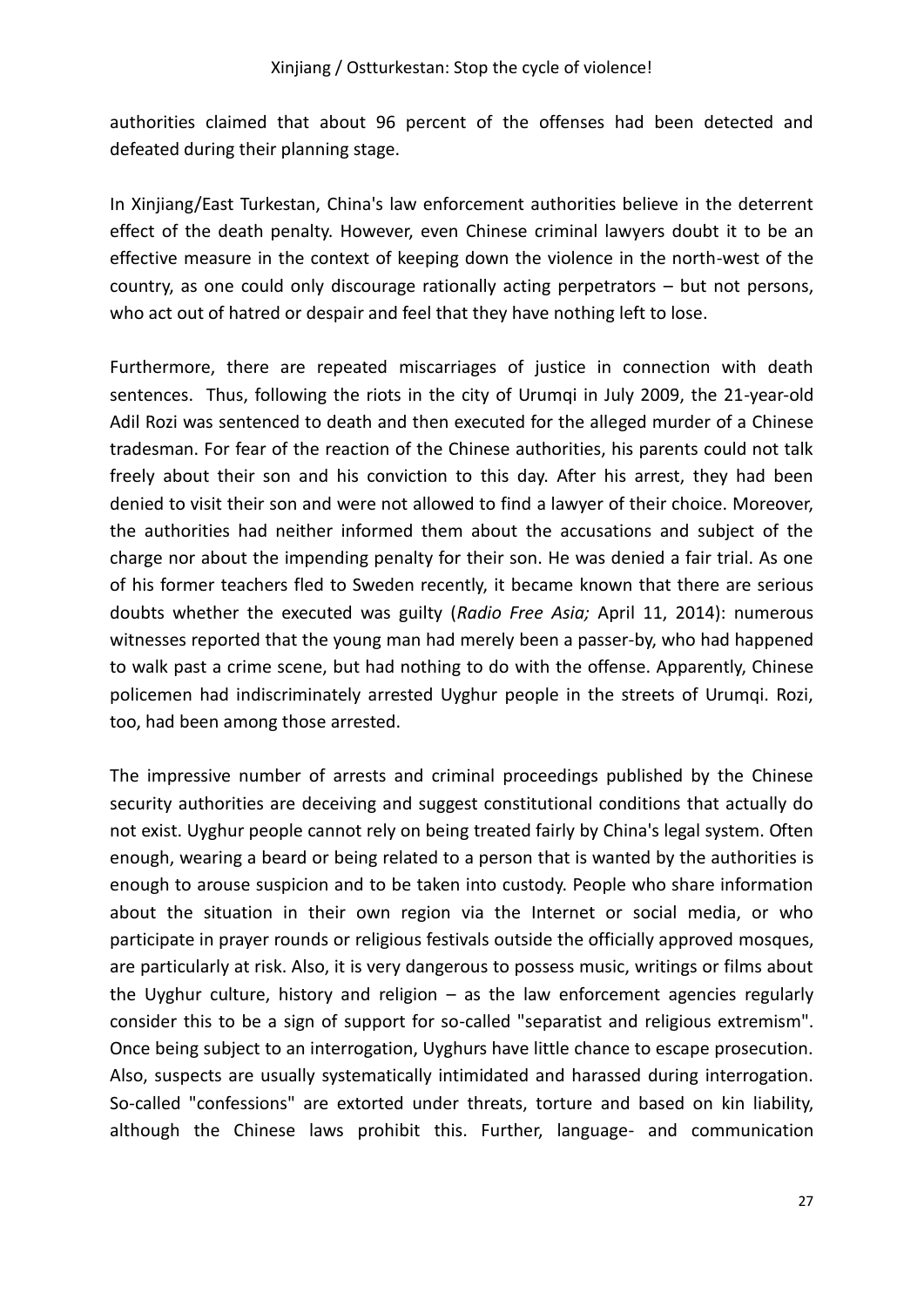authorities claimed that about 96 percent of the offenses had been detected and defeated during their planning stage.

In Xinjiang/East Turkestan, China's law enforcement authorities believe in the deterrent effect of the death penalty. However, even Chinese criminal lawyers doubt it to be an effective measure in the context of keeping down the violence in the north-west of the country, as one could only discourage rationally acting perpetrators – but not persons, who act out of hatred or despair and feel that they have nothing left to lose.

Furthermore, there are repeated miscarriages of justice in connection with death sentences. Thus, following the riots in the city of Urumqi in July 2009, the 21-year-old Adil Rozi was sentenced to death and then executed for the alleged murder of a Chinese tradesman. For fear of the reaction of the Chinese authorities, his parents could not talk freely about their son and his conviction to this day. After his arrest, they had been denied to visit their son and were not allowed to find a lawyer of their choice. Moreover, the authorities had neither informed them about the accusations and subject of the charge nor about the impending penalty for their son. He was denied a fair trial. As one of his former teachers fled to Sweden recently, it became known that there are serious doubts whether the executed was guilty (*Radio Free Asia;* April 11, 2014): numerous witnesses reported that the young man had merely been a passer-by, who had happened to walk past a crime scene, but had nothing to do with the offense. Apparently, Chinese policemen had indiscriminately arrested Uyghur people in the streets of Urumqi. Rozi, too, had been among those arrested.

The impressive number of arrests and criminal proceedings published by the Chinese security authorities are deceiving and suggest constitutional conditions that actually do not exist. Uyghur people cannot rely on being treated fairly by China's legal system. Often enough, wearing a beard or being related to a person that is wanted by the authorities is enough to arouse suspicion and to be taken into custody. People who share information about the situation in their own region via the Internet or social media, or who participate in prayer rounds or religious festivals outside the officially approved mosques, are particularly at risk. Also, it is very dangerous to possess music, writings or films about the Uyghur culture, history and religion – as the law enforcement agencies regularly consider this to be a sign of support for so-called "separatist and religious extremism". Once being subject to an interrogation, Uyghurs have little chance to escape prosecution. Also, suspects are usually systematically intimidated and harassed during interrogation. So-called "confessions" are extorted under threats, torture and based on kin liability, although the Chinese laws prohibit this. Further, language- and communication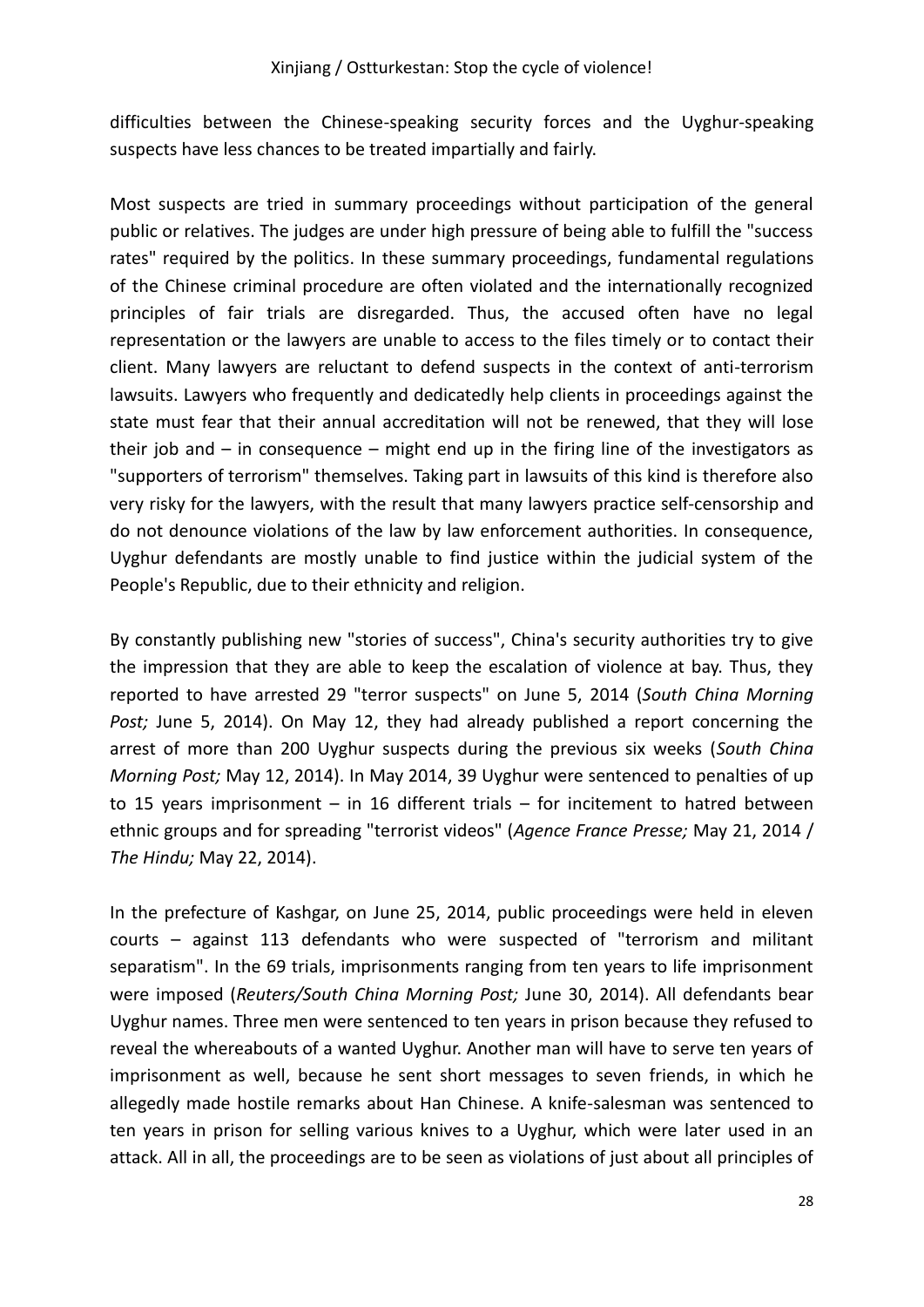difficulties between the Chinese-speaking security forces and the Uyghur-speaking suspects have less chances to be treated impartially and fairly.

Most suspects are tried in summary proceedings without participation of the general public or relatives. The judges are under high pressure of being able to fulfill the "success rates" required by the politics. In these summary proceedings, fundamental regulations of the Chinese criminal procedure are often violated and the internationally recognized principles of fair trials are disregarded. Thus, the accused often have no legal representation or the lawyers are unable to access to the files timely or to contact their client. Many lawyers are reluctant to defend suspects in the context of anti-terrorism lawsuits. Lawyers who frequently and dedicatedly help clients in proceedings against the state must fear that their annual accreditation will not be renewed, that they will lose their job and – in consequence – might end up in the firing line of the investigators as "supporters of terrorism" themselves. Taking part in lawsuits of this kind is therefore also very risky for the lawyers, with the result that many lawyers practice self-censorship and do not denounce violations of the law by law enforcement authorities. In consequence, Uyghur defendants are mostly unable to find justice within the judicial system of the People's Republic, due to their ethnicity and religion.

By constantly publishing new "stories of success", China's security authorities try to give the impression that they are able to keep the escalation of violence at bay. Thus, they reported to have arrested 29 "terror suspects" on June 5, 2014 (*South China Morning Post;* June 5, 2014). On May 12, they had already published a report concerning the arrest of more than 200 Uyghur suspects during the previous six weeks (*South China Morning Post;* May 12, 2014). In May 2014, 39 Uyghur were sentenced to penalties of up to 15 years imprisonment – in 16 different trials – for incitement to hatred between ethnic groups and for spreading "terrorist videos" (*Agence France Presse;* May 21, 2014 / *The Hindu;* May 22, 2014).

In the prefecture of Kashgar, on June 25, 2014, public proceedings were held in eleven courts – against 113 defendants who were suspected of "terrorism and militant separatism". In the 69 trials, imprisonments ranging from ten years to life imprisonment were imposed (*Reuters/South China Morning Post;* June 30, 2014). All defendants bear Uyghur names. Three men were sentenced to ten years in prison because they refused to reveal the whereabouts of a wanted Uyghur. Another man will have to serve ten years of imprisonment as well, because he sent short messages to seven friends, in which he allegedly made hostile remarks about Han Chinese. A knife-salesman was sentenced to ten years in prison for selling various knives to a Uyghur, which were later used in an attack. All in all, the proceedings are to be seen as violations of just about all principles of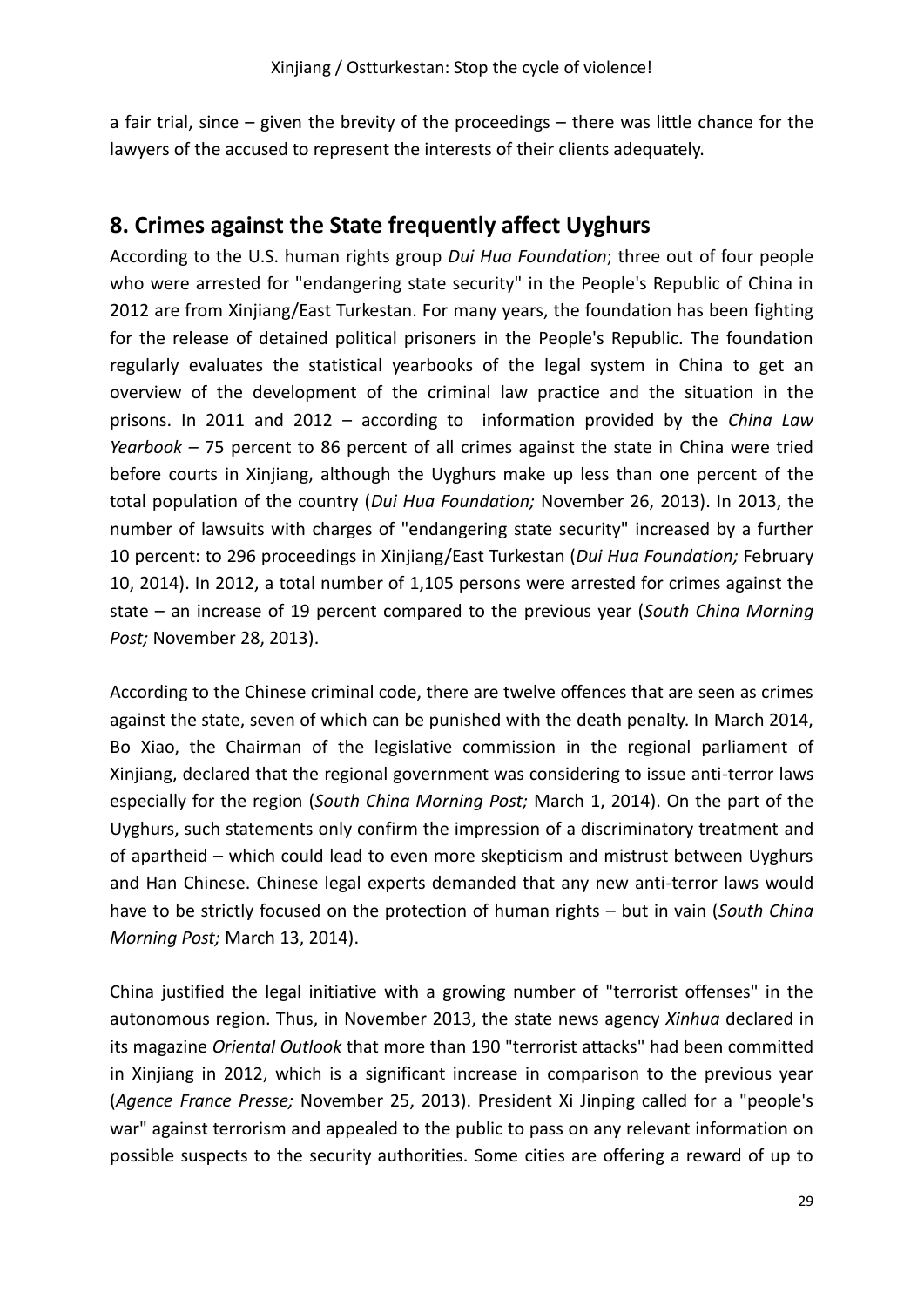a fair trial, since – given the brevity of the proceedings – there was little chance for the lawyers of the accused to represent the interests of their clients adequately.

## 8. Crimes against the State frequently affect Uyghurs

According to the U.S. human rights group *Dui Hua Foundation*; three out of four people who were arrested for "endangering state security" in the People's Republic of China in 2012 are from Xinjiang/East Turkestan. For many years, the foundation has been fighting for the release of detained political prisoners in the People's Republic. The foundation regularly evaluates the statistical yearbooks of the legal system in China to get an overview of the development of the criminal law practice and the situation in the prisons. In 2011 and 2012 – according to information provided by the *China Law Yearbook* – 75 percent to 86 percent of all crimes against the state in China were tried before courts in Xinjiang, although the Uyghurs make up less than one percent of the total population of the country (*Dui Hua Foundation;* November 26, 2013). In 2013, the number of lawsuits with charges of "endangering state security" increased by a further 10 percent: to 296 proceedings in Xinjiang/East Turkestan (*Dui Hua Foundation;* February 10, 2014). In 2012, a total number of 1,105 persons were arrested for crimes against the state – an increase of 19 percent compared to the previous year (*South China Morning Post;* November 28, 2013).

According to the Chinese criminal code, there are twelve offences that are seen as crimes against the state, seven of which can be punished with the death penalty. In March 2014, Bo Xiao, the Chairman of the legislative commission in the regional parliament of Xinjiang, declared that the regional government was considering to issue anti-terror laws especially for the region (*South China Morning Post;* March 1, 2014). On the part of the Uyghurs, such statements only confirm the impression of a discriminatory treatment and of apartheid – which could lead to even more skepticism and mistrust between Uyghurs and Han Chinese. Chinese legal experts demanded that any new anti-terror laws would have to be strictly focused on the protection of human rights – but in vain (*South China Morning Post;* March 13, 2014).

China justified the legal initiative with a growing number of "terrorist offenses" in the autonomous region. Thus, in November 2013, the state news agency *Xinhua* declared in its magazine *Oriental Outlook* that more than 190 "terrorist attacks" had been committed in Xinjiang in 2012, which is a significant increase in comparison to the previous year (*Agence France Presse;* November 25, 2013). President Xi Jinping called for a "people's war" against terrorism and appealed to the public to pass on any relevant information on possible suspects to the security authorities. Some cities are offering a reward of up to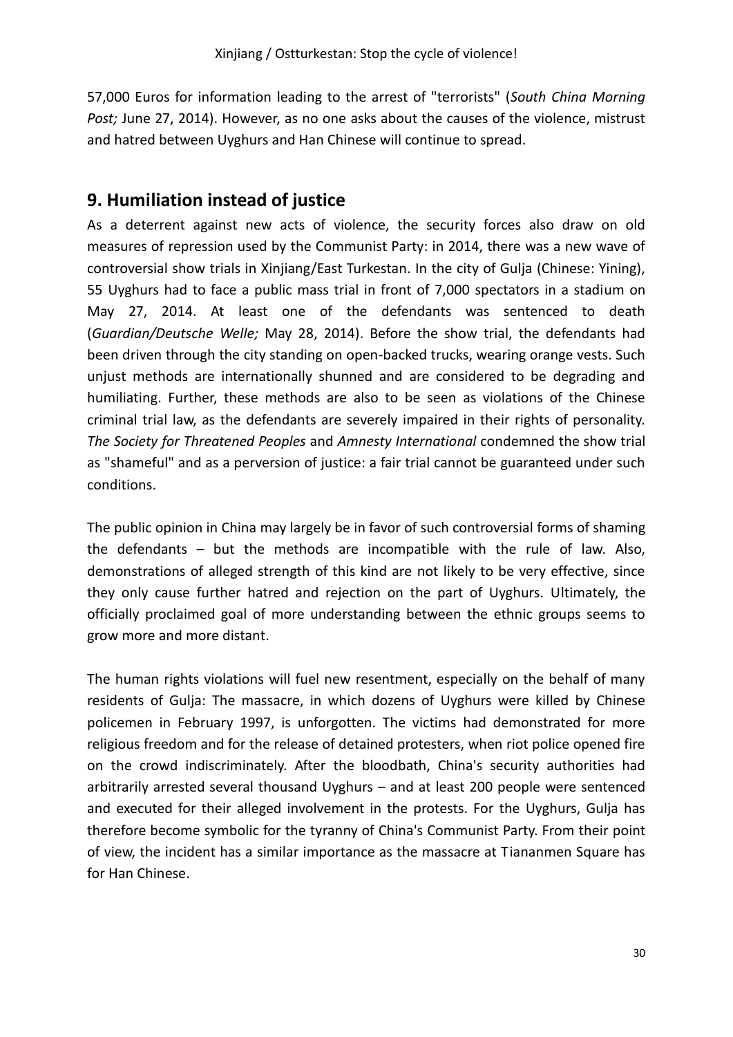57,000 Euros for information leading to the arrest of "terrorists" (*South China Morning Post;* June 27, 2014). However, as no one asks about the causes of the violence, mistrust and hatred between Uyghurs and Han Chinese will continue to spread.

## 9. Humiliation instead of justice

As a deterrent against new acts of violence, the security forces also draw on old measures of repression used by the Communist Party: in 2014, there was a new wave of controversial show trials in Xinjiang/East Turkestan. In the city of Gulja (Chinese: Yining), 55 Uyghurs had to face a public mass trial in front of 7,000 spectators in a stadium on May 27, 2014. At least one of the defendants was sentenced to death (*Guardian/Deutsche Welle;* May 28, 2014). Before the show trial, the defendants had been driven through the city standing on open-backed trucks, wearing orange vests. Such unjust methods are internationally shunned and are considered to be degrading and humiliating. Further, these methods are also to be seen as violations of the Chinese criminal trial law, as the defendants are severely impaired in their rights of personality. *The Society for Threatened Peoples* and *Amnesty International* condemned the show trial as "shameful" and as a perversion of justice: a fair trial cannot be guaranteed under such conditions.

The public opinion in China may largely be in favor of such controversial forms of shaming the defendants – but the methods are incompatible with the rule of law. Also, demonstrations of alleged strength of this kind are not likely to be very effective, since they only cause further hatred and rejection on the part of Uyghurs. Ultimately, the officially proclaimed goal of more understanding between the ethnic groups seems to grow more and more distant.

The human rights violations will fuel new resentment, especially on the behalf of many residents of Gulja: The massacre, in which dozens of Uyghurs were killed by Chinese policemen in February 1997, is unforgotten. The victims had demonstrated for more religious freedom and for the release of detained protesters, when riot police opened fire on the crowd indiscriminately. After the bloodbath, China's security authorities had arbitrarily arrested several thousand Uyghurs – and at least 200 people were sentenced and executed for their alleged involvement in the protests. For the Uyghurs, Gulja has therefore become symbolic for the tyranny of China's Communist Party. From their point of view, the incident has a similar importance as the massacre at Tiananmen Square has for Han Chinese.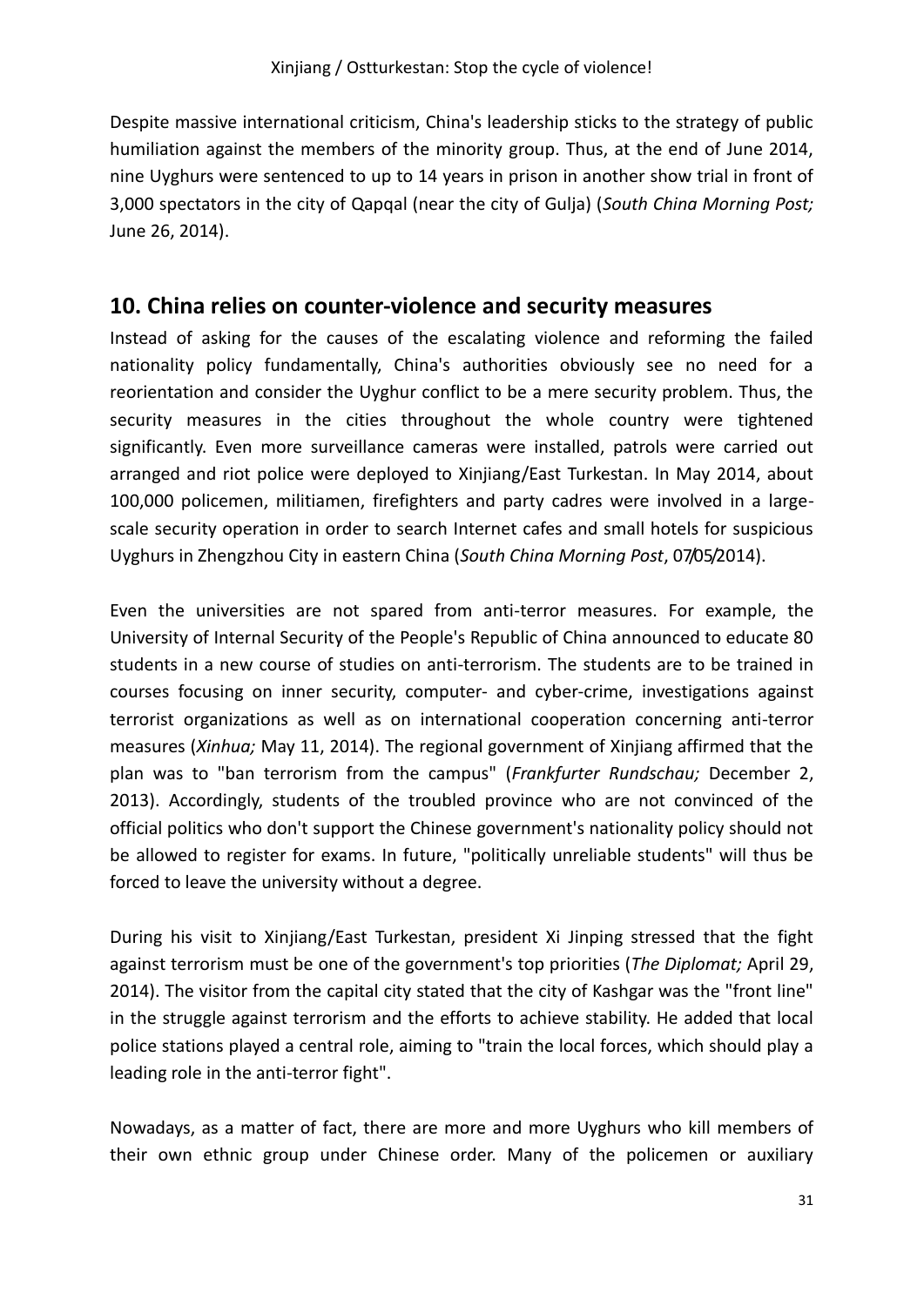Despite massive international criticism, China's leadership sticks to the strategy of public humiliation against the members of the minority group. Thus, at the end of June 2014, nine Uyghurs were sentenced to up to 14 years in prison in another show trial in front of 3,000 spectators in the city of Qapqal (near the city of Gulja) (*South China Morning Post;* June 26, 2014).

## 10. China relies on counter-violence and security measures

Instead of asking for the causes of the escalating violence and reforming the failed nationality policy fundamentally, China's authorities obviously see no need for a reorientation and consider the Uyghur conflict to be a mere security problem. Thus, the security measures in the cities throughout the whole country were tightened significantly. Even more surveillance cameras were installed, patrols were carried out arranged and riot police were deployed to Xinjiang/East Turkestan. In May 2014, about 100,000 policemen, militiamen, firefighters and party cadres were involved in a large-scale security operation in order to search Internet cafes and small hotels for suspicious Uyghurs in Zhengzhou City in eastern China (*South China Morning Post*, 07/05/2014).

Even the universities are not spared from anti-terror measures. For example, the University of Internal Security of the People's Republic of China announced to educate 80 students in a new course of studies on anti-terrorism. The students are to be trained in courses focusing on inner security, computer- and cyber-crime, investigations against terrorist organizations as well as on international cooperation concerning anti-terror measures (*Xinhua;* May 11, 2014). The regional government of Xinjiang affirmed that the plan was to "ban terrorism from the campus" (*Frankfurter Rundschau;* December 2, 2013). Accordingly, students of the troubled province who are not convinced of the official politics who don't support the Chinese government's nationality policy should not be allowed to register for exams. In future, "politically unreliable students" will thus be forced to leave the university without a degree.

During his visit to Xinjiang/East Turkestan, president Xi Jinping stressed that the fight against terrorism must be one of the government's top priorities (*The Diplomat;* April 29, 2014). The visitor from the capital city stated that the city of Kashgar was the "front line" in the struggle against terrorism and the efforts to achieve stability. He added that local police stations played a central role, aiming to "train the local forces, which should play a leading role in the anti-terror fight".

Nowadays, as a matter of fact, there are more and more Uyghurs who kill members of their own ethnic group under Chinese order. Many of the policemen or auxiliary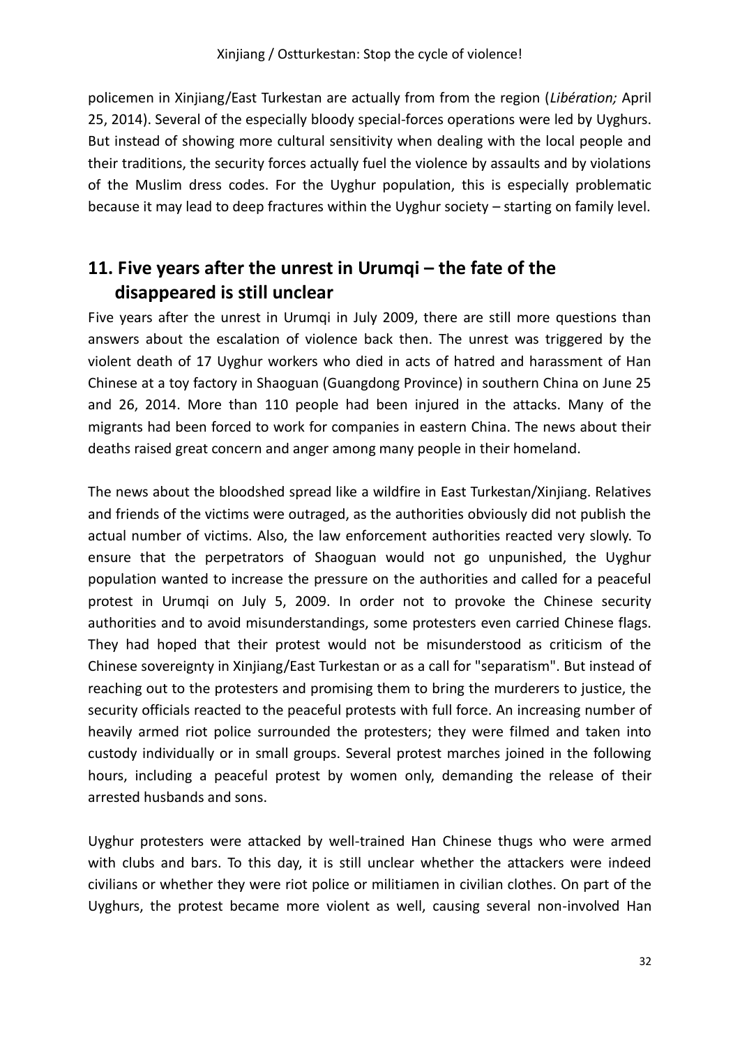policemen in Xinjiang/East Turkestan are actually from from the region (*Libération;* April 25, 2014). Several of the especially bloody special-forces operations were led by Uyghurs. But instead of showing more cultural sensitivity when dealing with the local people and their traditions, the security forces actually fuel the violence by assaults and by violations of the Muslim dress codes. For the Uyghur population, this is especially problematic because it may lead to deep fractures within the Uyghur society – starting on family level.

## 11. Five years after the unrest in Urumqi – the fate of the disappeared is still unclear

Five years after the unrest in Urumqi in July 2009, there are still more questions than answers about the escalation of violence back then. The unrest was triggered by the violent death of 17 Uyghur workers who died in acts of hatred and harassment of Han Chinese at a toy factory in Shaoguan (Guangdong Province) in southern China on June 25 and 26, 2014. More than 110 people had been injured in the attacks. Many of the migrants had been forced to work for companies in eastern China. The news about their deaths raised great concern and anger among many people in their homeland.

The news about the bloodshed spread like a wildfire in East Turkestan/Xinjiang. Relatives and friends of the victims were outraged, as the authorities obviously did not publish the actual number of victims. Also, the law enforcement authorities reacted very slowly. To ensure that the perpetrators of Shaoguan would not go unpunished, the Uyghur population wanted to increase the pressure on the authorities and called for a peaceful protest in Urumqi on July 5, 2009. In order not to provoke the Chinese security authorities and to avoid misunderstandings, some protesters even carried Chinese flags. They had hoped that their protest would not be misunderstood as criticism of the Chinese sovereignty in Xinjiang/East Turkestan or as a call for "separatism". But instead of reaching out to the protesters and promising them to bring the murderers to justice, the security officials reacted to the peaceful protests with full force. An increasing number of heavily armed riot police surrounded the protesters; they were filmed and taken into custody individually or in small groups. Several protest marches joined in the following hours, including a peaceful protest by women only, demanding the release of their arrested husbands and sons.

Uyghur protesters were attacked by well-trained Han Chinese thugs who were armed with clubs and bars. To this day, it is still unclear whether the attackers were indeed civilians or whether they were riot police or militiamen in civilian clothes. On part of the Uyghurs, the protest became more violent as well, causing several non-involved Han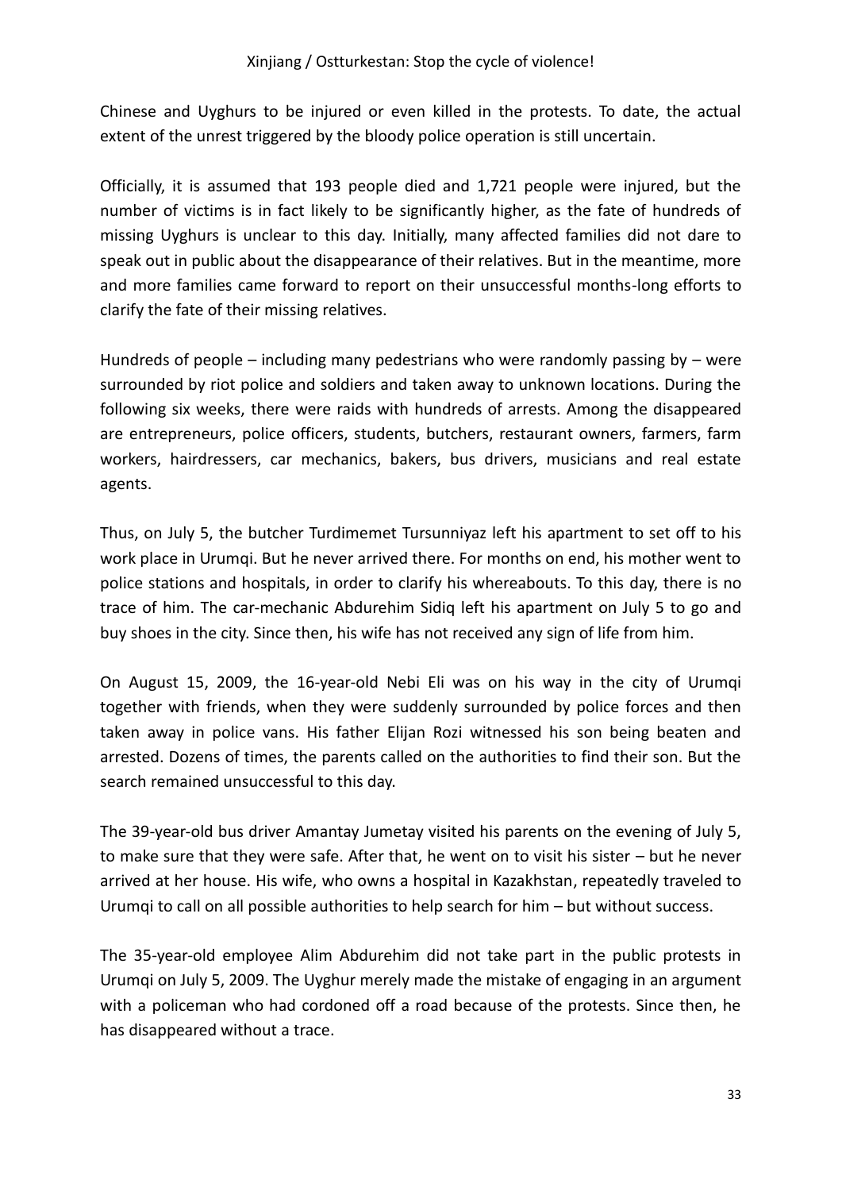Chinese and Uyghurs to be injured or even killed in the protests. To date, the actual extent of the unrest triggered by the bloody police operation is still uncertain.

Officially, it is assumed that 193 people died and 1,721 people were injured, but the number of victims is in fact likely to be significantly higher, as the fate of hundreds of missing Uyghurs is unclear to this day. Initially, many affected families did not dare to speak out in public about the disappearance of their relatives. But in the meantime, more and more families came forward to report on their unsuccessful months-long efforts to clarify the fate of their missing relatives.

Hundreds of people – including many pedestrians who were randomly passing by – were surrounded by riot police and soldiers and taken away to unknown locations. During the following six weeks, there were raids with hundreds of arrests. Among the disappeared are entrepreneurs, police officers, students, butchers, restaurant owners, farmers, farm workers, hairdressers, car mechanics, bakers, bus drivers, musicians and real estate agents.

Thus, on July 5, the butcher Turdimemet Tursunniyaz left his apartment to set off to his work place in Urumqi. But he never arrived there. For months on end, his mother went to police stations and hospitals, in order to clarify his whereabouts. To this day, there is no trace of him. The car-mechanic Abdurehim Sidiq left his apartment on July 5 to go and buy shoes in the city. Since then, his wife has not received any sign of life from him.

On August 15, 2009, the 16-year-old Nebi Eli was on his way in the city of Urumqi together with friends, when they were suddenly surrounded by police forces and then taken away in police vans. His father Elijan Rozi witnessed his son being beaten and arrested. Dozens of times, the parents called on the authorities to find their son. But the search remained unsuccessful to this day.

The 39-year-old bus driver Amantay Jumetay visited his parents on the evening of July 5, to make sure that they were safe. After that, he went on to visit his sister – but he never arrived at her house. His wife, who owns a hospital in Kazakhstan, repeatedly traveled to Urumqi to call on all possible authorities to help search for him – but without success.

The 35-year-old employee Alim Abdurehim did not take part in the public protests in Urumqi on July 5, 2009. The Uyghur merely made the mistake of engaging in an argument with a policeman who had cordoned off a road because of the protests. Since then, he has disappeared without a trace.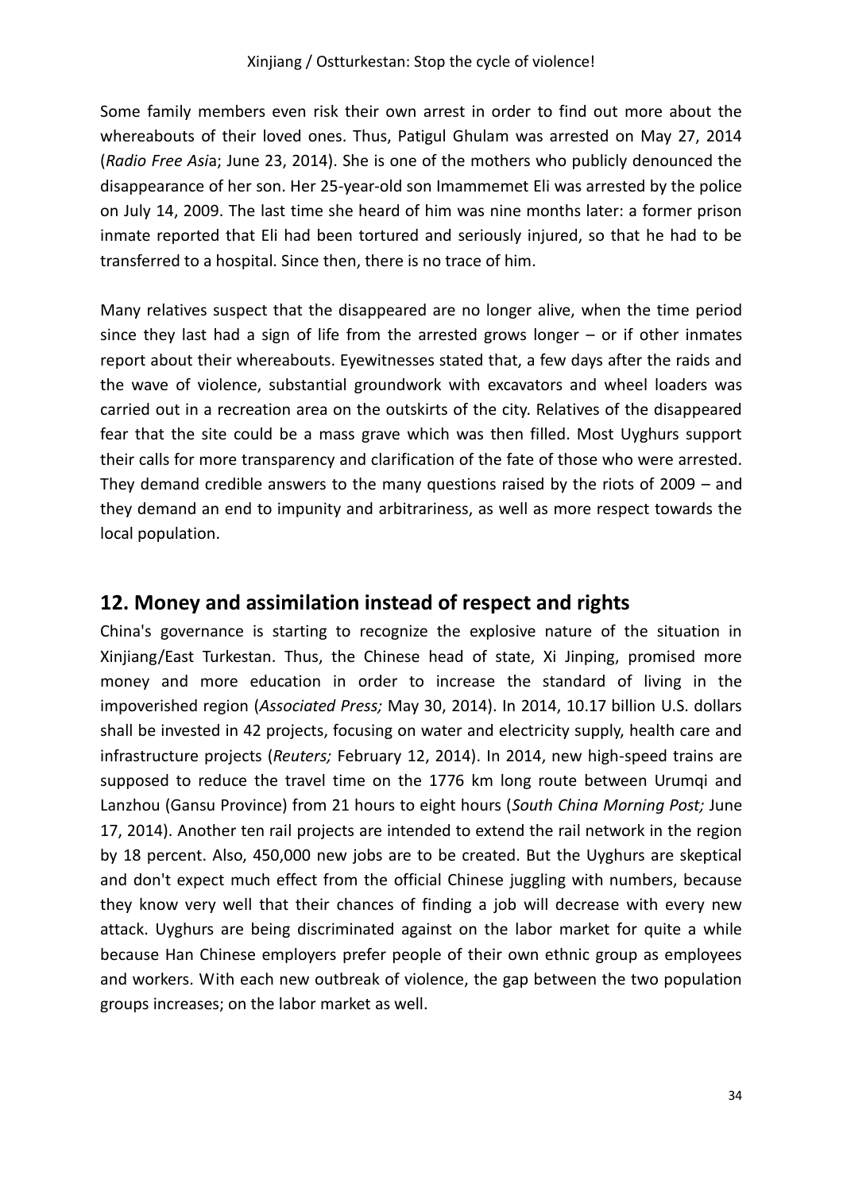Some family members even risk their own arrest in order to find out more about the whereabouts of their loved ones. Thus, Patigul Ghulam was arrested on May 27, 2014 (*Radio Free Asia*; June 23, 2014). She is one of the mothers who publicly denounced the disappearance of her son. Her 25-year-old son Imammemet Eli was arrested by the police on July 14, 2009. The last time she heard of him was nine months later: a former prison inmate reported that Eli had been tortured and seriously injured, so that he had to be transferred to a hospital. Since then, there is no trace of him.

Many relatives suspect that the disappeared are no longer alive, when the time period since they last had a sign of life from the arrested grows longer – or if other inmates report about their whereabouts. Eyewitnesses stated that, a few days after the raids and the wave of violence, substantial groundwork with excavators and wheel loaders was carried out in a recreation area on the outskirts of the city. Relatives of the disappeared fear that the site could be a mass grave which was then filled. Most Uyghurs support their calls for more transparency and clarification of the fate of those who were arrested. They demand credible answers to the many questions raised by the riots of 2009 – and they demand an end to impunity and arbitrariness, as well as more respect towards the local population.

## 12. Money and assimilation instead of respect and rights

China's governance is starting to recognize the explosive nature of the situation in Xinjiang/East Turkestan. Thus, the Chinese head of state, Xi Jinping, promised more money and more education in order to increase the standard of living in the impoverished region (*Associated Press;* May 30, 2014). In 2014, 10.17 billion U.S. dollars shall be invested in 42 projects, focusing on water and electricity supply, health care and infrastructure projects (*Reuters;* February 12, 2014). In 2014, new high-speed trains are supposed to reduce the travel time on the 1776 km long route between Urumqi and Lanzhou (Gansu Province) from 21 hours to eight hours (*South China Morning Post;* June 17, 2014). Another ten rail projects are intended to extend the rail network in the region by 18 percent. Also, 450,000 new jobs are to be created. But the Uyghurs are skeptical and don't expect much effect from the official Chinese juggling with numbers, because they know very well that their chances of finding a job will decrease with every new attack. Uyghurs are being discriminated against on the labor market for quite a while because Han Chinese employers prefer people of their own ethnic group as employees and workers. With each new outbreak of violence, the gap between the two population groups increases; on the labor market as well.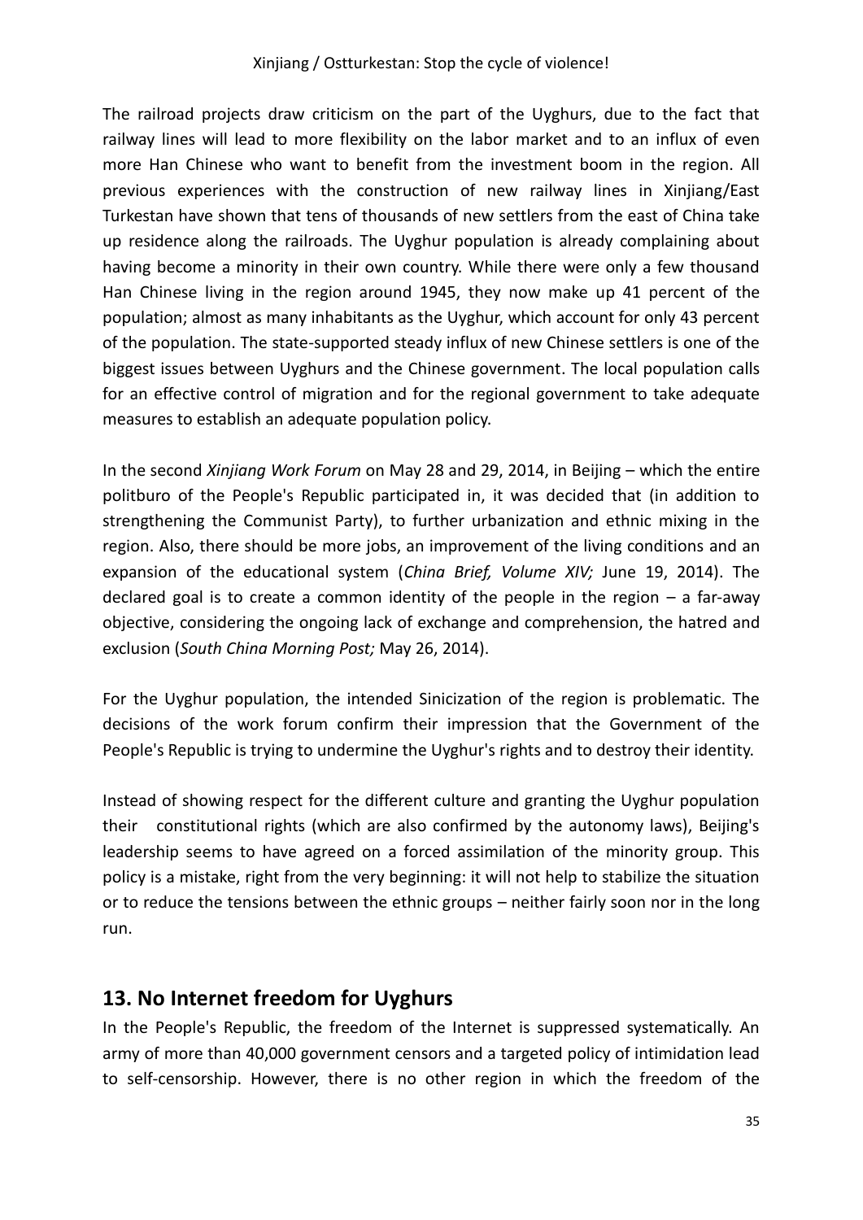The railroad projects draw criticism on the part of the Uyghurs, due to the fact that railway lines will lead to more flexibility on the labor market and to an influx of even more Han Chinese who want to benefit from the investment boom in the region. All previous experiences with the construction of new railway lines in Xinjiang/East Turkestan have shown that tens of thousands of new settlers from the east of China take up residence along the railroads. The Uyghur population is already complaining about having become a minority in their own country. While there were only a few thousand Han Chinese living in the region around 1945, they now make up 41 percent of the population; almost as many inhabitants as the Uyghur, which account for only 43 percent of the population. The state-supported steady influx of new Chinese settlers is one of the biggest issues between Uyghurs and the Chinese government. The local population calls for an effective control of migration and for the regional government to take adequate measures to establish an adequate population policy.

In the second *Xinjiang Work Forum* on May 28 and 29, 2014, in Beijing – which the entire politburo of the People's Republic participated in, it was decided that (in addition to strengthening the Communist Party), to further urbanization and ethnic mixing in the region. Also, there should be more jobs, an improvement of the living conditions and an expansion of the educational system (*China Brief, Volume XIV;* June 19, 2014). The declared goal is to create a common identity of the people in the region – a far-away objective, considering the ongoing lack of exchange and comprehension, the hatred and exclusion (*South China Morning Post;* May 26, 2014).

For the Uyghur population, the intended Sinicization of the region is problematic. The decisions of the work forum confirm their impression that the Government of the People's Republic is trying to undermine the Uyghur's rights and to destroy their identity.

Instead of showing respect for the different culture and granting the Uyghur population their constitutional rights (which are also confirmed by the autonomy laws), Beijing's leadership seems to have agreed on a forced assimilation of the minority group. This policy is a mistake, right from the very beginning: it will not help to stabilize the situation or to reduce the tensions between the ethnic groups – neither fairly soon nor in the long run.

## 13. No Internet freedom for Uyghurs

In the People's Republic, the freedom of the Internet is suppressed systematically. An army of more than 40,000 government censors and a targeted policy of intimidation lead to self-censorship. However, there is no other region in which the freedom of the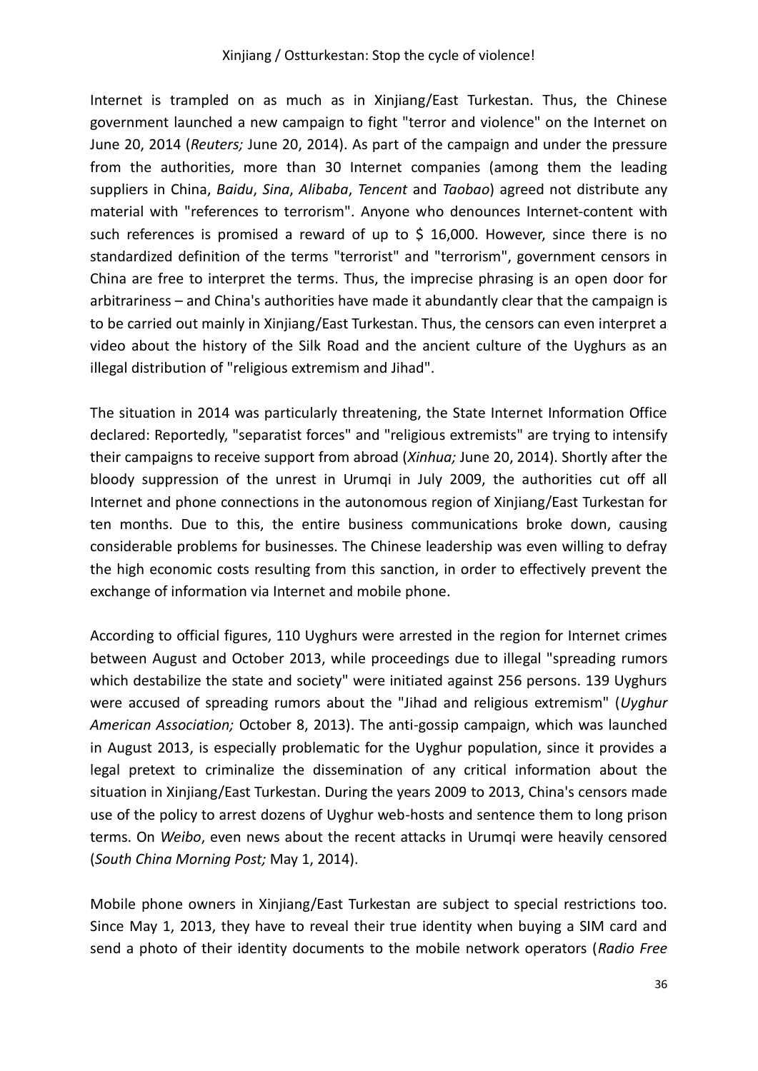Internet is trampled on as much as in Xinjiang/East Turkestan. Thus, the Chinese government launched a new campaign to fight "terror and violence" on the Internet on June 20, 2014 (*Reuters;* June 20, 2014). As part of the campaign and under the pressure from the authorities, more than 30 Internet companies (among them the leading suppliers in China, *Baidu*, *Sina*, *Alibaba*, *Tencent* and *Taobao*) agreed not distribute any material with "references to terrorism". Anyone who denounces Internet-content with such references is promised a reward of up to $ 16,000. However, since there is no standardized definition of the terms "terrorist" and "terrorism", government censors in China are free to interpret the terms. Thus, the imprecise phrasing is an open door for arbitrariness – and China's authorities have made it abundantly clear that the campaign is to be carried out mainly in Xinjiang/East Turkestan. Thus, the censors can even interpret a video about the history of the Silk Road and the ancient culture of the Uyghurs as an illegal distribution of "religious extremism and Jihad".

The situation in 2014 was particularly threatening, the State Internet Information Office declared: Reportedly, "separatist forces" and "religious extremists" are trying to intensify their campaigns to receive support from abroad (*Xinhua;* June 20, 2014). Shortly after the bloody suppression of the unrest in Urumqi in July 2009, the authorities cut off all Internet and phone connections in the autonomous region of Xinjiang/East Turkestan for ten months. Due to this, the entire business communications broke down, causing considerable problems for businesses. The Chinese leadership was even willing to defray the high economic costs resulting from this sanction, in order to effectively prevent the exchange of information via Internet and mobile phone.

According to official figures, 110 Uyghurs were arrested in the region for Internet crimes between August and October 2013, while proceedings due to illegal "spreading rumors which destabilize the state and society" were initiated against 256 persons. 139 Uyghurs were accused of spreading rumors about the "Jihad and religious extremism" (*Uyghur American Association;* October 8, 2013). The anti-gossip campaign, which was launched in August 2013, is especially problematic for the Uyghur population, since it provides a legal pretext to criminalize the dissemination of any critical information about the situation in Xinjiang/East Turkestan. During the years 2009 to 2013, China's censors made use of the policy to arrest dozens of Uyghur web-hosts and sentence them to long prison terms. On *Weibo*, even news about the recent attacks in Urumqi were heavily censored (*South China Morning Post;* May 1, 2014).

Mobile phone owners in Xinjiang/East Turkestan are subject to special restrictions too. Since May 1, 2013, they have to reveal their true identity when buying a SIM card and send a photo of their identity documents to the mobile network operators (*Radio Free*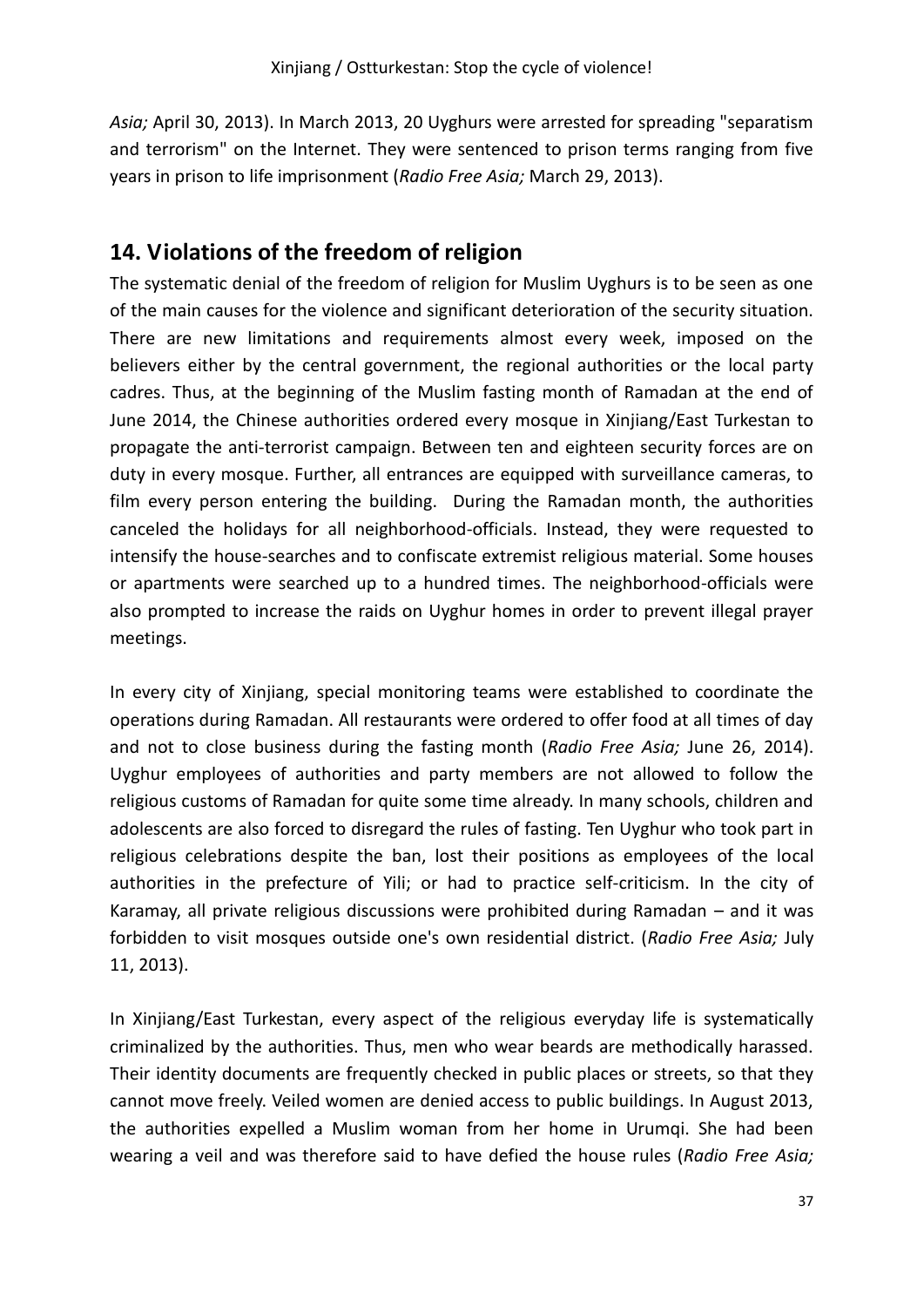*Asia;* April 30, 2013). In March 2013, 20 Uyghurs were arrested for spreading "separatism and terrorism" on the Internet. They were sentenced to prison terms ranging from five years in prison to life imprisonment (*Radio Free Asia;* March 29, 2013).

## 14. Violations of the freedom of religion

The systematic denial of the freedom of religion for Muslim Uyghurs is to be seen as one of the main causes for the violence and significant deterioration of the security situation. There are new limitations and requirements almost every week, imposed on the believers either by the central government, the regional authorities or the local party cadres. Thus, at the beginning of the Muslim fasting month of Ramadan at the end of June 2014, the Chinese authorities ordered every mosque in Xinjiang/East Turkestan to propagate the anti-terrorist campaign. Between ten and eighteen security forces are on duty in every mosque. Further, all entrances are equipped with surveillance cameras, to film every person entering the building. During the Ramadan month, the authorities canceled the holidays for all neighborhood-officials. Instead, they were requested to intensify the house-searches and to confiscate extremist religious material. Some houses or apartments were searched up to a hundred times. The neighborhood-officials were also prompted to increase the raids on Uyghur homes in order to prevent illegal prayer meetings.

In every city of Xinjiang, special monitoring teams were established to coordinate the operations during Ramadan. All restaurants were ordered to offer food at all times of day and not to close business during the fasting month (*Radio Free Asia;* June 26, 2014). Uyghur employees of authorities and party members are not allowed to follow the religious customs of Ramadan for quite some time already. In many schools, children and adolescents are also forced to disregard the rules of fasting. Ten Uyghur who took part in religious celebrations despite the ban, lost their positions as employees of the local authorities in the prefecture of Yili; or had to practice self-criticism. In the city of Karamay, all private religious discussions were prohibited during Ramadan – and it was forbidden to visit mosques outside one's own residential district. (*Radio Free Asia;* July 11, 2013).

In Xinjiang/East Turkestan, every aspect of the religious everyday life is systematically criminalized by the authorities. Thus, men who wear beards are methodically harassed. Their identity documents are frequently checked in public places or streets, so that they cannot move freely. Veiled women are denied access to public buildings. In August 2013, the authorities expelled a Muslim woman from her home in Urumqi. She had been wearing a veil and was therefore said to have defied the house rules (*Radio Free Asia;*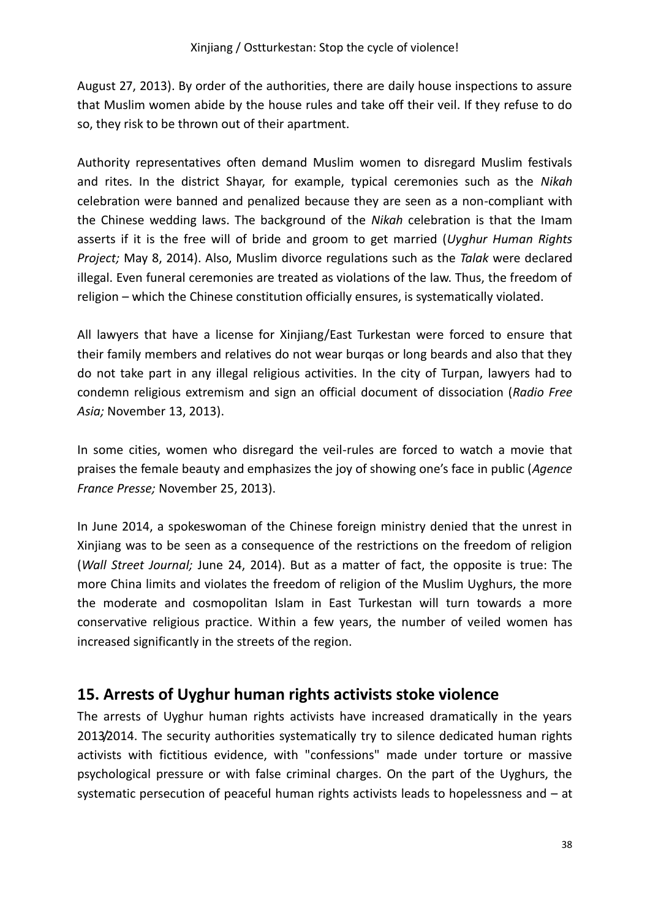August 27, 2013). By order of the authorities, there are daily house inspections to assure that Muslim women abide by the house rules and take off their veil. If they refuse to do so, they risk to be thrown out of their apartment.

Authority representatives often demand Muslim women to disregard Muslim festivals and rites. In the district Shayar, for example, typical ceremonies such as the *Nikah* celebration were banned and penalized because they are seen as a non-compliant with the Chinese wedding laws. The background of the *Nikah* celebration is that the Imam asserts if it is the free will of bride and groom to get married (*Uyghur Human Rights Project;* May 8, 2014). Also, Muslim divorce regulations such as the *Talak* were declared illegal. Even funeral ceremonies are treated as violations of the law. Thus, the freedom of religion – which the Chinese constitution officially ensures, is systematically violated.

All lawyers that have a license for Xinjiang/East Turkestan were forced to ensure that their family members and relatives do not wear burqas or long beards and also that they do not take part in any illegal religious activities. In the city of Turpan, lawyers had to condemn religious extremism and sign an official document of dissociation (*Radio Free Asia;* November 13, 2013).

In some cities, women who disregard the veil-rules are forced to watch a movie that praises the female beauty and emphasizes the joy of showing one's face in public (*Agence France Presse;* November 25, 2013).

In June 2014, a spokeswoman of the Chinese foreign ministry denied that the unrest in Xinjiang was to be seen as a consequence of the restrictions on the freedom of religion (*Wall Street Journal;* June 24, 2014). But as a matter of fact, the opposite is true: The more China limits and violates the freedom of religion of the Muslim Uyghurs, the more the moderate and cosmopolitan Islam in East Turkestan will turn towards a more conservative religious practice. Within a few years, the number of veiled women has increased significantly in the streets of the region.

## 15. Arrests of Uyghur human rights activists stoke violence

The arrests of Uyghur human rights activists have increased dramatically in the years 2013/2014. The security authorities systematically try to silence dedicated human rights activists with fictitious evidence, with "confessions" made under torture or massive psychological pressure or with false criminal charges. On the part of the Uyghurs, the systematic persecution of peaceful human rights activists leads to hopelessness and – at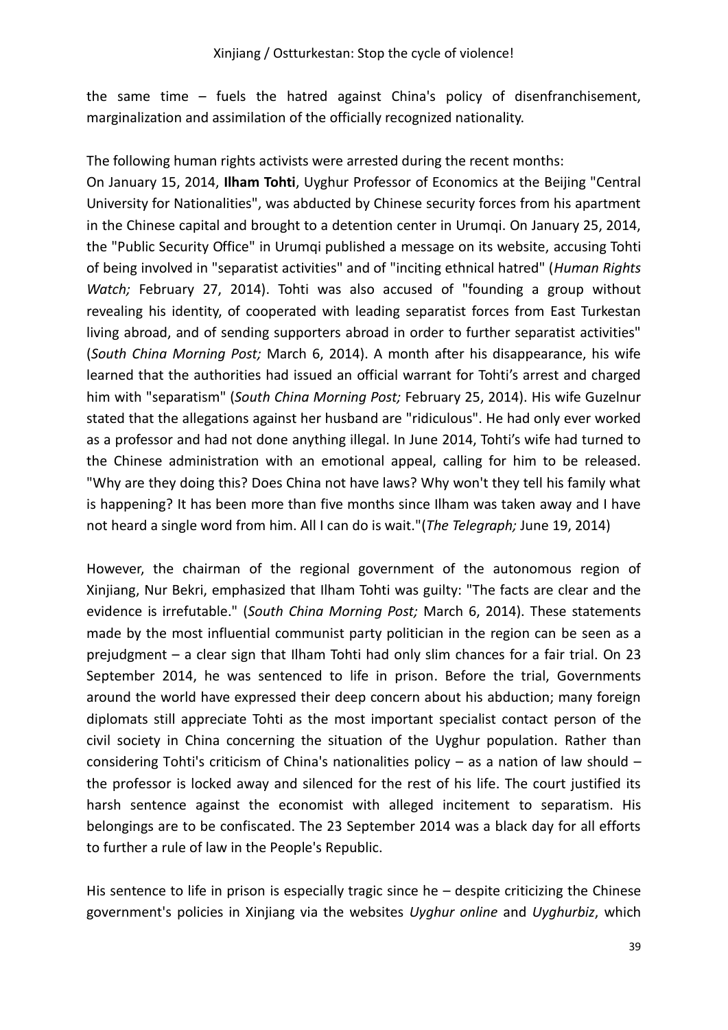the same time – fuels the hatred against China's policy of disenfranchisement, marginalization and assimilation of the officially recognized nationality.

The following human rights activists were arrested during the recent months:
On January 15, 2014, **Ilham Tohti**, Uyghur Professor of Economics at the Beijing "Central University for Nationalities", was abducted by Chinese security forces from his apartment in the Chinese capital and brought to a detention center in Urumqi. On January 25, 2014, the "Public Security Office" in Urumqi published a message on its website, accusing Tohti of being involved in "separatist activities" and of "inciting ethnical hatred" (*Human Rights Watch;* February 27, 2014). Tohti was also accused of "founding a group without revealing his identity, of cooperated with leading separatist forces from East Turkestan living abroad, and of sending supporters abroad in order to further separatist activities" (*South China Morning Post;* March 6, 2014). A month after his disappearance, his wife learned that the authorities had issued an official warrant for Tohti's arrest and charged him with "separatism" (*South China Morning Post;* February 25, 2014). His wife Guzelnur stated that the allegations against her husband are "ridiculous". He had only ever worked as a professor and had not done anything illegal. In June 2014, Tohti's wife had turned to the Chinese administration with an emotional appeal, calling for him to be released. "Why are they doing this? Does China not have laws? Why won't they tell his family what is happening? It has been more than five months since Ilham was taken away and I have not heard a single word from him. All I can do is wait."(*The Telegraph;* June 19, 2014)

However, the chairman of the regional government of the autonomous region of Xinjiang, Nur Bekri, emphasized that Ilham Tohti was guilty: "The facts are clear and the evidence is irrefutable." (*South China Morning Post;* March 6, 2014). These statements made by the most influential communist party politician in the region can be seen as a prejudgment – a clear sign that Ilham Tohti had only slim chances for a fair trial. On 23 September 2014, he was sentenced to life in prison. Before the trial, Governments around the world have expressed their deep concern about his abduction; many foreign diplomats still appreciate Tohti as the most important specialist contact person of the civil society in China concerning the situation of the Uyghur population. Rather than considering Tohti's criticism of China's nationalities policy – as a nation of law should – the professor is locked away and silenced for the rest of his life. The court justified its harsh sentence against the economist with alleged incitement to separatism. His belongings are to be confiscated. The 23 September 2014 was a black day for all efforts to further a rule of law in the People's Republic.

His sentence to life in prison is especially tragic since he – despite criticizing the Chinese government's policies in Xinjiang via the websites *Uyghur online* and *Uyghurbiz*, which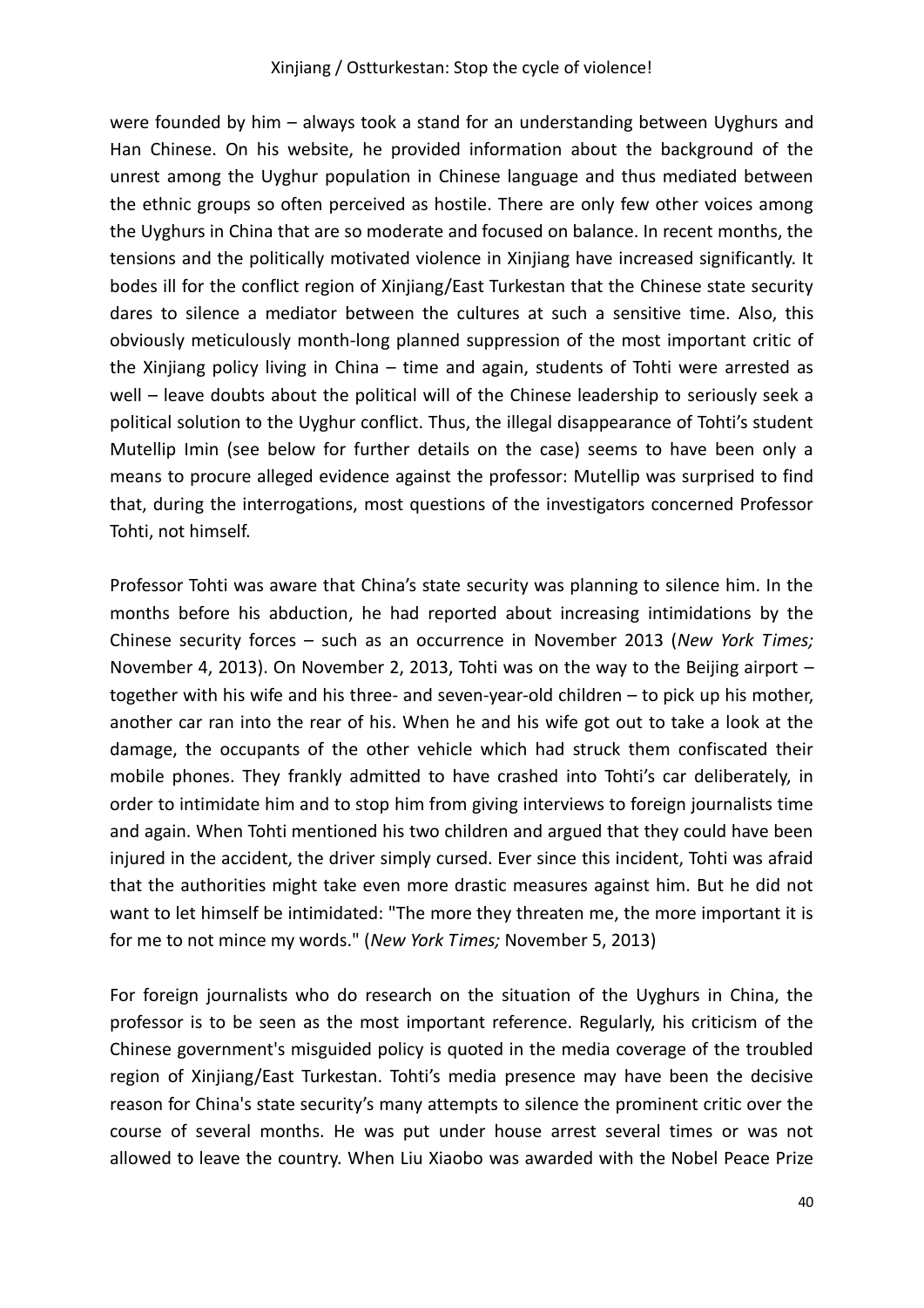were founded by him – always took a stand for an understanding between Uyghurs and Han Chinese. On his website, he provided information about the background of the unrest among the Uyghur population in Chinese language and thus mediated between the ethnic groups so often perceived as hostile. There are only few other voices among the Uyghurs in China that are so moderate and focused on balance. In recent months, the tensions and the politically motivated violence in Xinjiang have increased significantly. It bodes ill for the conflict region of Xinjiang/East Turkestan that the Chinese state security dares to silence a mediator between the cultures at such a sensitive time. Also, this obviously meticulously month-long planned suppression of the most important critic of the Xinjiang policy living in China – time and again, students of Tohti were arrested as well – leave doubts about the political will of the Chinese leadership to seriously seek a political solution to the Uyghur conflict. Thus, the illegal disappearance of Tohti's student Mutellip Imin (see below for further details on the case) seems to have been only a means to procure alleged evidence against the professor: Mutellip was surprised to find that, during the interrogations, most questions of the investigators concerned Professor Tohti, not himself.

Professor Tohti was aware that China's state security was planning to silence him. In the months before his abduction, he had reported about increasing intimidations by the Chinese security forces – such as an occurrence in November 2013 (*New York Times;* November 4, 2013). On November 2, 2013, Tohti was on the way to the Beijing airport – together with his wife and his three- and seven-year-old children – to pick up his mother, another car ran into the rear of his. When he and his wife got out to take a look at the damage, the occupants of the other vehicle which had struck them confiscated their mobile phones. They frankly admitted to have crashed into Tohti's car deliberately, in order to intimidate him and to stop him from giving interviews to foreign journalists time and again. When Tohti mentioned his two children and argued that they could have been injured in the accident, the driver simply cursed. Ever since this incident, Tohti was afraid that the authorities might take even more drastic measures against him. But he did not want to let himself be intimidated: "The more they threaten me, the more important it is for me to not mince my words." (*New York Times;* November 5, 2013)

For foreign journalists who do research on the situation of the Uyghurs in China, the professor is to be seen as the most important reference. Regularly, his criticism of the Chinese government's misguided policy is quoted in the media coverage of the troubled region of Xinjiang/East Turkestan. Tohti's media presence may have been the decisive reason for China's state security's many attempts to silence the prominent critic over the course of several months. He was put under house arrest several times or was not allowed to leave the country. When Liu Xiaobo was awarded with the Nobel Peace Prize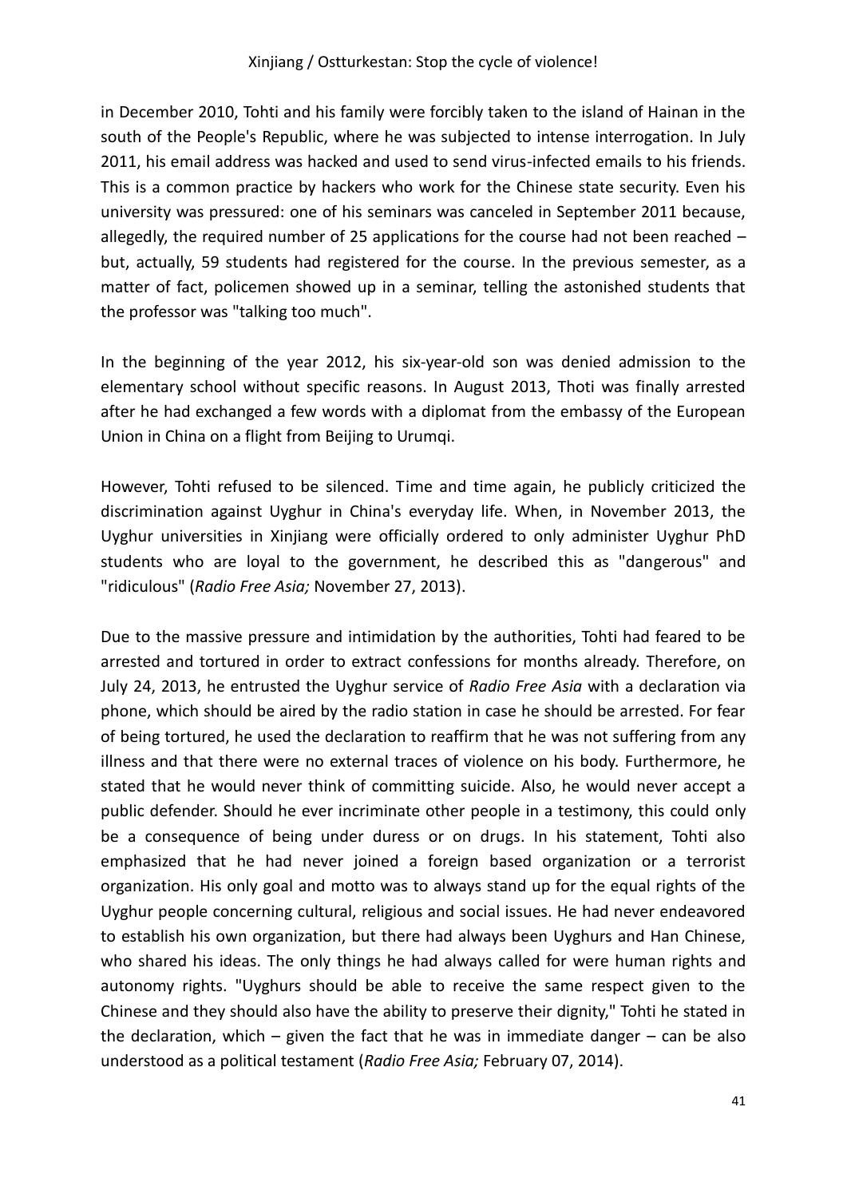in December 2010, Tohti and his family were forcibly taken to the island of Hainan in the south of the People's Republic, where he was subjected to intense interrogation. In July 2011, his email address was hacked and used to send virus-infected emails to his friends. This is a common practice by hackers who work for the Chinese state security. Even his university was pressured: one of his seminars was canceled in September 2011 because, allegedly, the required number of 25 applications for the course had not been reached – but, actually, 59 students had registered for the course. In the previous semester, as a matter of fact, policemen showed up in a seminar, telling the astonished students that the professor was "talking too much".

In the beginning of the year 2012, his six-year-old son was denied admission to the elementary school without specific reasons. In August 2013, Thoti was finally arrested after he had exchanged a few words with a diplomat from the embassy of the European Union in China on a flight from Beijing to Urumqi.

However, Tohti refused to be silenced. Time and time again, he publicly criticized the discrimination against Uyghur in China's everyday life. When, in November 2013, the Uyghur universities in Xinjiang were officially ordered to only administer Uyghur PhD students who are loyal to the government, he described this as "dangerous" and "ridiculous" (*Radio Free Asia;* November 27, 2013).

Due to the massive pressure and intimidation by the authorities, Tohti had feared to be arrested and tortured in order to extract confessions for months already. Therefore, on July 24, 2013, he entrusted the Uyghur service of *Radio Free Asia* with a declaration via phone, which should be aired by the radio station in case he should be arrested. For fear of being tortured, he used the declaration to reaffirm that he was not suffering from any illness and that there were no external traces of violence on his body. Furthermore, he stated that he would never think of committing suicide. Also, he would never accept a public defender. Should he ever incriminate other people in a testimony, this could only be a consequence of being under duress or on drugs. In his statement, Tohti also emphasized that he had never joined a foreign based organization or a terrorist organization. His only goal and motto was to always stand up for the equal rights of the Uyghur people concerning cultural, religious and social issues. He had never endeavored to establish his own organization, but there had always been Uyghurs and Han Chinese, who shared his ideas. The only things he had always called for were human rights and autonomy rights. "Uyghurs should be able to receive the same respect given to the Chinese and they should also have the ability to preserve their dignity," Tohti he stated in the declaration, which – given the fact that he was in immediate danger – can be also understood as a political testament (*Radio Free Asia;* February 07, 2014).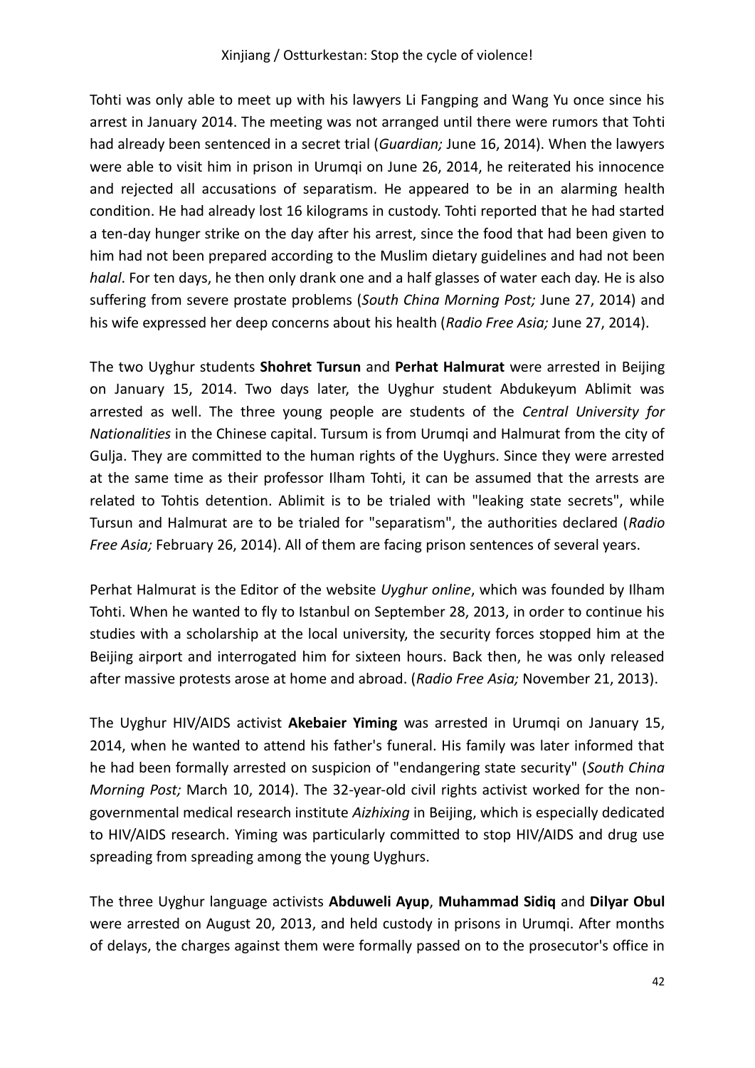Tohti was only able to meet up with his lawyers Li Fangping and Wang Yu once since his arrest in January 2014. The meeting was not arranged until there were rumors that Tohti had already been sentenced in a secret trial (*Guardian;* June 16, 2014). When the lawyers were able to visit him in prison in Urumqi on June 26, 2014, he reiterated his innocence and rejected all accusations of separatism. He appeared to be in an alarming health condition. He had already lost 16 kilograms in custody. Tohti reported that he had started a ten-day hunger strike on the day after his arrest, since the food that had been given to him had not been prepared according to the Muslim dietary guidelines and had not been *halal*. For ten days, he then only drank one and a half glasses of water each day. He is also suffering from severe prostate problems (*South China Morning Post;* June 27, 2014) and his wife expressed her deep concerns about his health (*Radio Free Asia;* June 27, 2014).

The two Uyghur students **Shohret Tursun** and **Perhat Halmurat** were arrested in Beijing on January 15, 2014. Two days later, the Uyghur student Abdukeyum Ablimit was arrested as well. The three young people are students of the *Central University for Nationalities* in the Chinese capital. Tursum is from Urumqi and Halmurat from the city of Gulja. They are committed to the human rights of the Uyghurs. Since they were arrested at the same time as their professor Ilham Tohti, it can be assumed that the arrests are related to Tohtis detention. Ablimit is to be trialed with "leaking state secrets", while Tursun and Halmurat are to be trialed for "separatism", the authorities declared (*Radio Free Asia;* February 26, 2014). All of them are facing prison sentences of several years.

Perhat Halmurat is the Editor of the website *Uyghur online*, which was founded by Ilham Tohti. When he wanted to fly to Istanbul on September 28, 2013, in order to continue his studies with a scholarship at the local university, the security forces stopped him at the Beijing airport and interrogated him for sixteen hours. Back then, he was only released after massive protests arose at home and abroad. (*Radio Free Asia;* November 21, 2013).

The Uyghur HIV/AIDS activist **Akebaier Yiming** was arrested in Urumqi on January 15, 2014, when he wanted to attend his father's funeral. His family was later informed that he had been formally arrested on suspicion of "endangering state security" (*South China Morning Post;* March 10, 2014). The 32-year-old civil rights activist worked for the non-governmental medical research institute *Aizhixing* in Beijing, which is especially dedicated to HIV/AIDS research. Yiming was particularly committed to stop HIV/AIDS and drug use spreading from spreading among the young Uyghurs.

The three Uyghur language activists **Abduweli Ayup**, **Muhammad Sidiq** and **Dilyar Obul** were arrested on August 20, 2013, and held custody in prisons in Urumqi. After months of delays, the charges against them were formally passed on to the prosecutor's office in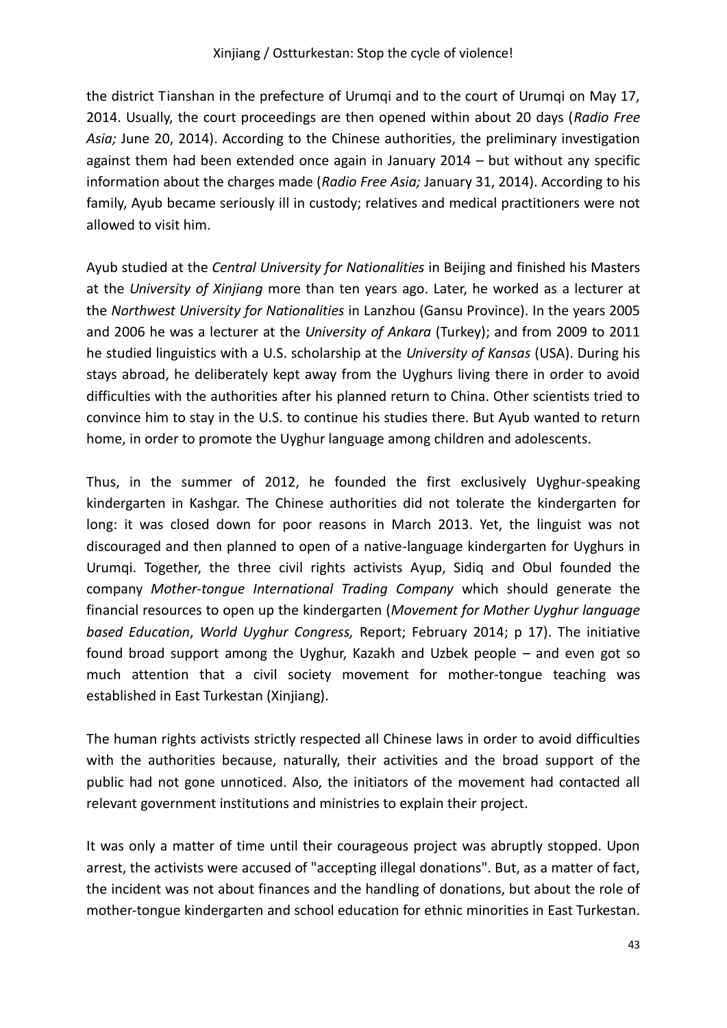the district Tianshan in the prefecture of Urumqi and to the court of Urumqi on May 17, 2014. Usually, the court proceedings are then opened within about 20 days (*Radio Free Asia;* June 20, 2014). According to the Chinese authorities, the preliminary investigation against them had been extended once again in January 2014 – but without any specific information about the charges made (*Radio Free Asia;* January 31, 2014). According to his family, Ayub became seriously ill in custody; relatives and medical practitioners were not allowed to visit him.

Ayub studied at the *Central University for Nationalities* in Beijing and finished his Masters at the *University of Xinjiang* more than ten years ago. Later, he worked as a lecturer at the *Northwest University for Nationalities* in Lanzhou (Gansu Province). In the years 2005 and 2006 he was a lecturer at the *University of Ankara* (Turkey); and from 2009 to 2011 he studied linguistics with a U.S. scholarship at the *University of Kansas* (USA). During his stays abroad, he deliberately kept away from the Uyghurs living there in order to avoid difficulties with the authorities after his planned return to China. Other scientists tried to convince him to stay in the U.S. to continue his studies there. But Ayub wanted to return home, in order to promote the Uyghur language among children and adolescents.

Thus, in the summer of 2012, he founded the first exclusively Uyghur-speaking kindergarten in Kashgar. The Chinese authorities did not tolerate the kindergarten for long: it was closed down for poor reasons in March 2013. Yet, the linguist was not discouraged and then planned to open of a native-language kindergarten for Uyghurs in Urumqi. Together, the three civil rights activists Ayup, Sidiq and Obul founded the company *Mother-tongue International Trading Company* which should generate the financial resources to open up the kindergarten (*Movement for Mother Uyghur language based Education*, *World Uyghur Congress,* Report; February 2014; p 17). The initiative found broad support among the Uyghur, Kazakh and Uzbek people – and even got so much attention that a civil society movement for mother-tongue teaching was established in East Turkestan (Xinjiang).

The human rights activists strictly respected all Chinese laws in order to avoid difficulties with the authorities because, naturally, their activities and the broad support of the public had not gone unnoticed. Also, the initiators of the movement had contacted all relevant government institutions and ministries to explain their project.

It was only a matter of time until their courageous project was abruptly stopped. Upon arrest, the activists were accused of "accepting illegal donations". But, as a matter of fact, the incident was not about finances and the handling of donations, but about the role of mother-tongue kindergarten and school education for ethnic minorities in East Turkestan.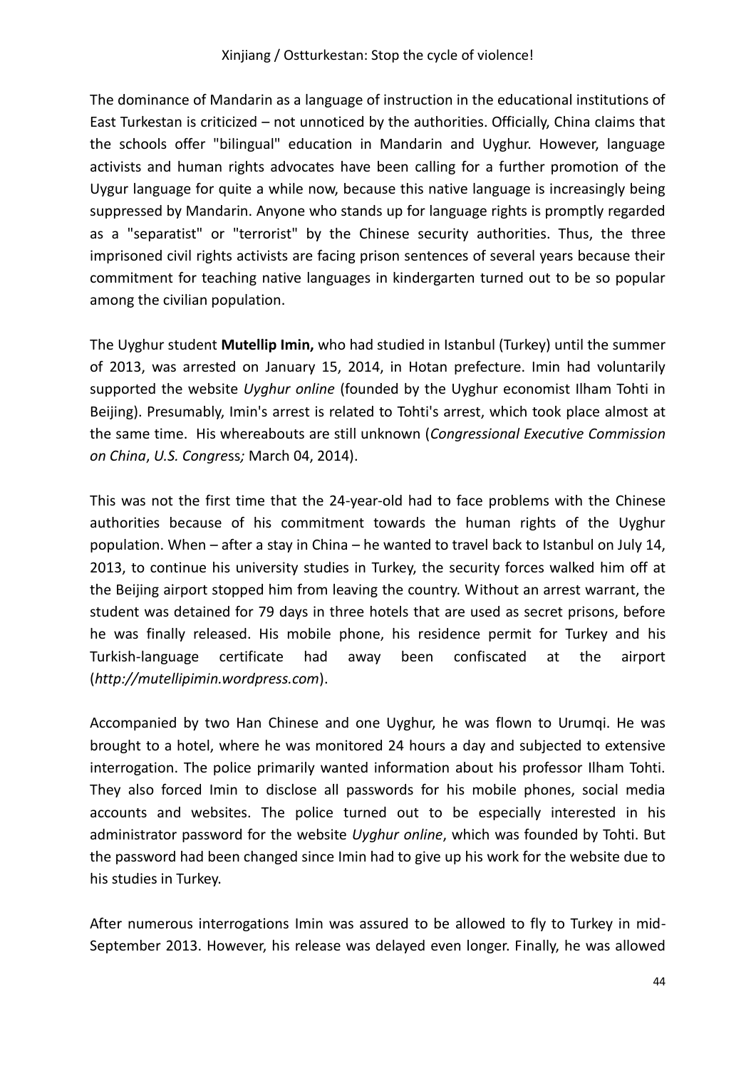The dominance of Mandarin as a language of instruction in the educational institutions of East Turkestan is criticized – not unnoticed by the authorities. Officially, China claims that the schools offer "bilingual" education in Mandarin and Uyghur. However, language activists and human rights advocates have been calling for a further promotion of the Uygur language for quite a while now, because this native language is increasingly being suppressed by Mandarin. Anyone who stands up for language rights is promptly regarded as a "separatist" or "terrorist" by the Chinese security authorities. Thus, the three imprisoned civil rights activists are facing prison sentences of several years because their commitment for teaching native languages in kindergarten turned out to be so popular among the civilian population.

The Uyghur student **Mutellip Imin,** who had studied in Istanbul (Turkey) until the summer of 2013, was arrested on January 15, 2014, in Hotan prefecture. Imin had voluntarily supported the website *Uyghur online* (founded by the Uyghur economist Ilham Tohti in Beijing). Presumably, Imin's arrest is related to Tohti's arrest, which took place almost at the same time. His whereabouts are still unknown (*Congressional Executive Commission on China*, *U.S. Congress;* March 04, 2014).

This was not the first time that the 24-year-old had to face problems with the Chinese authorities because of his commitment towards the human rights of the Uyghur population. When – after a stay in China – he wanted to travel back to Istanbul on July 14, 2013, to continue his university studies in Turkey, the security forces walked him off at the Beijing airport stopped him from leaving the country. Without an arrest warrant, the student was detained for 79 days in three hotels that are used as secret prisons, before he was finally released. His mobile phone, his residence permit for Turkey and his Turkish-language certificate had away been confiscated at the airport (*http://mutellipimin.wordpress.com*).

Accompanied by two Han Chinese and one Uyghur, he was flown to Urumqi. He was brought to a hotel, where he was monitored 24 hours a day and subjected to extensive interrogation. The police primarily wanted information about his professor Ilham Tohti. They also forced Imin to disclose all passwords for his mobile phones, social media accounts and websites. The police turned out to be especially interested in his administrator password for the website *Uyghur online*, which was founded by Tohti. But the password had been changed since Imin had to give up his work for the website due to his studies in Turkey.

After numerous interrogations Imin was assured to be allowed to fly to Turkey in mid-September 2013. However, his release was delayed even longer. Finally, he was allowed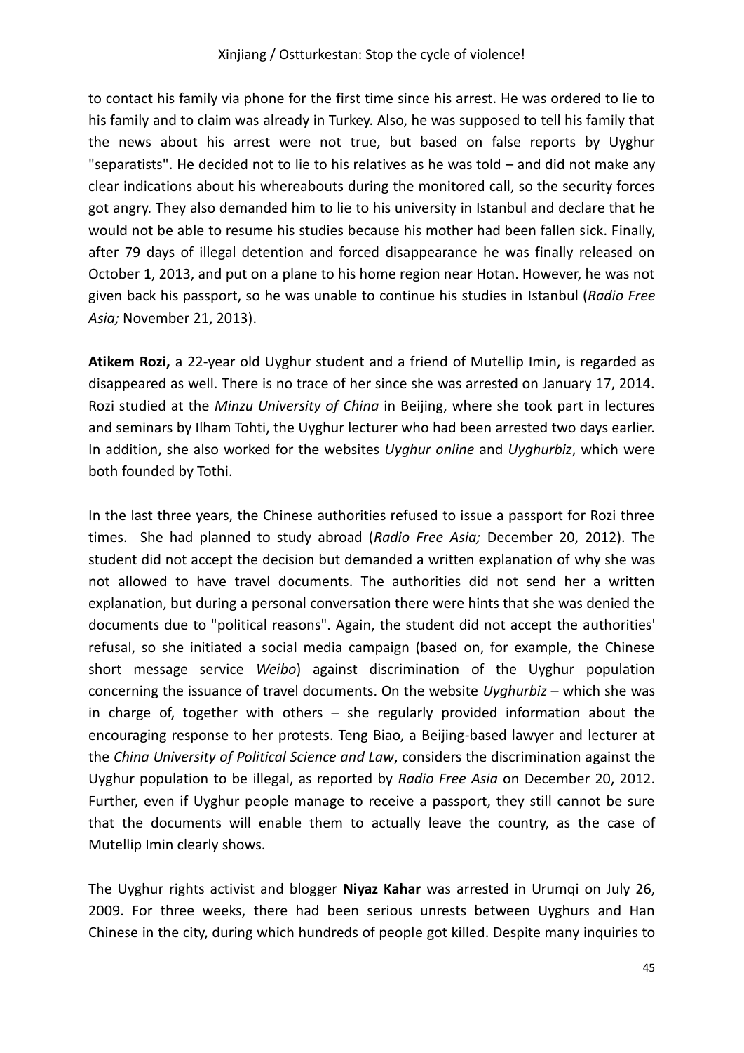to contact his family via phone for the first time since his arrest. He was ordered to lie to his family and to claim was already in Turkey. Also, he was supposed to tell his family that the news about his arrest were not true, but based on false reports by Uyghur "separatists". He decided not to lie to his relatives as he was told – and did not make any clear indications about his whereabouts during the monitored call, so the security forces got angry. They also demanded him to lie to his university in Istanbul and declare that he would not be able to resume his studies because his mother had been fallen sick. Finally, after 79 days of illegal detention and forced disappearance he was finally released on October 1, 2013, and put on a plane to his home region near Hotan. However, he was not given back his passport, so he was unable to continue his studies in Istanbul (*Radio Free Asia;* November 21, 2013).

**Atikem Rozi,** a 22-year old Uyghur student and a friend of Mutellip Imin, is regarded as disappeared as well. There is no trace of her since she was arrested on January 17, 2014. Rozi studied at the *Minzu University of China* in Beijing, where she took part in lectures and seminars by Ilham Tohti, the Uyghur lecturer who had been arrested two days earlier. In addition, she also worked for the websites *Uyghur online* and *Uyghurbiz*, which were both founded by Tothi.

In the last three years, the Chinese authorities refused to issue a passport for Rozi three times. She had planned to study abroad (*Radio Free Asia;* December 20, 2012). The student did not accept the decision but demanded a written explanation of why she was not allowed to have travel documents. The authorities did not send her a written explanation, but during a personal conversation there were hints that she was denied the documents due to "political reasons". Again, the student did not accept the authorities' refusal, so she initiated a social media campaign (based on, for example, the Chinese short message service *Weibo*) against discrimination of the Uyghur population concerning the issuance of travel documents. On the website *Uyghurbiz* – which she was in charge of, together with others – she regularly provided information about the encouraging response to her protests. Teng Biao, a Beijing-based lawyer and lecturer at the *China University of Political Science and Law*, considers the discrimination against the Uyghur population to be illegal, as reported by *Radio Free Asia* on December 20, 2012. Further, even if Uyghur people manage to receive a passport, they still cannot be sure that the documents will enable them to actually leave the country, as the case of Mutellip Imin clearly shows.

The Uyghur rights activist and blogger **Niyaz Kahar** was arrested in Urumqi on July 26, 2009. For three weeks, there had been serious unrests between Uyghurs and Han Chinese in the city, during which hundreds of people got killed. Despite many inquiries to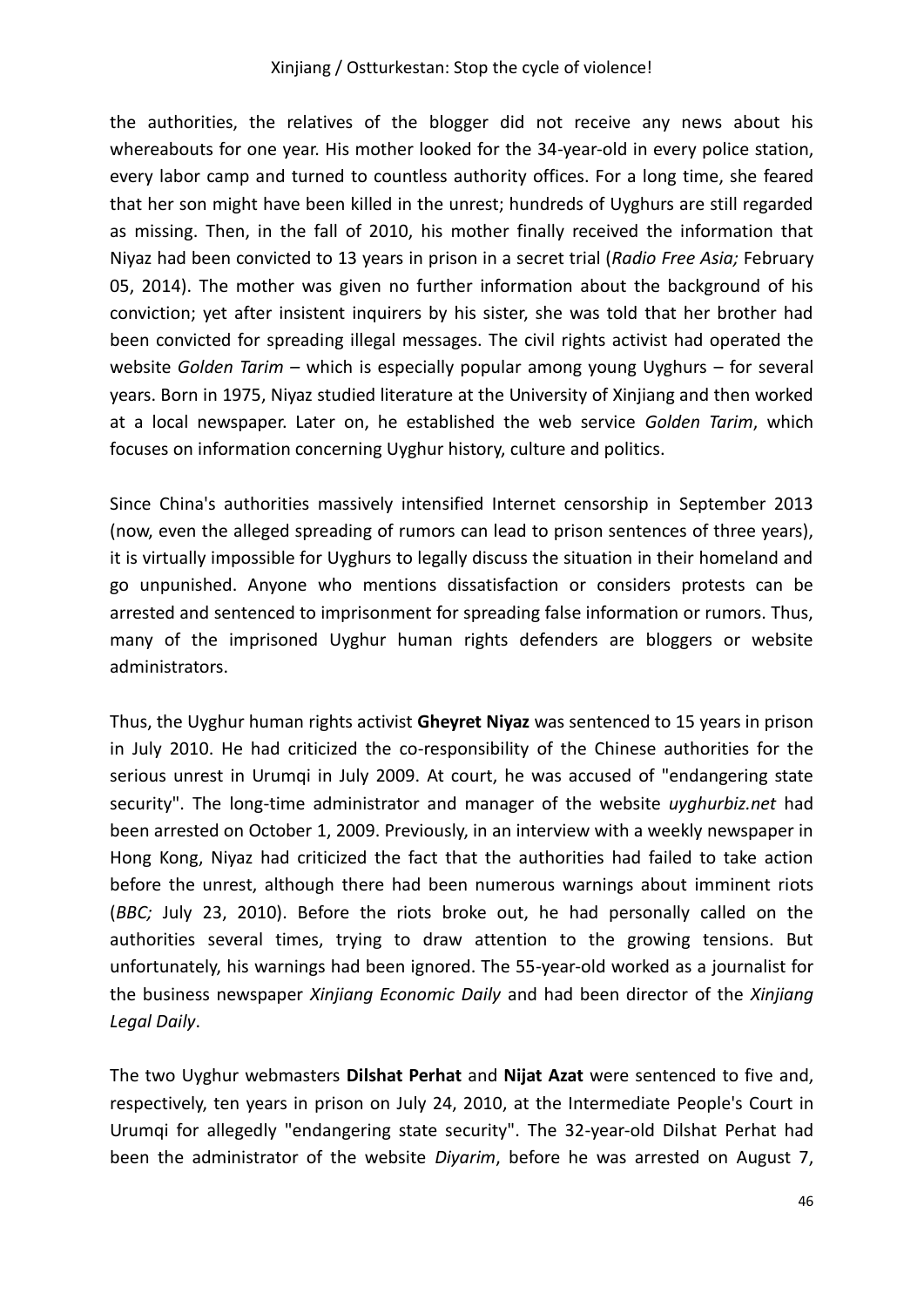the authorities, the relatives of the blogger did not receive any news about his whereabouts for one year. His mother looked for the 34-year-old in every police station, every labor camp and turned to countless authority offices. For a long time, she feared that her son might have been killed in the unrest; hundreds of Uyghurs are still regarded as missing. Then, in the fall of 2010, his mother finally received the information that Niyaz had been convicted to 13 years in prison in a secret trial (*Radio Free Asia;* February 05, 2014). The mother was given no further information about the background of his conviction; yet after insistent inquirers by his sister, she was told that her brother had been convicted for spreading illegal messages. The civil rights activist had operated the website *Golden Tarim* – which is especially popular among young Uyghurs – for several years. Born in 1975, Niyaz studied literature at the University of Xinjiang and then worked at a local newspaper. Later on, he established the web service *Golden Tarim*, which focuses on information concerning Uyghur history, culture and politics.

Since China's authorities massively intensified Internet censorship in September 2013 (now, even the alleged spreading of rumors can lead to prison sentences of three years), it is virtually impossible for Uyghurs to legally discuss the situation in their homeland and go unpunished. Anyone who mentions dissatisfaction or considers protests can be arrested and sentenced to imprisonment for spreading false information or rumors. Thus, many of the imprisoned Uyghur human rights defenders are bloggers or website administrators.

Thus, the Uyghur human rights activist **Gheyret Niyaz** was sentenced to 15 years in prison in July 2010. He had criticized the co-responsibility of the Chinese authorities for the serious unrest in Urumqi in July 2009. At court, he was accused of "endangering state security". The long-time administrator and manager of the website *uyghurbiz.net* had been arrested on October 1, 2009. Previously, in an interview with a weekly newspaper in Hong Kong, Niyaz had criticized the fact that the authorities had failed to take action before the unrest, although there had been numerous warnings about imminent riots (*BBC;* July 23, 2010). Before the riots broke out, he had personally called on the authorities several times, trying to draw attention to the growing tensions. But unfortunately, his warnings had been ignored. The 55-year-old worked as a journalist for the business newspaper *Xinjiang Economic Daily* and had been director of the *Xinjiang Legal Daily*.

The two Uyghur webmasters **Dilshat Perhat** and **Nijat Azat** were sentenced to five and, respectively, ten years in prison on July 24, 2010, at the Intermediate People's Court in Urumqi for allegedly "endangering state security". The 32-year-old Dilshat Perhat had been the administrator of the website *Diyarim*, before he was arrested on August 7,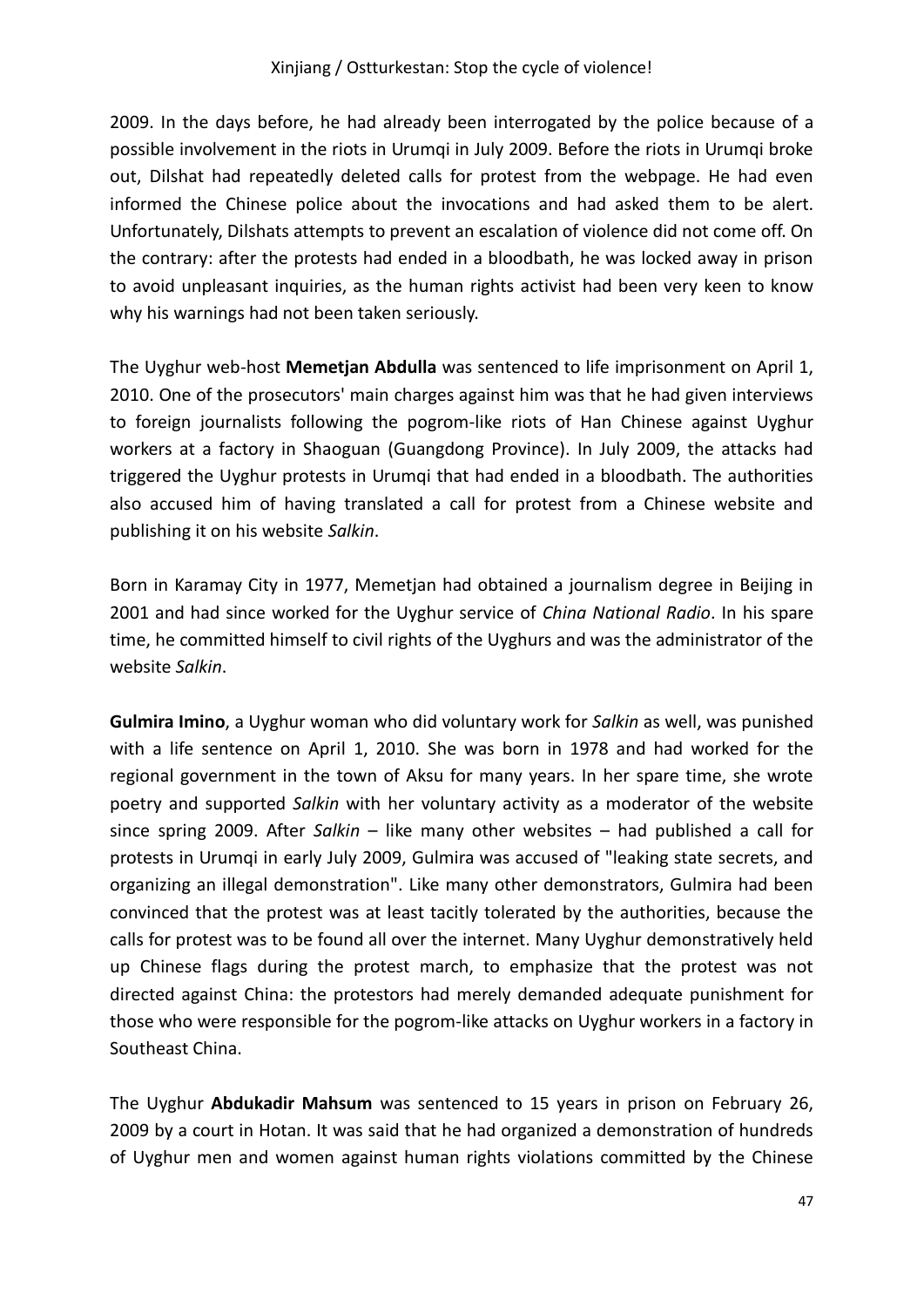2009. In the days before, he had already been interrogated by the police because of a possible involvement in the riots in Urumqi in July 2009. Before the riots in Urumqi broke out, Dilshat had repeatedly deleted calls for protest from the webpage. He had even informed the Chinese police about the invocations and had asked them to be alert. Unfortunately, Dilshats attempts to prevent an escalation of violence did not come off. On the contrary: after the protests had ended in a bloodbath, he was locked away in prison to avoid unpleasant inquiries, as the human rights activist had been very keen to know why his warnings had not been taken seriously.

The Uyghur web-host **Memetjan Abdulla** was sentenced to life imprisonment on April 1, 2010. One of the prosecutors' main charges against him was that he had given interviews to foreign journalists following the pogrom-like riots of Han Chinese against Uyghur workers at a factory in Shaoguan (Guangdong Province). In July 2009, the attacks had triggered the Uyghur protests in Urumqi that had ended in a bloodbath. The authorities also accused him of having translated a call for protest from a Chinese website and publishing it on his website *Salkin*.

Born in Karamay City in 1977, Memetjan had obtained a journalism degree in Beijing in 2001 and had since worked for the Uyghur service of *China National Radio*. In his spare time, he committed himself to civil rights of the Uyghurs and was the administrator of the website *Salkin*.

**Gulmira Imino**, a Uyghur woman who did voluntary work for *Salkin* as well, was punished with a life sentence on April 1, 2010. She was born in 1978 and had worked for the regional government in the town of Aksu for many years. In her spare time, she wrote poetry and supported *Salkin* with her voluntary activity as a moderator of the website since spring 2009. After *Salkin* – like many other websites – had published a call for protests in Urumqi in early July 2009, Gulmira was accused of "leaking state secrets, and organizing an illegal demonstration". Like many other demonstrators, Gulmira had been convinced that the protest was at least tacitly tolerated by the authorities, because the calls for protest was to be found all over the internet. Many Uyghur demonstratively held up Chinese flags during the protest march, to emphasize that the protest was not directed against China: the protestors had merely demanded adequate punishment for those who were responsible for the pogrom-like attacks on Uyghur workers in a factory in Southeast China.

The Uyghur **Abdukadir Mahsum** was sentenced to 15 years in prison on February 26, 2009 by a court in Hotan. It was said that he had organized a demonstration of hundreds of Uyghur men and women against human rights violations committed by the Chinese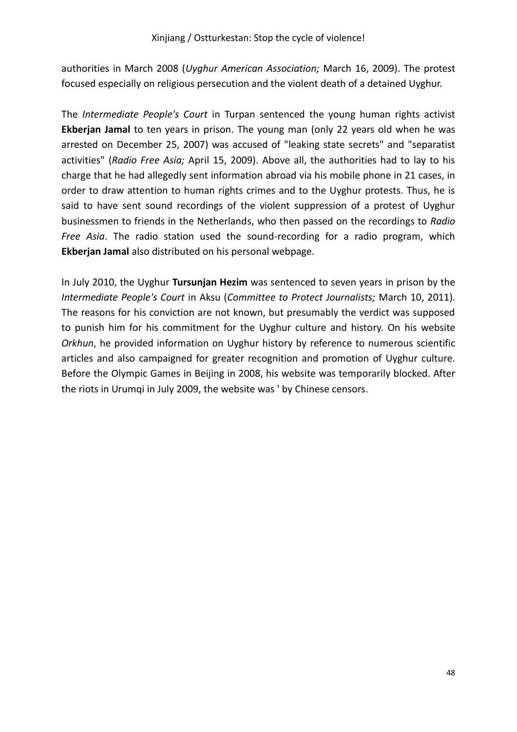authorities in March 2008 (*Uyghur American Association;* March 16, 2009). The protest focused especially on religious persecution and the violent death of a detained Uyghur.

The *Intermediate People's Court* in Turpan sentenced the young human rights activist **Ekberjan Jamal** to ten years in prison. The young man (only 22 years old when he was arrested on December 25, 2007) was accused of "leaking state secrets" and "separatist activities" (*Radio Free Asia;* April 15, 2009). Above all, the authorities had to lay to his charge that he had allegedly sent information abroad via his mobile phone in 21 cases, in order to draw attention to human rights crimes and to the Uyghur protests. Thus, he is said to have sent sound recordings of the violent suppression of a protest of Uyghur businessmen to friends in the Netherlands, who then passed on the recordings to *Radio Free Asia*. The radio station used the sound-recording for a radio program, which **Ekberjan Jamal** also distributed on his personal webpage.

In July 2010, the Uyghur **Tursunjan Hezim** was sentenced to seven years in prison by the *Intermediate People's Court* in Aksu (*Committee to Protect Journalists;* March 10, 2011). The reasons for his conviction are not known, but presumably the verdict was supposed to punish him for his commitment for the Uyghur culture and history. On his website *Orkhun*, he provided information on Uyghur history by reference to numerous scientific articles and also campaigned for greater recognition and promotion of Uyghur culture. Before the Olympic Games in Beijing in 2008, his website was temporarily blocked. After the riots in Urumqi in July 2009, the website was ' by Chinese censors.